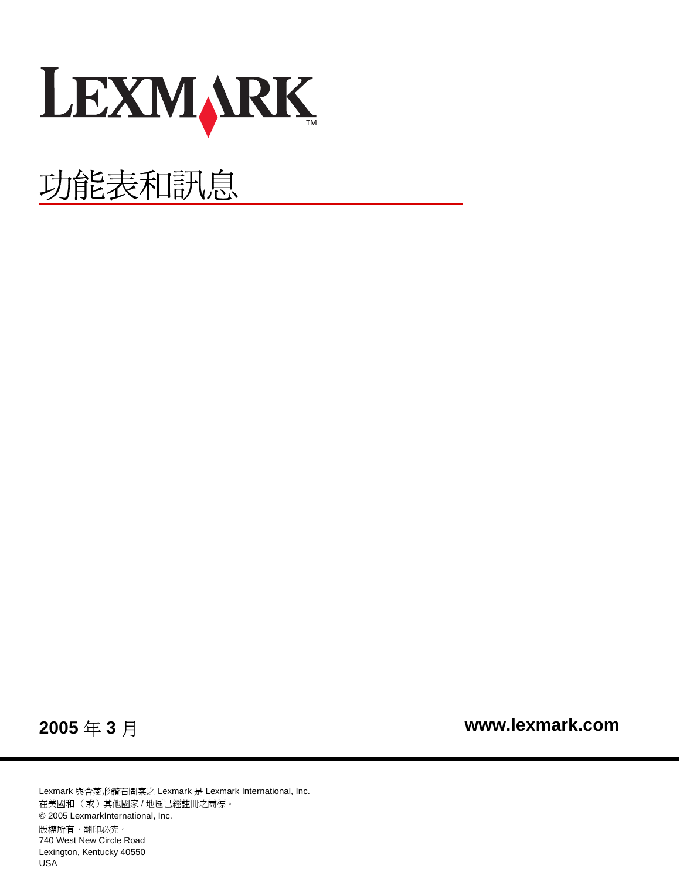LEXMARK

# 功能表和訊息

**2005** 年 **3** 月

**www.lexmark.com**

Lexmark 與含菱形鑽石圖案之 Lexmark 是 Lexmark International, Inc.
在美國和（或）其他國家 / 地區已經註冊之商標。
© 2005 LexmarkInternational, Inc.
版權所有，翻印必究。
740 West New Circle Road
Lexington, Kentucky 40550
USA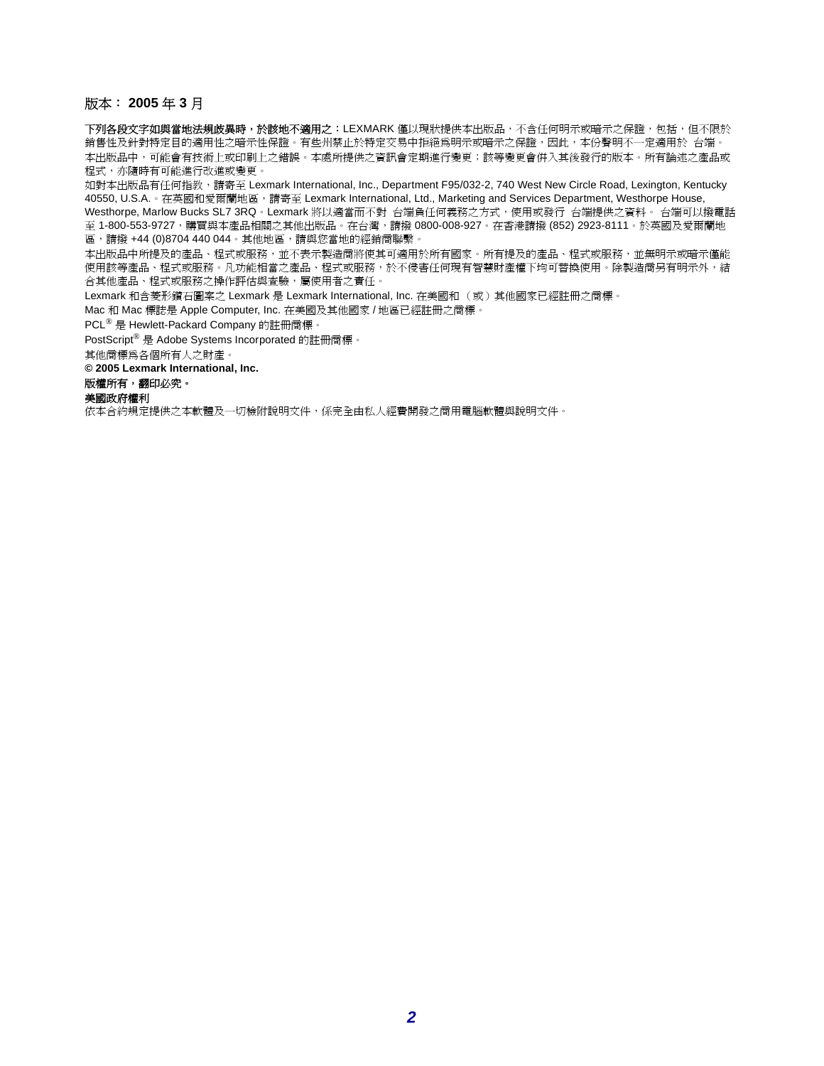版本： **2005** 年 **3** 月

**下列各段文字如與當地法規歧異時，於該地不適用之：**LEXMARK 僅以現狀提供本出版品，不含任何明示或暗示之保證，包括，但不限於銷售性及針對特定目的適用性之暗示性保證。有些州禁止於特定交易中拒絕為明示或暗示之保證，因此，本份聲明不一定適用於 台端。

本出版品中，可能會有技術上或印刷上之錯誤。本處所提供之資訊會定期進行變更；該等變更會併入其後發行的版本。所有論述之產品或程式，亦隨時有可能進行改進或變更。

如對本出版品有任何指教，請寄至 Lexmark International, Inc., Department F95/032-2, 740 West New Circle Road, Lexington, Kentucky 40550, U.S.A.。在英國和愛爾蘭地區，請寄至 Lexmark International, Ltd., Marketing and Services Department, Westhorpe House, Westhorpe, Marlow Bucks SL7 3RQ。Lexmark 將以適當而不對 台端負任何義務之方式，使用或發行 台端提供之資料。 台端可以撥電話至 1-800-553-9727，購買與本產品相關之其他出版品。在台灣，請撥 0800-008-927。在香港請撥 (852) 2923-8111。於英國及愛爾蘭地區，請撥 +44 (0)8704 440 044。其他地區，請與您當地的經銷商聯繫。

本出版品中所提及的產品、程式或服務，並不表示製造商將使其可適用於所有國家。所有提及的產品、程式或服務，並無明示或暗示僅能使用該等產品、程式或服務。凡功能相當之產品、程式或服務，於不侵害任何現有智慧財產權下均可替換使用。除製造商另有明示外，結合其他產品、程式或服務之操作評估與查驗，屬使用者之責任。

Lexmark 和含菱形鑽石圖案之 Lexmark 是 Lexmark International, Inc. 在美國和 （或）其他國家已經註冊之商標。

Mac 和 Mac 標誌是 Apple Computer, Inc. 在美國及其他國家 / 地區已經註冊之商標。

PCL® 是 Hewlett-Packard Company 的註冊商標。

PostScript® 是 Adobe Systems Incorporated 的註冊商標。

其他商標為各個所有人之財產。

**© 2005 Lexmark International, Inc.**

**版權所有，翻印必究。**

**美國政府權利**

依本合約規定提供之本軟體及一切檢附說明文件，係完全由私人經費開發之商用電腦軟體與說明文件。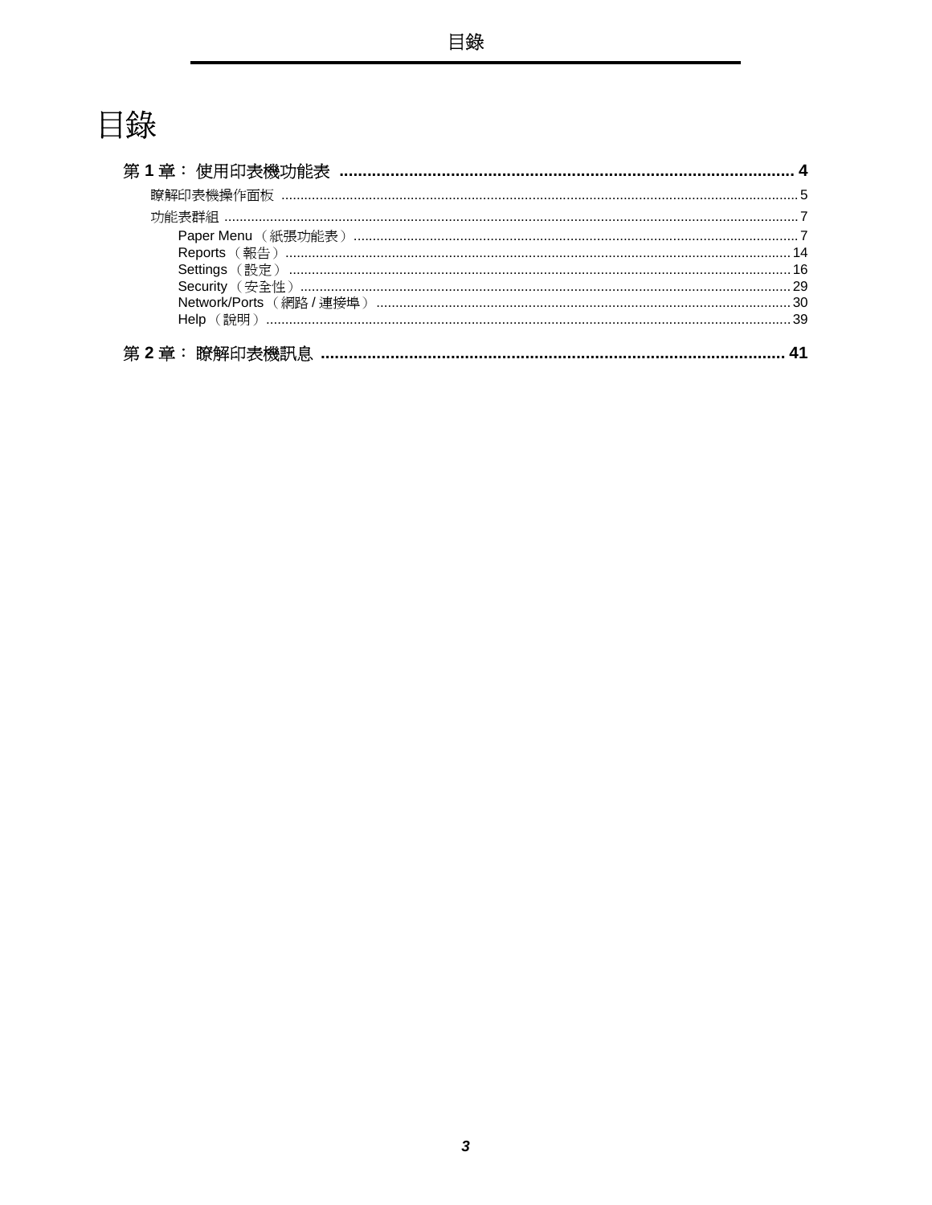# 目錄

**第 1 章： 使用印表機功能表 .................................................. 4**

- 瞭解印表機操作面板 .................................................. 5
- 功能表群組 .................................................. 7
  - Paper Menu （紙張功能表） .................................................. 7
  - Reports （報告） .................................................. 14
  - Settings （設定） .................................................. 16
  - Security （安全性） .................................................. 29
  - Network/Ports （網路 / 連接埠） .................................................. 30
  - Help （說明） .................................................. 39

**第 2 章： 瞭解印表機訊息 .................................................. 41**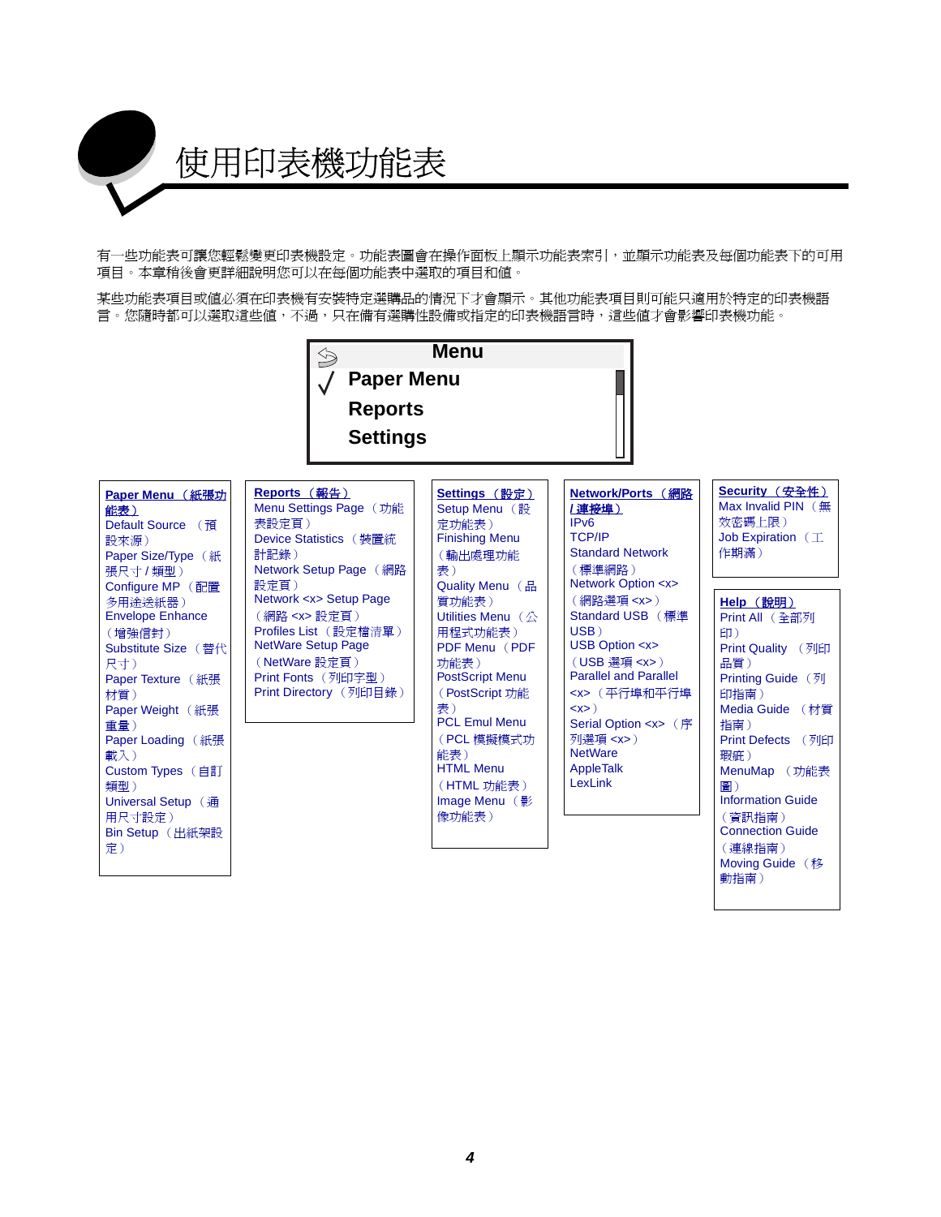# 使用印表機功能表

有一些功能表可讓您輕鬆變更印表機設定。功能表圖會在操作面板上顯示功能表索引，並顯示功能表及每個功能表下的可用項目。本章稍後會更詳細說明您可以在每個功能表中選取的項目和值。

某些功能表項目或值必須在印表機有安裝特定選購品的情況下才會顯示。其他功能表項目則可能只適用於特定的印表機語言。您隨時都可以選取這些值，不過，只在備有選購性設備或指定的印表機語言時，這些值才會影響印表機功能。

```
Menu
√ Paper Menu
  Reports
  Settings
```

**Paper Menu（紙張功能表）**
- Default Source（預設來源）
- Paper Size/Type（紙張尺寸 / 類型）
- Configure MP（配置多用途送紙器）
- Envelope Enhance（增強信封）
- Substitute Size（替代尺寸）
- Paper Texture（紙張材質）
- Paper Weight（紙張重量）
- Paper Loading（紙張載入）
- Custom Types（自訂類型）
- Universal Setup（通用尺寸設定）
- Bin Setup（出紙架設定）

**Reports（報告）**
- Menu Settings Page（功能表設定頁）
- Device Statistics（裝置統計記錄）
- Network Setup Page（網路設定頁）
- Network <x> Setup Page（網路 <x> 設定頁）
- Profiles List（設定檔清單）
- NetWare Setup Page（NetWare 設定頁）
- Print Fonts（列印字型）
- Print Directory（列印目錄）

**Settings（設定）**
- Setup Menu（設定功能表）
- Finishing Menu（輸出處理功能表）
- Quality Menu（品質功能表）
- Utilities Menu（公用程式功能表）
- PDF Menu（PDF 功能表）
- PostScript Menu（PostScript 功能表）
- PCL Emul Menu（PCL 模擬模式功能表）
- HTML Menu（HTML 功能表）
- Image Menu（影像功能表）

**Network/Ports（網路 / 連接埠）**
- IPv6
- TCP/IP
- Standard Network（標準網路）
- Network Option <x>（網路選項 <x>）
- Standard USB（標準 USB）
- USB Option <x>（USB 選項 <x>）
- Parallel and Parallel <x>（平行埠和平行埠 <x>）
- Serial Option <x>（序列選項 <x>）
- NetWare
- AppleTalk
- LexLink

**Security（安全性）**
- Max Invalid PIN（無效密碼上限）
- Job Expiration（工作期滿）

**Help（說明）**
- Print All（全部列印）
- Print Quality（列印品質）
- Printing Guide（列印指南）
- Media Guide（材質指南）
- Print Defects（列印瑕疵）
- MenuMap（功能表圖）
- Information Guide（資訊指南）
- Connection Guide（連線指南）
- Moving Guide（移動指南）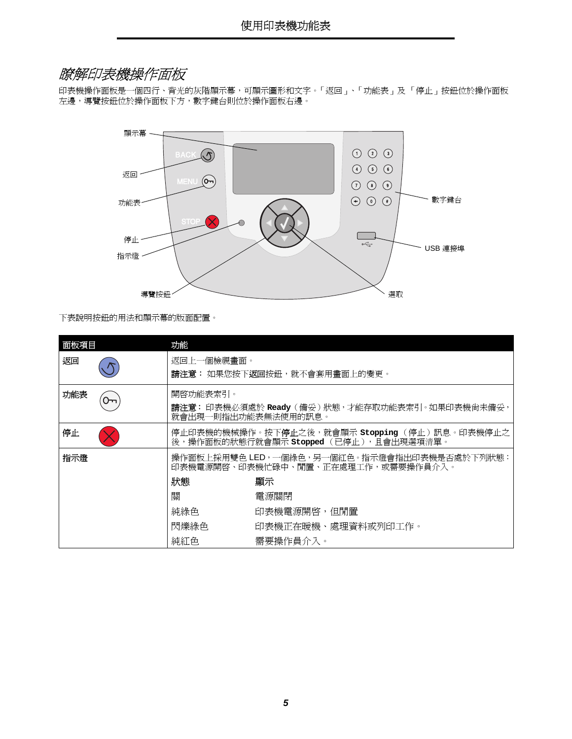## 瞭解印表機操作面板

印表機操作面板是一個四行、背光的灰階顯示幕，可顯示圖形和文字。「返回」、「功能表」及「停止」按鈕位於操作面板左邊，導覽按鈕位於操作面板下方，數字鍵台則位於操作面板右邊。

顯示幕
返回
功能表
停止
指示燈
導覽按鈕
選取
數字鍵台
USB 連接埠

下表說明按鈕的用法和顯示幕的版面配置。

| 面板項目 | 功能 |
|---|---|
| 返回 | 返回上一個檢視畫面。<br>**請注意：** 如果您按下**返回**按鈕，就不會套用畫面上的變更。 |
| 功能表 | 開啟功能表索引。<br>**請注意：** 印表機必須處於 **Ready**（備妥）狀態，才能存取功能表索引。如果印表機尚未備妥，就會出現一則指出功能表無法使用的訊息。 |
| 停止 | 停止印表機的機械操作。按下**停止**之後，就會顯示 **Stopping**（停止）訊息。印表機停止之後，操作面板的狀態行就會顯示 **Stopped**（已停止），且會出現選項清單。 |
| 指示燈 | 操作面板上採用雙色 LED，一個綠色，另一個紅色。指示燈會指出印表機是否處於下列狀態：印表機電源開啟、印表機忙碌中、閒置、正在處理工作，或需要操作員介入。<br><br>**狀態** — **顯示**<br>關 — 電源關閉<br>純綠色 — 印表機電源開啟，但閒置<br>閃爍綠色 — 印表機正在暖機、處理資料或列印工作。<br>純紅色 — 需要操作員介入。 |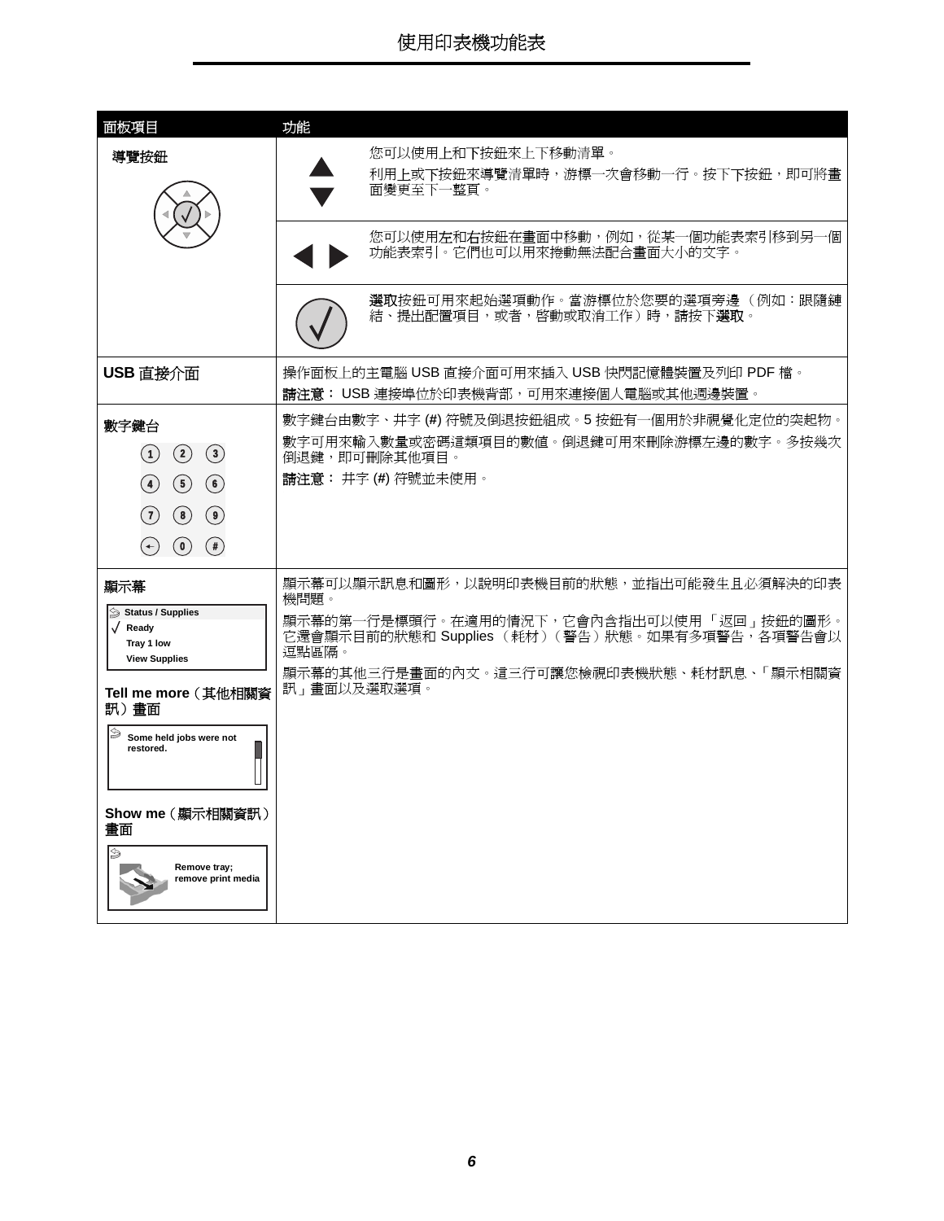| 面板項目 | 功能 |
|---|---|
| **導覽按鈕** | ▲▼ 您可以使用**上**和**下**按鈕來上下移動清單。<br>利用**上**或**下**按鈕來導覽清單時，游標一次會移動一行。按下**下**按鈕，即可將畫面變更至下一整頁。 |
| | ◀ ▶ 您可以使用**左**和**右**按鈕在畫面中移動，例如，從某一個功能表索引移到另一個功能表索引。它們也可以用來捲動無法配合畫面大小的文字。 |
| | **選取**按鈕可用來起始選項動作。當游標位於您要的選項旁邊（例如：跟隨鏈結、提出配置項目，或者，啟動或取消工作）時，請按下**選取**。 |
| **USB 直接介面** | 操作面板上的主電腦 USB 直接介面可用來插入 USB 快閃記憶體裝置及列印 PDF 檔。<br>**請注意：** USB 連接埠位於印表機背部，可用來連接個人電腦或其他週邊裝置。 |
| **數字鍵台**<br>1 2 3<br>4 5 6<br>7 8 9<br>← 0 # | 數字鍵台由數字、井字 (#) 符號及倒退按鈕組成。5 按鈕有一個用於非視覺化定位的突起物。<br>數字可用來輸入數量或密碼這類項目的數值。倒退鍵可用來刪除游標左邊的數字。多按幾次倒退鍵，即可刪除其他項目。<br>**請注意：** 井字 (#) 符號並未使用。 |
| **顯示幕**<br>Status / Supplies<br>Ready<br>Tray 1 low<br>View Supplies<br>**Tell me more（其他相關資訊）畫面**<br>Some held jobs were not restored.<br>**Show me（顯示相關資訊）畫面**<br>Remove tray; remove print media | 顯示幕可以顯示訊息和圖形，以說明印表機目前的狀態，並指出可能發生且必須解決的印表機問題。<br>顯示幕的第一行是標頭行。在適用的情況下，它會內含指出可以使用「返回」按鈕的圖形。它還會顯示目前的狀態和 Supplies（耗材）（警告）狀態。如果有多項警告，各項警告會以逗點區隔。<br>顯示幕的其他三行是畫面的內文。這三行可讓您檢視印表機狀態、耗材訊息、「顯示相關資訊」畫面以及選取選項。 |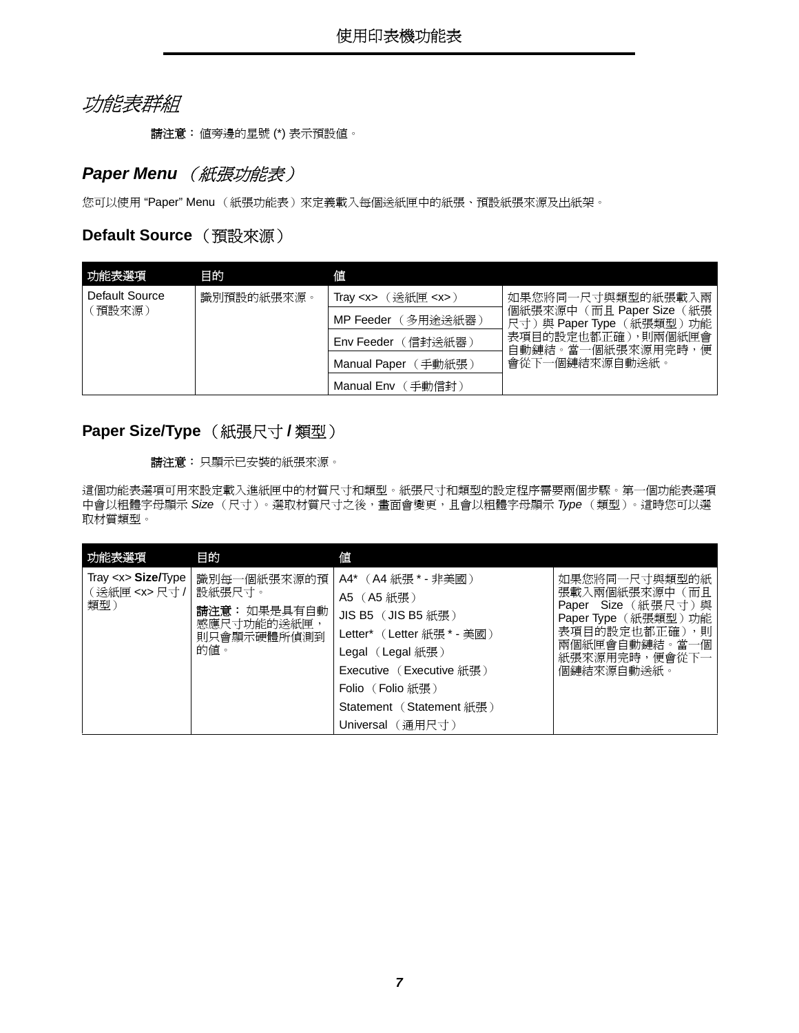## *功能表群組*

**請注意：** 值旁邊的星號 (*) 表示預設值。

## ***Paper Menu*** *（紙張功能表）*

您可以使用 "Paper" Menu （紙張功能表）來定義載入每個送紙匣中的紙張、預設紙張來源及出紙架。

### **Default Source** （預設來源）

| 功能表選項 | 目的 | 值 | |
|---|---|---|---|
| Default Source （預設來源） | 識別預設的紙張來源。 | Tray <x> （送紙匣 <x>） | 如果您將同一尺寸與類型的紙張載入兩個紙張來源中（而且 Paper Size （紙張尺寸）與 Paper Type （紙張類型）功能表項目的設定也都正確），則兩個紙匣會自動鏈結。當一個紙張來源用完時，便會從下一個鏈結來源自動送紙。 |
| | | MP Feeder （多用途送紙器） | |
| | | Env Feeder （信封送紙器） | |
| | | Manual Paper （手動紙張） | |
| | | Manual Env （手動信封） | |

### **Paper Size/Type** （紙張尺寸 **/** 類型）

**請注意：** 只顯示已安裝的紙張來源。

這個功能表選項可用來設定載入進紙匣中的材質尺寸和類型。紙張尺寸和類型的設定程序需要兩個步驟。第一個功能表選項中會以粗體字母顯示 *Size* （尺寸）。選取材質尺寸之後，畫面會變更，且會以粗體字母顯示 *Type* （類型）。這時您可以選取材質類型。

| 功能表選項 | 目的 | 值 | |
|---|---|---|---|
| Tray <x> **Size/**Type （送紙匣 <x> 尺寸 / 類型） | 識別每一個紙張來源的預設紙張尺寸。<br>**請注意：** 如果是具有自動感應尺寸功能的送紙匣，則只會顯示硬體所偵測到的值。 | A4* （A4 紙張 * - 非美國） | 如果您將同一尺寸與類型的紙張載入兩個紙張來源中（而且 Paper Size （紙張尺寸）與 Paper Type （紙張類型）功能表項目的設定也都正確），則兩個紙匣會自動鏈結。當一個紙張來源用完時，便會從下一個鏈結來源自動送紙。 |
| | | A5 （A5 紙張） | |
| | | JIS B5 （JIS B5 紙張） | |
| | | Letter* （Letter 紙張 * - 美國） | |
| | | Legal （Legal 紙張） | |
| | | Executive （Executive 紙張） | |
| | | Folio （Folio 紙張） | |
| | | Statement （Statement 紙張） | |
| | | Universal （通用尺寸） | |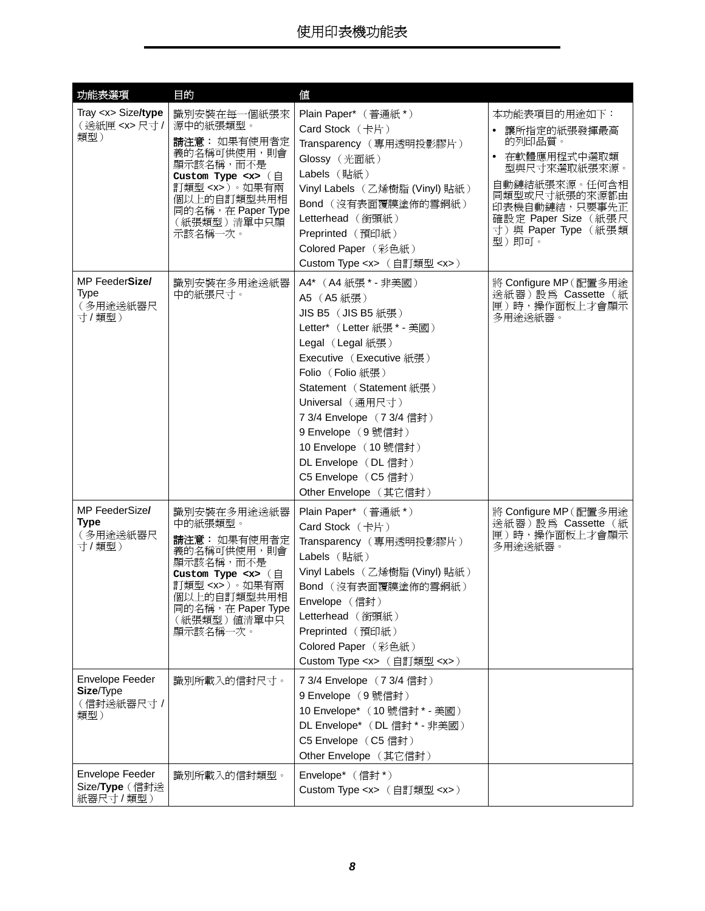| 功能表選項 | 目的 | 值 | |
|---|---|---|---|
| Tray <x> Size/**type**（送紙匣 <x> 尺寸 / 類型） | 識別安裝在每一個紙張來源中的紙張類型。<br>**請注意：**如果有使用者定義的名稱可供使用，則會顯示該名稱，而不是 **Custom Type <x>**（自訂類型 <x>）。如果有兩個以上的自訂類型共用相同的名稱，在 Paper Type（紙張類型）清單中只顯示該名稱一次。 | Plain Paper*（普通紙 *）<br>Card Stock（卡片）<br>Transparency（專用透明投影膠片）<br>Glossy（光面紙）<br>Labels（貼紙）<br>Vinyl Labels（乙烯樹脂 (Vinyl) 貼紙）<br>Bond（沒有表面覆膜塗佈的雪銅紙）<br>Letterhead（銜頭紙）<br>Preprinted（預印紙）<br>Colored Paper（彩色紙）<br>Custom Type <x>（自訂類型 <x>） | 本功能表項目的用途如下：<br>• 讓所指定的紙張發揮最高的列印品質。<br>• 在軟體應用程式中選取類型與尺寸來選取紙張來源。<br>自動鏈結紙張來源。任何含相同類型或尺寸紙張的來源都由印表機自動鏈結，只要事先正確設定 Paper Size（紙張尺寸）與 Paper Type（紙張類型）即可。 |
| MP Feeder**Size/** Type（多用途送紙器尺寸 / 類型） | 識別安裝在多用途送紙器中的紙張尺寸。 | A4*（A4 紙張 * - 非美國）<br>A5（A5 紙張）<br>JIS B5（JIS B5 紙張）<br>Letter*（Letter 紙張 * - 美國）<br>Legal（Legal 紙張）<br>Executive（Executive 紙張）<br>Folio（Folio 紙張）<br>Statement（Statement 紙張）<br>Universal（通用尺寸）<br>7 3/4 Envelope（7 3/4 信封）<br>9 Envelope（9 號信封）<br>10 Envelope（10 號信封）<br>DL Envelope（DL 信封）<br>C5 Envelope（C5 信封）<br>Other Envelope（其它信封） | 將 Configure MP（配置多用途送紙器）設為 Cassette（紙匣）時，操作面板上才會顯示多用途送紙器。 |
| MP FeederSize**/ Type**（多用途送紙器尺寸 / 類型） | 識別安裝在多用途送紙器中的紙張類型。<br>**請注意：**如果有使用者定義的名稱可供使用，則會顯示該名稱，而不是 **Custom Type <x>**（自訂類型 <x>）。如果有兩個以上的自訂類型共用相同的名稱，在 Paper Type（紙張類型）值清單中只顯示該名稱一次。 | Plain Paper*（普通紙 *）<br>Card Stock（卡片）<br>Transparency（專用透明投影膠片）<br>Labels（貼紙）<br>Vinyl Labels（乙烯樹脂 (Vinyl) 貼紙）<br>Bond（沒有表面覆膜塗佈的雪銅紙）<br>Envelope（信封）<br>Letterhead（銜頭紙）<br>Preprinted（預印紙）<br>Colored Paper（彩色紙）<br>Custom Type <x>（自訂類型 <x>） | 將 Configure MP（配置多用途送紙器）設為 Cassette（紙匣）時，操作面板上才會顯示多用途送紙器。 |
| Envelope Feeder **Size**/Type（信封送紙器尺寸 / 類型） | 識別所載入的信封尺寸。 | 7 3/4 Envelope（7 3/4 信封）<br>9 Envelope（9 號信封）<br>10 Envelope*（10 號信封 * - 美國）<br>DL Envelope*（DL 信封 * - 非美國）<br>C5 Envelope（C5 信封）<br>Other Envelope（其它信封） | |
| Envelope Feeder Size/**Type**（信封送紙器尺寸 / 類型） | 識別所載入的信封類型。 | Envelope*（信封 *）<br>Custom Type <x>（自訂類型 <x>） | |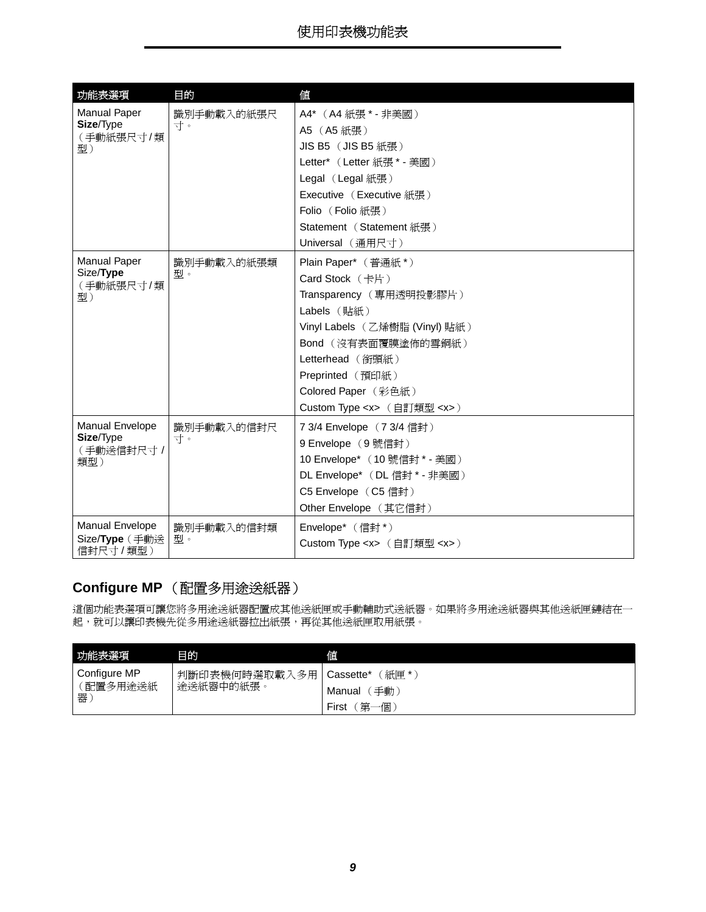| 功能表選項 | 目的 | 值 |
| --- | --- | --- |
| Manual Paper **Size**/Type（手動紙張尺寸 / 類型） | 識別手動載入的紙張尺寸。 | A4*（A4 紙張 * - 非美國）<br>A5（A5 紙張）<br>JIS B5（JIS B5 紙張）<br>Letter*（Letter 紙張 * - 美國）<br>Legal（Legal 紙張）<br>Executive（Executive 紙張）<br>Folio（Folio 紙張）<br>Statement（Statement 紙張）<br>Universal（通用尺寸） |
| Manual Paper Size/**Type**（手動紙張尺寸 / 類型） | 識別手動載入的紙張類型。 | Plain Paper*（普通紙 *）<br>Card Stock（卡片）<br>Transparency（專用透明投影膠片）<br>Labels（貼紙）<br>Vinyl Labels（乙烯樹脂 (Vinyl) 貼紙）<br>Bond（沒有表面覆膜塗佈的雪銅紙）<br>Letterhead（銜頭紙）<br>Preprinted（預印紙）<br>Colored Paper（彩色紙）<br>Custom Type <x>（自訂類型 <x>） |
| Manual Envelope **Size**/Type（手動送信封尺寸 / 類型） | 識別手動載入的信封尺寸。 | 7 3/4 Envelope（7 3/4 信封）<br>9 Envelope（9 號信封）<br>10 Envelope*（10 號信封 * - 美國）<br>DL Envelope*（DL 信封 * - 非美國）<br>C5 Envelope（C5 信封）<br>Other Envelope（其它信封） |
| Manual Envelope Size/**Type**（手動送信封尺寸 / 類型） | 識別手動載入的信封類型。 | Envelope*（信封 *）<br>Custom Type <x>（自訂類型 <x>） |

## Configure MP（配置多用途送紙器）

這個功能表選項可讓您將多用途送紙器配置成其他送紙匣或手動輔助式送紙器。如果將多用途送紙器與其他送紙匣鏈結在一起，就可以讓印表機先從多用途送紙器拉出紙張，再從其他送紙匣取用紙張。

| 功能表選項 | 目的 | 值 |
| --- | --- | --- |
| Configure MP（配置多用途送紙器） | 判斷印表機何時選取載入多用途送紙器中的紙張。 | Cassette*（紙匣 *）<br>Manual（手動）<br>First（第一個） |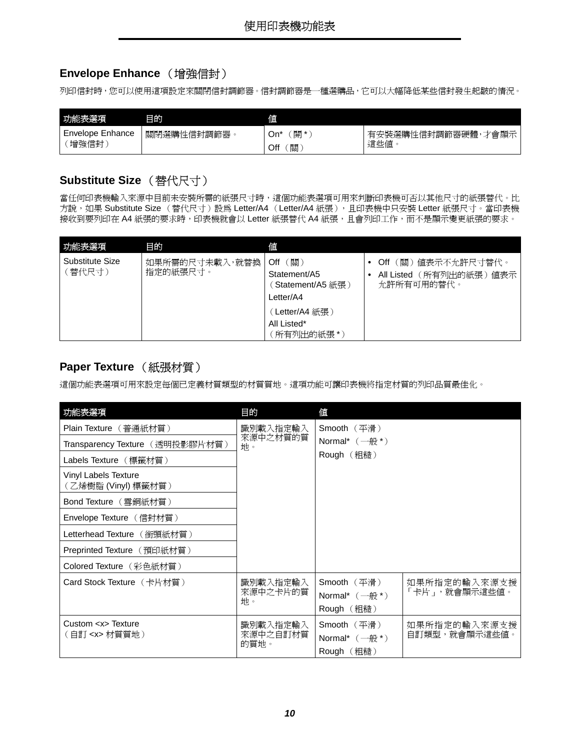## Envelope Enhance （增強信封）

列印信封時，您可以使用這項設定來關閉信封調節器。信封調節器是一種選購品，它可以大幅降低某些信封發生起皺的情況。

| 功能表選項 | 目的 | 值 | |
|---|---|---|---|
| Envelope Enhance （增強信封） | 關閉選購性信封調節器。 | On* （開 *）<br>Off （關） | 有安裝選購性信封調節器硬體，才會顯示這些值。 |

## Substitute Size （替代尺寸）

當任何印表機輸入來源中目前未安裝所需的紙張尺寸時，這個功能表選項可用來判斷印表機可否以其他尺寸的紙張替代。比方說，如果 Substitute Size （替代尺寸）設為 Letter/A4 （Letter/A4 紙張），且印表機中只安裝 Letter 紙張尺寸。當印表機接收到要列印在 A4 紙張的要求時，印表機就會以 Letter 紙張替代 A4 紙張，且會列印工作，而不是顯示變更紙張的要求。

| 功能表選項 | 目的 | 值 | |
|---|---|---|---|
| Substitute Size （替代尺寸） | 如果所需的尺寸未載入，就替換指定的紙張尺寸。 | Off （關）<br>Statement/A5 （Statement/A5 紙張）<br>Letter/A4 （Letter/A4 紙張）<br>All Listed* （所有列出的紙張 *） | • Off （關）值表示不允許尺寸替代。<br>• All Listed （所有列出的紙張）值表示允許所有可用的替代。 |

## Paper Texture （紙張材質）

這個功能表選項可用來設定每個已定義材質類型的材質質地。這項功能可讓印表機將指定材質的列印品質最佳化。

| 功能表選項 | 目的 | 值 | |
|---|---|---|---|
| Plain Texture （普通紙材質）<br>Transparency Texture （透明投影膠片材質）<br>Labels Texture （標籤材質）<br>Vinyl Labels Texture （乙烯樹脂 (Vinyl) 標籤材質）<br>Bond Texture （雪銅紙材質）<br>Envelope Texture （信封材質）<br>Letterhead Texture （銜頭紙材質）<br>Preprinted Texture （預印紙材質）<br>Colored Texture （彩色紙材質） | 識別載入指定輸入來源中之材質的質地。 | Smooth （平滑）<br>Normal* （一般 *）<br>Rough （粗糙） | |
| Card Stock Texture （卡片材質） | 識別載入指定輸入來源中之卡片的質地。 | Smooth （平滑）<br>Normal* （一般 *）<br>Rough （粗糙） | 如果所指定的輸入來源支援「卡片」，就會顯示這些值。 |
| Custom <x> Texture （自訂 <x> 材質質地） | 識別載入指定輸入來源中之自訂材質的質地。 | Smooth （平滑）<br>Normal* （一般 *）<br>Rough （粗糙） | 如果所指定的輸入來源支援自訂類型，就會顯示這些值。 |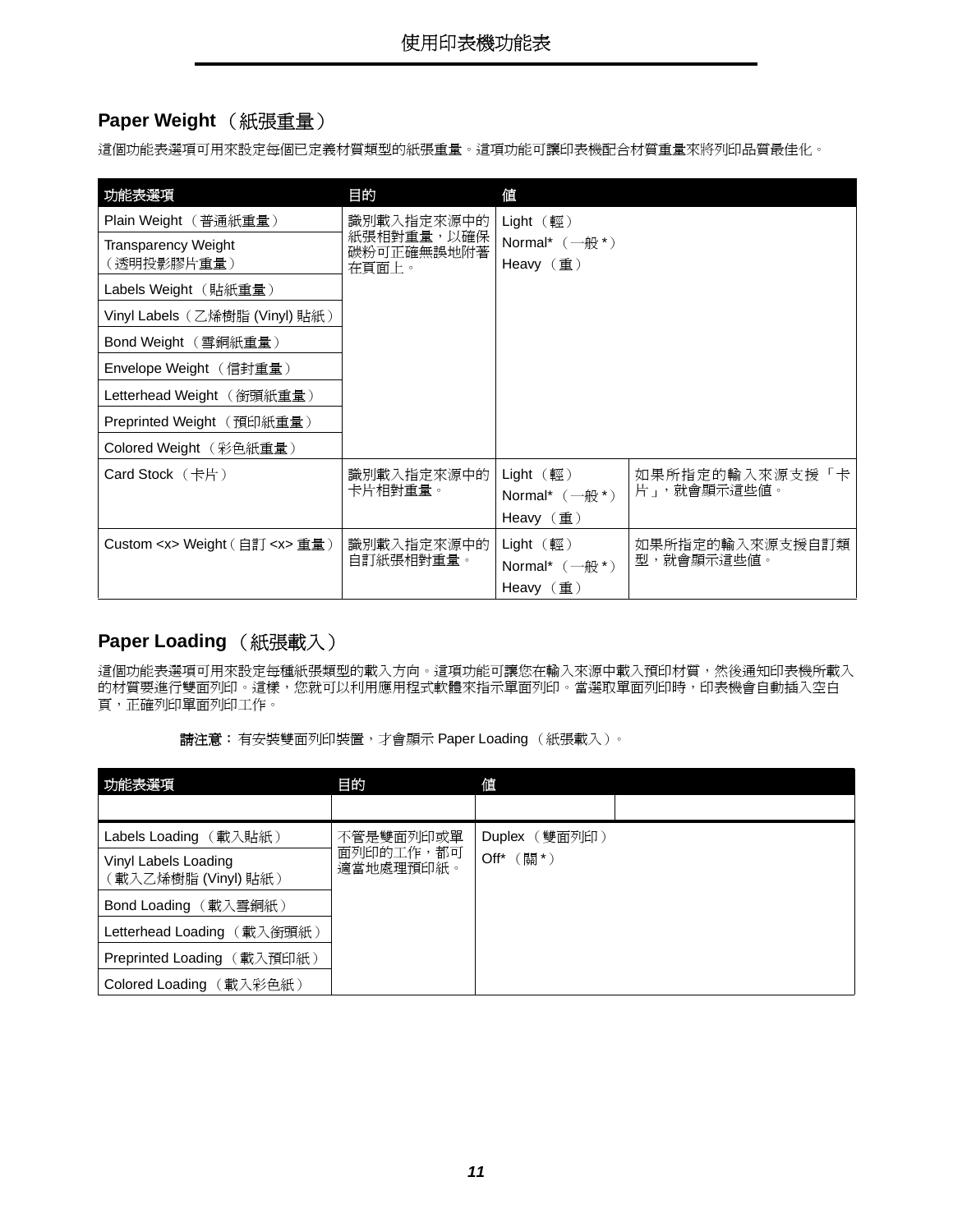## Paper Weight （紙張重量）

這個功能表選項可用來設定每個已定義材質類型的紙張重量。這項功能可讓印表機配合材質重量來將列印品質最佳化。

| 功能表選項 | 目的 | 值 | |
|---|---|---|---|
| Plain Weight （普通紙重量） | 識別載入指定來源中的紙張相對重量，以確保碳粉可正確無誤地附著在頁面上。 | Light （輕）<br>Normal* （一般 *）<br>Heavy （重） | |
| Transparency Weight （透明投影膠片重量） | | | |
| Labels Weight （貼紙重量） | | | |
| Vinyl Labels（乙烯樹脂 (Vinyl) 貼紙） | | | |
| Bond Weight （雪銅紙重量） | | | |
| Envelope Weight （信封重量） | | | |
| Letterhead Weight （銜頭紙重量） | | | |
| Preprinted Weight （預印紙重量） | | | |
| Colored Weight （彩色紙重量） | | | |
| Card Stock （卡片） | 識別載入指定來源中的卡片相對重量。 | Light （輕）<br>Normal* （一般 *）<br>Heavy （重） | 如果所指定的輸入來源支援「卡片」，就會顯示這些值。 |
| Custom <x> Weight（自訂 <x> 重量） | 識別載入指定來源中的自訂紙張相對重量。 | Light （輕）<br>Normal* （一般 *）<br>Heavy （重） | 如果所指定的輸入來源支援自訂類型，就會顯示這些值。 |

## Paper Loading （紙張載入）

這個功能表選項可用來設定每種紙張類型的載入方向。這項功能可讓您在輸入來源中載入預印材質，然後通知印表機所載入的材質要進行雙面列印。這樣，您就可以利用應用程式軟體來指示單面列印。當選取單面列印時，印表機會自動插入空白頁，正確列印單面列印工作。

**請注意：** 有安裝雙面列印裝置，才會顯示 Paper Loading （紙張載入）。

| 功能表選項 | 目的 | 值 |
|---|---|---|
| Labels Loading （載入貼紙） | 不管是雙面列印或單面列印的工作，都可適當地處理預印紙。 | Duplex （雙面列印）<br>Off* （關 *） |
| Vinyl Labels Loading （載入乙烯樹脂 (Vinyl) 貼紙） | | |
| Bond Loading （載入雪銅紙） | | |
| Letterhead Loading （載入銜頭紙） | | |
| Preprinted Loading （載入預印紙） | | |
| Colored Loading （載入彩色紙） | | |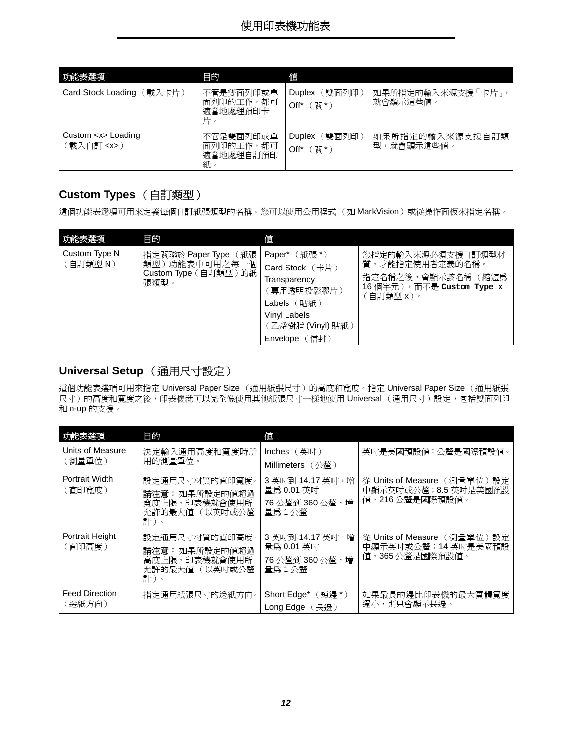| 功能表選項 | 目的 | 值 | |
|---|---|---|---|
| Card Stock Loading （載入卡片） | 不管是雙面列印或單面列印的工作，都可適當地處理預印卡片。 | Duplex （雙面列印）<br>Off* （關 *） | 如果所指定的輸入來源支援「卡片」，就會顯示這些值。 |
| Custom <x> Loading （載入自訂 <x>） | 不管是雙面列印或單面列印的工作，都可適當地處理自訂預印紙。 | Duplex （雙面列印）<br>Off* （關 *） | 如果所指定的輸入來源支援自訂類型，就會顯示這些值。 |

## Custom Types （自訂類型）

這個功能表選項可用來定義每個自訂紙張類型的名稱。您可以使用公用程式 （如 MarkVision）或從操作面板來指定名稱。

| 功能表選項 | 目的 | 值 | |
|---|---|---|---|
| Custom Type N （自訂類型 N） | 指定關聯於 Paper Type （紙張類型）功能表中可用之每一個 Custom Type（自訂類型）的紙張類型。 | Paper* （紙張 *）<br>Card Stock （卡片）<br>Transparency （專用透明投影膠片）<br>Labels （貼紙）<br>Vinyl Labels （乙烯樹脂 (Vinyl) 貼紙）<br>Envelope （信封） | 您指定的輸入來源必須支援自訂類型材質，才能指定使用者定義的名稱。<br>指定名稱之後，會顯示該名稱 （縮短為 16 個字元），而不是 **Custom Type x** （自訂類型 x）。 |

## Universal Setup （通用尺寸設定）

這個功能表選項可用來指定 Universal Paper Size （通用紙張尺寸）的高度和寬度。指定 Universal Paper Size （通用紙張尺寸）的高度和寬度之後，印表機就可以完全像使用其他紙張尺寸一樣地使用 Universal （通用尺寸）設定，包括雙面列印和 n-up 的支援。

| 功能表選項 | 目的 | 值 | |
|---|---|---|---|
| Units of Measure （測量單位） | 決定輸入通用高度和寬度時所用的測量單位。 | Inches （英吋）<br>Millimeters （公釐） | 英吋是美國預設值；公釐是國際預設值。 |
| Portrait Width （直印寬度） | 設定通用尺寸材質的直印寬度。<br>**請注意：** 如果所設定的值超過寬度上限，印表機就會使用所允許的最大值 （以英吋或公釐計）。 | 3 英吋到 14.17 英吋，增量為 0.01 英吋<br>76 公釐到 360 公釐，增量為 1 公釐 | 從 Units of Measure （測量單位）設定中顯示英吋或公釐；8.5 英吋是美國預設值，216 公釐是國際預設值。 |
| Portrait Height （直印高度） | 設定通用尺寸材質的直印高度。<br>**請注意：** 如果所設定的值超過高度上限，印表機就會使用所允許的最大值 （以英吋或公釐計）。 | 3 英吋到 14.17 英吋，增量為 0.01 英吋<br>76 公釐到 360 公釐，增量為 1 公釐 | 從 Units of Measure （測量單位）設定中顯示英吋或公釐；14 英吋是美國預設值，365 公釐是國際預設值。 |
| Feed Direction （送紙方向） | 指定通用紙張尺寸的送紙方向。 | Short Edge* （短邊 *）<br>Long Edge （長邊） | 如果最長的邊比印表機的最大實體寬度還小，則只會顯示長邊。 |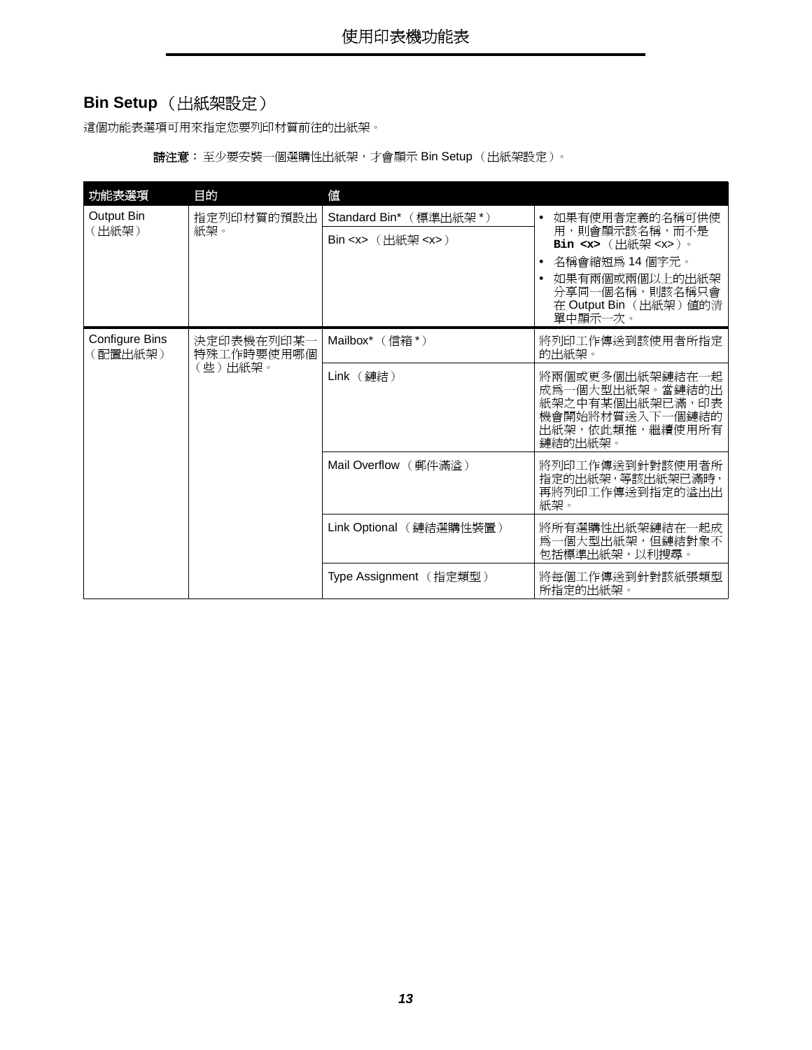## Bin Setup （出紙架設定）

這個功能表選項可用來指定您要列印材質前往的出紙架。

**請注意：** 至少要安裝一個選購性出紙架，才會顯示 Bin Setup （出紙架設定）。

| 功能表選項 | 目的 | 值 | |
|---|---|---|---|
| Output Bin（出紙架） | 指定列印材質的預設出紙架。 | Standard Bin*（標準出紙架 *） | • 如果有使用者定義的名稱可供使用，則會顯示該名稱，而不是 **Bin <x>**（出紙架 <x>）。<br>• 名稱會縮短為 14 個字元。<br>• 如果有兩個或兩個以上的出紙架分享同一個名稱，則該名稱只會在 Output Bin（出紙架）值的清單中顯示一次。 |
| | | Bin <x>（出紙架 <x>） | |
| Configure Bins（配置出紙架） | 決定印表機在列印某一特殊工作時要使用哪個（些）出紙架。 | Mailbox*（信箱 *） | 將列印工作傳送到該使用者所指定的出紙架。 |
| | | Link（鏈結） | 將兩個或更多個出紙架鏈結在一起成為一個大型出紙架。當鏈結的出紙架之中有某個出紙架已滿，印表機會開始將材質送入下一個鏈結的出紙架，依此類推，繼續使用所有鏈結的出紙架。 |
| | | Mail Overflow（郵件滿溢） | 將列印工作傳送到針對該使用者所指定的出紙架，等該出紙架已滿時，再將列印工作傳送到指定的溢出出紙架。 |
| | | Link Optional（鏈結選購性裝置） | 將所有選購性出紙架鏈結在一起成為一個大型出紙架，但鏈結對象不包括標準出紙架，以利搜尋。 |
| | | Type Assignment（指定類型） | 將每個工作傳送到針對該紙張類型所指定的出紙架。 |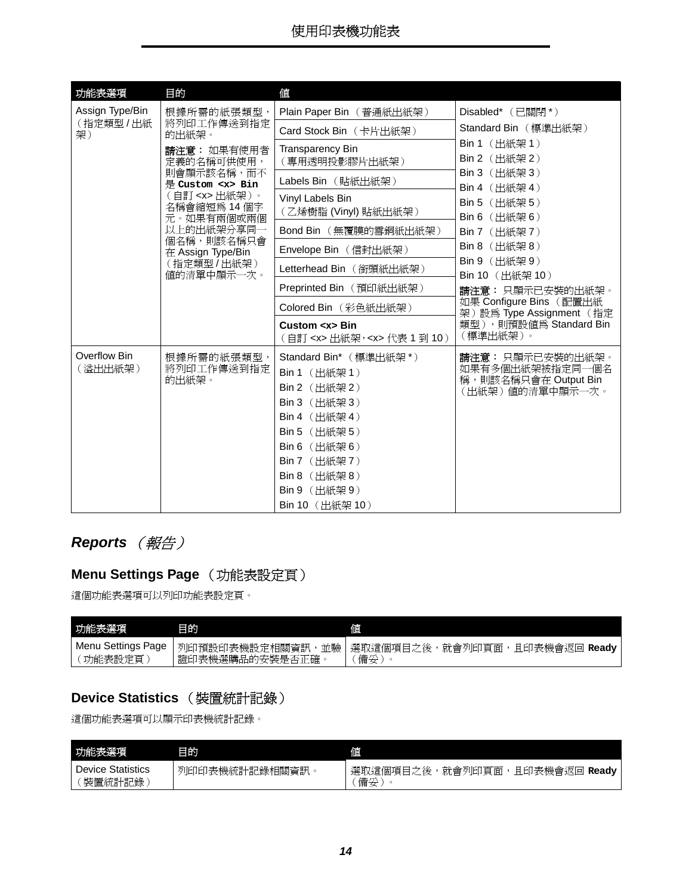| 功能表選項 | 目的 | 值 | |
|---|---|---|---|
| Assign Type/Bin（指定類型 / 出紙架） | 根據所需的紙張類型，將列印工作傳送到指定的出紙架。<br>**請注意：** 如果有使用者定義的名稱可供使用，則會顯示該名稱，而不是 **Custom <x> Bin**（自訂 <x> 出紙架）。名稱會縮短為 14 個字元。如果有兩個或兩個以上的出紙架分享同一個名稱，則該名稱只會在 Assign Type/Bin（指定類型 / 出紙架）值的清單中顯示一次。 | Plain Paper Bin（普通紙出紙架）<br>Card Stock Bin（卡片出紙架）<br>Transparency Bin（專用透明投影膠片出紙架）<br>Labels Bin（貼紙出紙架）<br>Vinyl Labels Bin（乙烯樹脂 (Vinyl) 貼紙出紙架）<br>Bond Bin（無覆膜的雪銅紙出紙架）<br>Envelope Bin（信封出紙架）<br>Letterhead Bin（銜頭紙出紙架）<br>Preprinted Bin（預印紙出紙架）<br>Colored Bin（彩色紙出紙架）<br>**Custom <x> Bin**（自訂 <x> 出紙架，<x> 代表 1 到 10） | Disabled*（已關閉 *）<br>Standard Bin（標準出紙架）<br>Bin 1（出紙架 1）<br>Bin 2（出紙架 2）<br>Bin 3（出紙架 3）<br>Bin 4（出紙架 4）<br>Bin 5（出紙架 5）<br>Bin 6（出紙架 6）<br>Bin 7（出紙架 7）<br>Bin 8（出紙架 8）<br>Bin 9（出紙架 9）<br>Bin 10（出紙架 10）<br>**請注意：** 只顯示已安裝的出紙架。如果 Configure Bins（配置出紙架）設為 Type Assignment（指定類型），則預設值為 Standard Bin（標準出紙架）。 |
| Overflow Bin（溢出出紙架） | 根據所需的紙張類型，將列印工作傳送到指定的出紙架。 | Standard Bin*（標準出紙架 *）<br>Bin 1（出紙架 1）<br>Bin 2（出紙架 2）<br>Bin 3（出紙架 3）<br>Bin 4（出紙架 4）<br>Bin 5（出紙架 5）<br>Bin 6（出紙架 6）<br>Bin 7（出紙架 7）<br>Bin 8（出紙架 8）<br>Bin 9（出紙架 9）<br>Bin 10（出紙架 10） | **請注意：** 只顯示已安裝的出紙架。如果有多個出紙架被指定同一個名稱，則該名稱只會在 Output Bin（出紙架）值的清單中顯示一次。 |

## *Reports*（報告）

### Menu Settings Page（功能表設定頁）

這個功能表選項可以列印功能表設定頁。

| 功能表選項 | 目的 | 值 |
|---|---|---|
| Menu Settings Page（功能表設定頁） | 列印預設印表機設定相關資訊，並驗證印表機選購品的安裝是否正確。 | 選取這個項目之後，就會列印頁面，且印表機會返回 **Ready**（備妥）。 |

### Device Statistics（裝置統計記錄）

這個功能表選項可以顯示印表機統計記錄。

| 功能表選項 | 目的 | 值 |
|---|---|---|
| Device Statistics（裝置統計記錄） | 列印印表機統計記錄相關資訊。 | 選取這個項目之後，就會列印頁面，且印表機會返回 **Ready**（備妥）。 |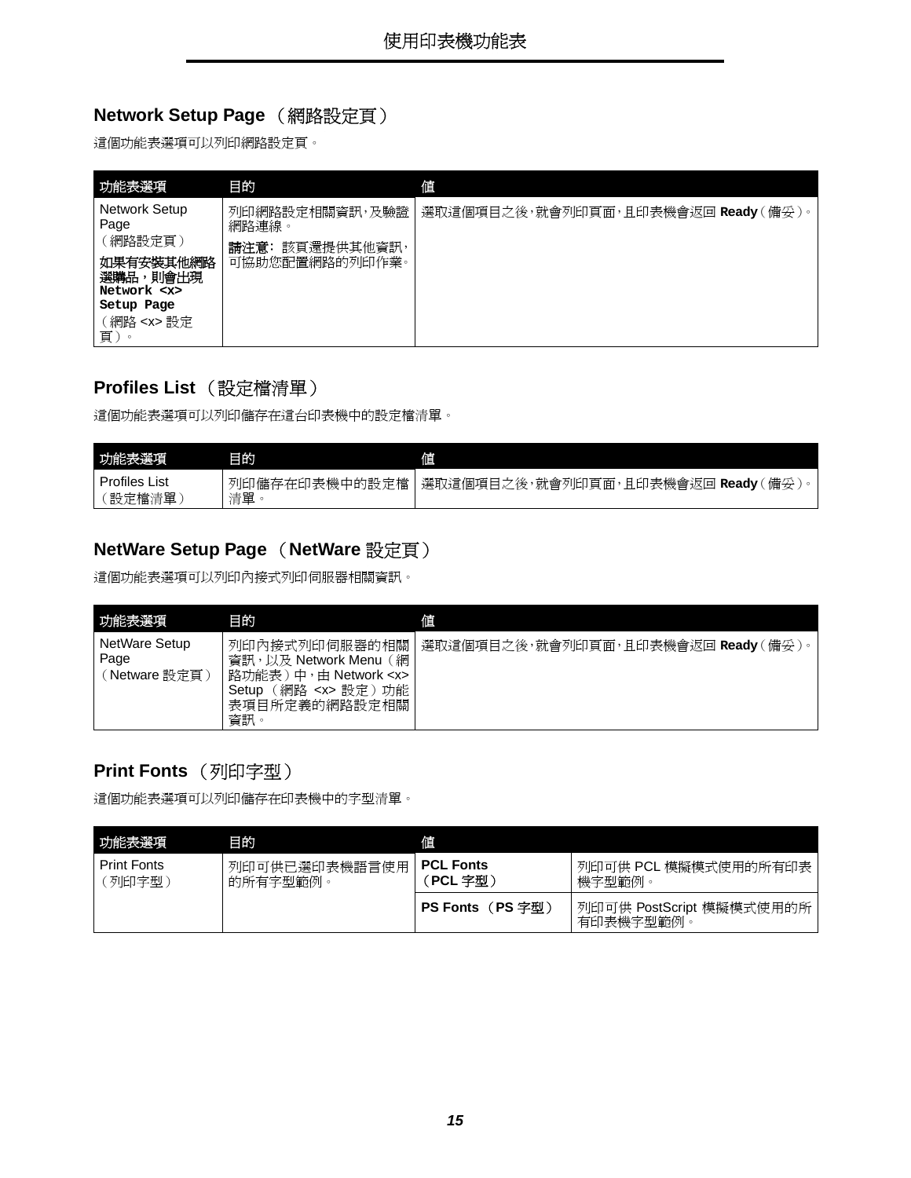## Network Setup Page （網路設定頁）

這個功能表選項可以列印網路設定頁。

| 功能表選項 | 目的 | 值 |
|---|---|---|
| Network Setup Page<br>（網路設定頁）<br>**如果有安裝其他網路選購品，則會出現 Network <x> Setup Page**<br>（網路 <x> 設定頁）。 | 列印網路設定相關資訊，及驗證網路連線。<br>**請注意：** 該頁還提供其他資訊，可協助您配置網路的列印作業。 | 選取這個項目之後，就會列印頁面，且印表機會返回 **Ready**（備妥）。 |

## Profiles List （設定檔清單）

這個功能表選項可以列印儲存在這台印表機中的設定檔清單。

| 功能表選項 | 目的 | 值 |
|---|---|---|
| Profiles List<br>（設定檔清單） | 列印儲存在印表機中的設定檔清單。 | 選取這個項目之後，就會列印頁面，且印表機會返回 **Ready**（備妥）。 |

## NetWare Setup Page （NetWare 設定頁）

這個功能表選項可以列印內接式列印伺服器相關資訊。

| 功能表選項 | 目的 | 值 |
|---|---|---|
| NetWare Setup Page<br>（Netware 設定頁） | 列印內接式列印伺服器的相關資訊，以及 Network Menu（網路功能表）中，由 Network <x> Setup（網路 <x> 設定）功能表項目所定義的網路設定相關資訊。 | 選取這個項目之後，就會列印頁面，且印表機會返回 **Ready**（備妥）。 |

## Print Fonts （列印字型）

這個功能表選項可以列印儲存在印表機中的字型清單。

| 功能表選項 | 目的 | 值 | |
|---|---|---|---|
| Print Fonts<br>（列印字型） | 列印可供已選印表機語言使用的所有字型範例。 | **PCL Fonts**<br>**（PCL 字型）** | 列印可供 PCL 模擬模式使用的所有印表機字型範例。 |
| | | **PS Fonts （PS 字型）** | 列印可供 PostScript 模擬模式使用的所有印表機字型範例。 |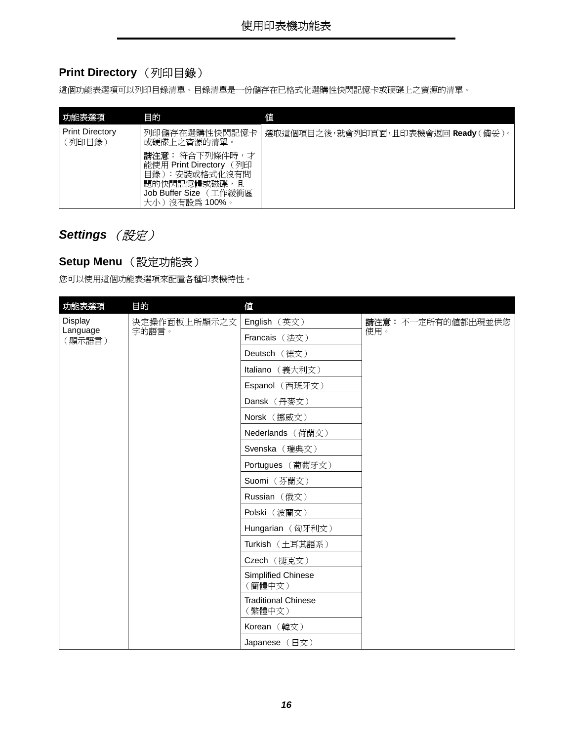## Print Directory（列印目錄）

這個功能表選項可以列印目錄清單。目錄清單是一份儲存在已格式化選購性快閃記憶卡或硬碟上之資源的清單。

| 功能表選項 | 目的 | 值 |
| --- | --- | --- |
| Print Directory（列印目錄） | 列印儲存在選購性快閃記憶卡或硬碟上之資源的清單。<br><br>**請注意：** 符合下列條件時，才能使用 Print Directory（列印目錄）：安裝或格式化沒有問題的快閃記憶體或磁碟，且 Job Buffer Size（工作緩衝區大小）沒有設為 100%。 | 選取這個項目之後，就會列印頁面，且印表機會返回 **Ready**（備妥）。 |

## *Settings*（設定）

### Setup Menu（設定功能表）

您可以使用這個功能表選項來配置各種印表機特性。

| 功能表選項 | 目的 | 值 | |
| --- | --- | --- | --- |
| Display Language（顯示語言） | 決定操作面板上所顯示之文字的語言。 | English（英文） | **請注意：** 不一定所有的值都出現並供您使用。 |
| | | Francais（法文） | |
| | | Deutsch（德文） | |
| | | Italiano（義大利文） | |
| | | Espanol（西班牙文） | |
| | | Dansk（丹麥文） | |
| | | Norsk（挪威文） | |
| | | Nederlands（荷蘭文） | |
| | | Svenska（瑞典文） | |
| | | Portugues（葡萄牙文） | |
| | | Suomi（芬蘭文） | |
| | | Russian（俄文） | |
| | | Polski（波蘭文） | |
| | | Hungarian（匈牙利文） | |
| | | Turkish（土耳其語系） | |
| | | Czech（捷克文） | |
| | | Simplified Chinese（簡體中文） | |
| | | Traditional Chinese（繁體中文） | |
| | | Korean（韓文） | |
| | | Japanese（日文） | |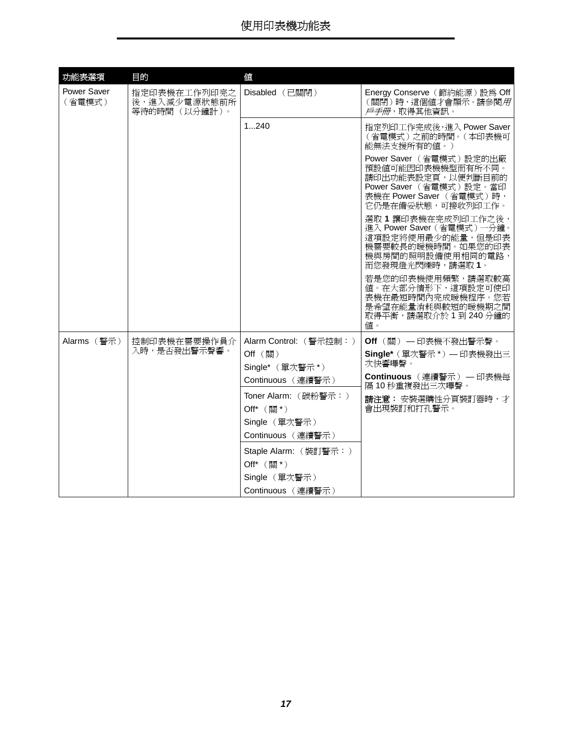| 功能表選項 | 目的 | 值 | |
|---|---|---|---|
| Power Saver（省電模式） | 指定印表機在工作列印完之後，進入減少電源狀態前所等待的時間（以分鐘計）。 | Disabled（已關閉） | Energy Conserve（節約能源）設為 Off（關閉）時，這個值才會顯示。請參閱*用戶手冊*，取得其他資訊。 |
| | | 1...240 | 指定列印工作完成後，進入 Power Saver（省電模式）之前的時間。（本印表機可能無法支援所有的值。）<br>Power Saver（省電模式）設定的出廠預設值可能因印表機機型而有所不同。請印出功能表設定頁，以便判斷目前的 Power Saver（省電模式）設定。當印表機在 Power Saver（省電模式）時，它仍是在備妥狀態，可接收列印工作。<br>選取 **1** 讓印表機在完成列印工作之後，進入 Power Saver（省電模式）一分鐘。這項設定將使用最少的能量，但是印表機需要較長的暖機時間。如果您的印表機與房間的照明設備使用相同的電路，而您發現燈光閃爍時，請選取 **1**。<br>若是您的印表機使用頻繁，請選取較高值。在大部分情形下，這項設定可使印表機在最短時間內完成暖機程序。您若是希望在能量消耗與較短的暖機期之間取得平衡，請選取介於 1 到 240 分鐘的值。 |
| Alarms（警示） | 控制印表機在需要操作員介入時，是否發出警示聲響。 | Alarm Control:（警示控制：）<br>Off（關）<br>Single*（單次警示 *）<br>Continuous（連續警示） | **Off**（關）— 印表機不發出警示聲。<br>**Single***（單次警示 *）— 印表機發出三次快響嗶聲。<br>**Continuous**（連續警示）— 印表機每隔 10 秒重複發出三次嗶聲。<br>**請注意：**安裝選購性分頁裝訂器時，才會出現裝訂和打孔警示。 |
| | | Toner Alarm:（碳粉警示：）<br>Off*（關 *）<br>Single（單次警示）<br>Continuous（連續警示） | |
| | | Staple Alarm:（裝訂警示：）<br>Off*（關 *）<br>Single（單次警示）<br>Continuous（連續警示） | |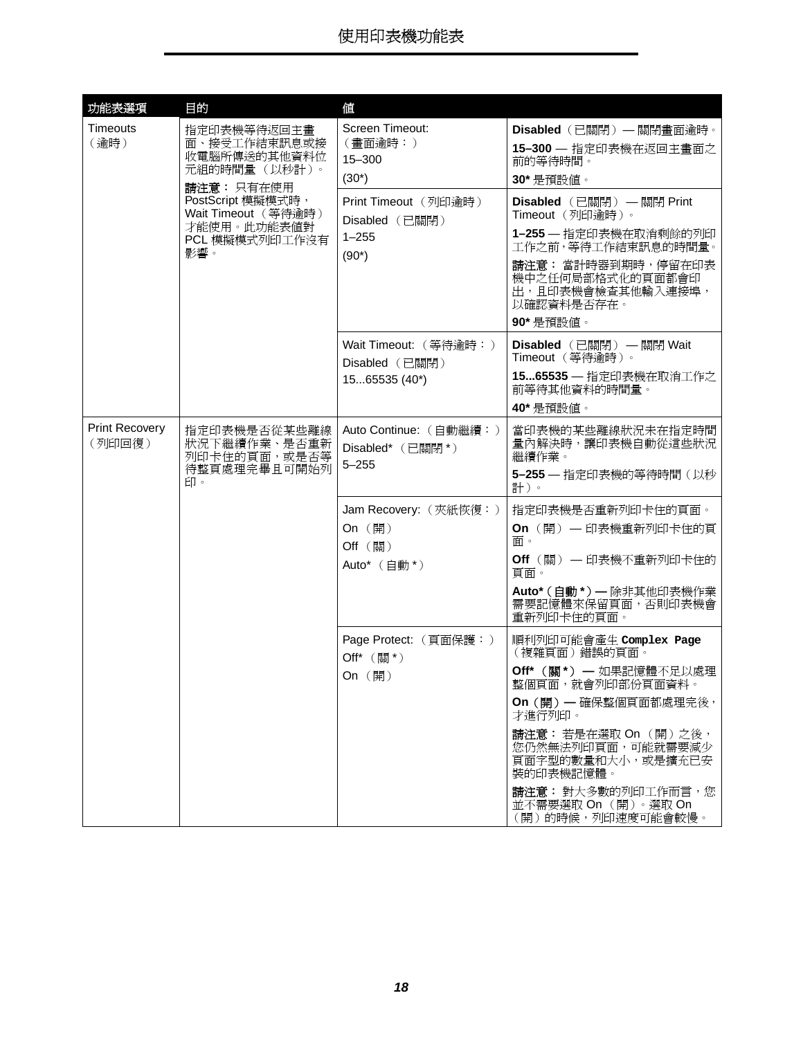# 使用印表機功能表

| 功能表選項 | 目的 | 值 | |
|---|---|---|---|
| Timeouts（逾時） | 指定印表機等待返回主畫面、接受工作結束訊息或接收電腦所傳送的其他資料位元組的時間量（以秒計）。<br>**請注意：** 只有在使用 PostScript 模擬模式時，Wait Timeout（等待逾時）才能使用。此功能表值對 PCL 模擬模式列印工作沒有影響。 | Screen Timeout:（畫面逾時：）<br>15–300<br>(30*) | **Disabled**（已關閉）— 關閉畫面逾時。<br>**15–300** — 指定印表機在返回主畫面之前的等待時間。<br>**30*** 是預設值。 |
| | | Print Timeout（列印逾時）<br>Disabled（已關閉）<br>1–255<br>(90*) | **Disabled**（已關閉）— 關閉 Print Timeout（列印逾時）。<br>**1–255** — 指定印表機在取消剩餘的列印工作之前，等待工作結束訊息的時間量。<br>**請注意：** 當計時器到期時，停留在印表機中之任何局部格式化的頁面都會印出，且印表機會檢查其他輸入連接埠，以確認資料是否存在。<br>**90*** 是預設值。 |
| | | Wait Timeout:（等待逾時：）<br>Disabled（已關閉）<br>15...65535 (40*) | **Disabled**（已關閉）— 關閉 Wait Timeout（等待逾時）。<br>**15...65535** — 指定印表機在取消工作之前等待其他資料的時間量。<br>**40*** 是預設值。 |
| Print Recovery（列印回復） | 指定印表機是否從某些離線狀況下繼續作業、是否重新列印卡住的頁面，或是否等待整頁處理完畢且可開始列印。 | Auto Continue:（自動繼續：）<br>Disabled*（已關閉 *）<br>5–255 | 當印表機的某些離線狀況未在指定時間量內解決時，讓印表機自動從這些狀況繼續作業。<br>**5–255** — 指定印表機的等待時間（以秒計）。 |
| | | Jam Recovery:（夾紙恢復：）<br>On（開）<br>Off（關）<br>Auto*（自動 *） | 指定印表機是否重新列印卡住的頁面。<br>**On**（開）— 印表機重新列印卡住的頁面。<br>**Off**（關）— 印表機不重新列印卡住的頁面。<br>**Auto*（自動 *）—** 除非其他印表機作業需要記憶體來保留頁面，否則印表機會重新列印卡住的頁面。 |
| | | Page Protect:（頁面保護：）<br>Off*（關 *）<br>On（開） | 順利列印可能會產生 `Complex Page`（複雜頁面）錯誤的頁面。<br>**Off*（關 *）—** 如果記憶體不足以處理整個頁面，就會列印部份頁面資料。<br>**On（開）—** 確保整個頁面都處理完後，才進行列印。<br>**請注意：** 若是在選取 On（開）之後，您仍然無法列印頁面，可能就需要減少頁面字型的數量和大小，或是擴充已安裝的印表機記憶體。<br>**請注意：** 對大多數的列印工作而言，您並不需要選取 On（開）。選取 On（開）的時候，列印速度可能會較慢。 |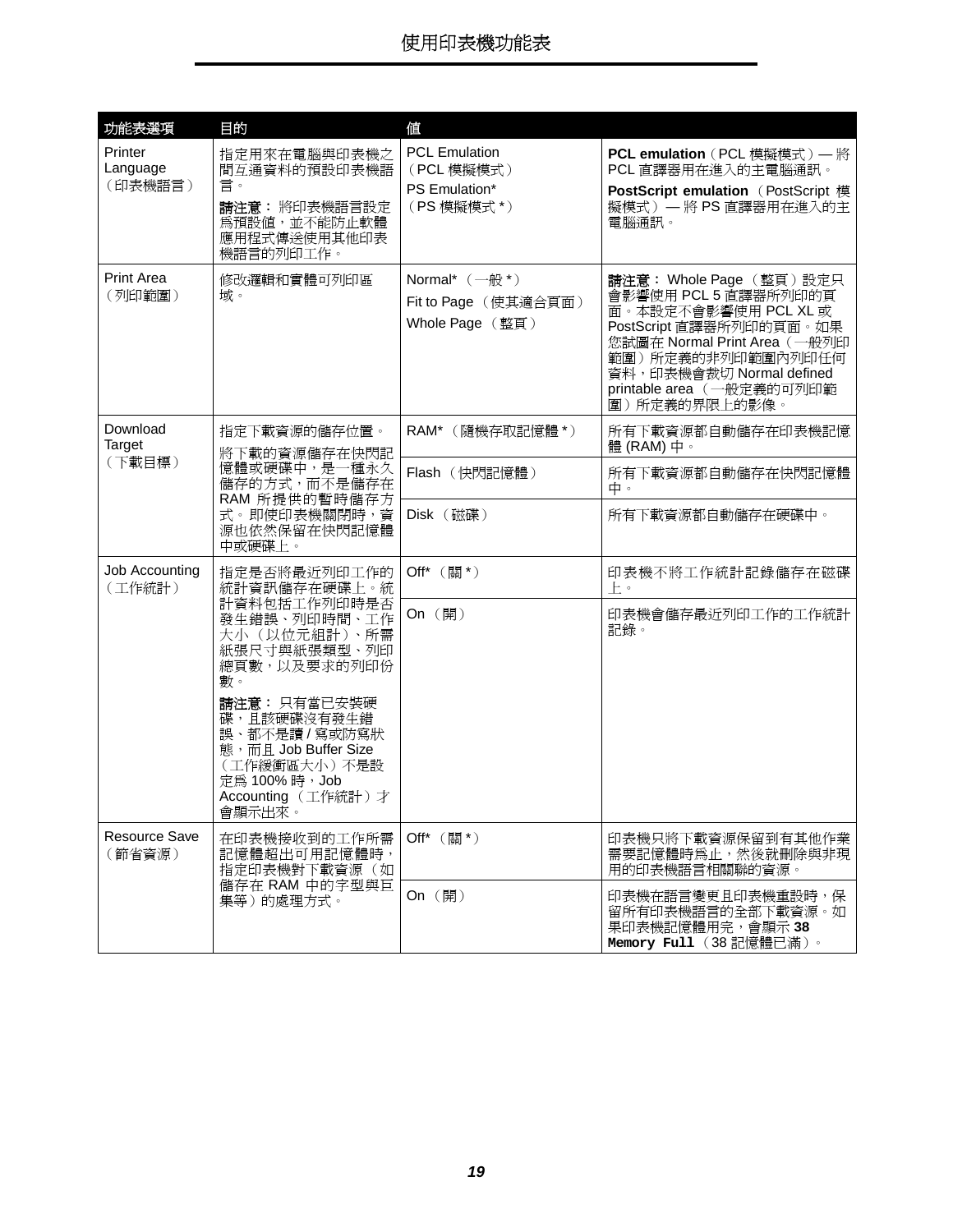# 使用印表機功能表

| 功能表選項 | 目的 | 值 | |
|---|---|---|---|
| Printer Language（印表機語言） | 指定用來在電腦與印表機之間互通資料的預設印表機語言。<br>**請注意：** 將印表機語言設定為預設值，並不能防止軟體應用程式傳送使用其他印表機語言的列印工作。 | PCL Emulation（PCL 模擬模式）<br>PS Emulation*（PS 模擬模式 *） | **PCL emulation**（PCL 模擬模式）— 將 PCL 直譯器用在進入的主電腦通訊。<br>**PostScript emulation**（PostScript 模擬模式）— 將 PS 直譯器用在進入的主電腦通訊。 |
| Print Area（列印範圍） | 修改邏輯和實體可列印區域。 | Normal*（一般 *）<br>Fit to Page（使其適合頁面）<br>Whole Page（整頁） | **請注意：** Whole Page（整頁）設定只會影響使用 PCL 5 直譯器所列印的頁面。本設定不會影響使用 PCL XL 或 PostScript 直譯器所列印的頁面。如果您試圖在 Normal Print Area（一般列印範圍）所定義的非列印範圍內列印任何資料，印表機會裁切 Normal defined printable area（一般定義的可列印範圍）所定義的界限上的影像。 |
| Download Target（下載目標） | 指定下載資源的儲存位置。<br>將下載的資源儲存在快閃記憶體或硬碟中，是一種永久儲存的方式，而不是儲存在 RAM 所提供的暫時儲存方式。即使印表機關閉時，資源也依然保留在快閃記憶體中或硬碟上。 | RAM*（隨機存取記憶體 *） | 所有下載資源都自動儲存在印表機記憶體 (RAM) 中。 |
| | | Flash（快閃記憶體） | 所有下載資源都自動儲存在快閃記憶體中。 |
| | | Disk（磁碟） | 所有下載資源都自動儲存在硬碟中。 |
| Job Accounting（工作統計） | 指定是否將最近列印工作的統計資訊儲存在硬碟上。統計資料包括工作列印時是否發生錯誤、列印時間、工作大小（以位元組計）、所需紙張尺寸與紙張類型、列印總頁數，以及要求的列印份數。<br>**請注意：** 只有當已安裝硬碟，且該硬碟沒有發生錯誤、都不是讀 / 寫或防寫狀態，而且 Job Buffer Size（工作緩衝區大小）不是設定為 100% 時，Job Accounting（工作統計）才會顯示出來。 | Off*（關 *） | 印表機不將工作統計記錄儲存在磁碟上。 |
| | | On（開） | 印表機會儲存最近列印工作的工作統計記錄。 |
| Resource Save（節省資源） | 在印表機接收到的工作所需記憶體超出可用記憶體時，指定印表機對下載資源（如儲存在 RAM 中的字型與巨集等）的處理方式。 | Off*（關 *） | 印表機只將下載資源保留到有其他作業需要記憶體時為止，然後就刪除與非現用的印表機語言相關聯的資源。 |
| | | On（開） | 印表機在語言變更且印表機重設時，保留所有印表機語言的全部下載資源。如果印表機記憶體用完，會顯示 **38 Memory Full**（38 記憶體已滿）。 |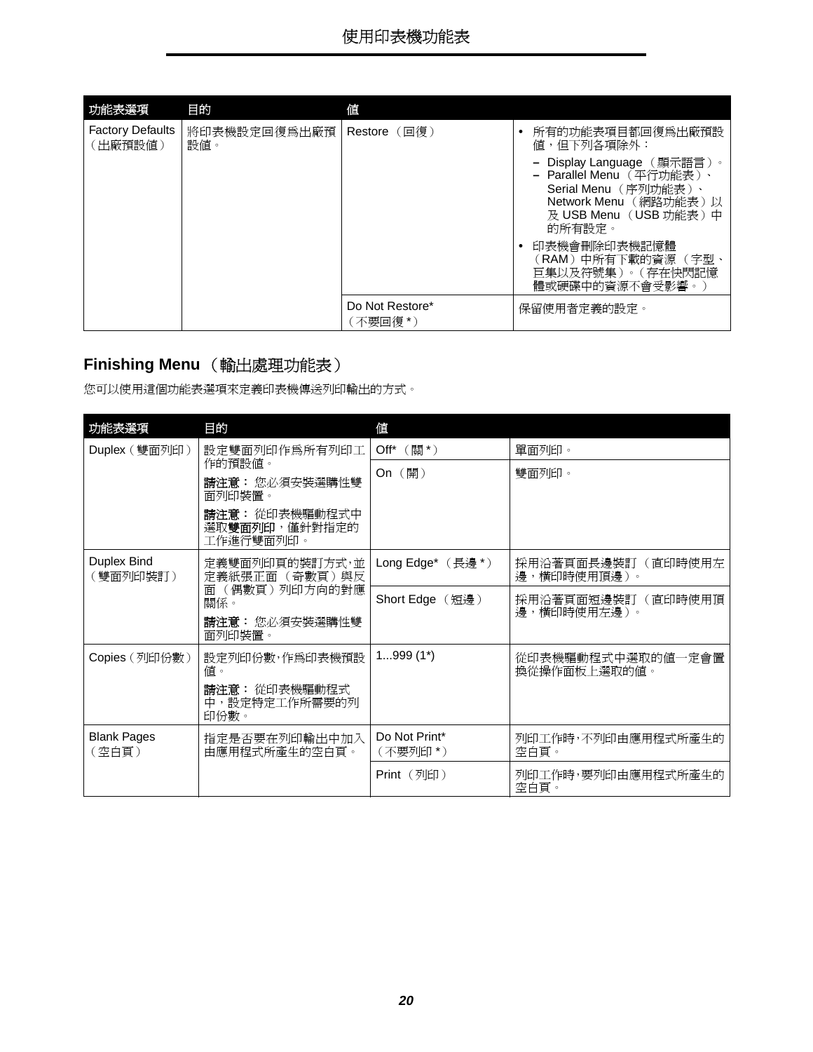| 功能表選項 | 目的 | 值 | |
|---|---|---|---|
| Factory Defaults（出廠預設值） | 將印表機設定回復爲出廠預設值。 | Restore （回復） | • 所有的功能表項目都回復爲出廠預設值，但下列各項除外：<br>– Display Language （顯示語言）。<br>– Parallel Menu （平行功能表）、Serial Menu （序列功能表）、Network Menu （網路功能表）以及 USB Menu （USB 功能表）中的所有設定。<br>• 印表機會刪除印表機記憶體（RAM）中所有下載的資源 （字型、巨集以及符號集）。（存在快閃記憶體或硬碟中的資源不會受影響。） |
| | | Do Not Restore*（不要回復 *） | 保留使用者定義的設定。 |

## Finishing Menu （輸出處理功能表）

您可以使用這個功能表選項來定義印表機傳送列印輸出的方式。

| 功能表選項 | 目的 | 值 | |
|---|---|---|---|
| Duplex（雙面列印） | 設定雙面列印作爲所有列印工作的預設值。<br>**請注意：** 您必須安裝選購性雙面列印裝置。<br>**請注意：** 從印表機驅動程式中選取**雙面列印**，僅針對指定的工作進行雙面列印。 | Off* （關 *） | 單面列印。 |
| | | On （開） | 雙面列印。 |
| Duplex Bind（雙面列印裝訂） | 定義雙面列印頁的裝訂方式，並定義紙張正面 （奇數頁）與反面 （偶數頁）列印方向的對應關係。<br>**請注意：** 您必須安裝選購性雙面列印裝置。 | Long Edge* （長邊 *） | 採用沿著頁面長邊裝訂 （直印時使用左邊，橫印時使用頂邊）。 |
| | | Short Edge （短邊） | 採用沿著頁面短邊裝訂 （直印時使用頂邊，橫印時使用左邊）。 |
| Copies（列印份數） | 設定列印份數，作爲印表機預設值。<br>**請注意：** 從印表機驅動程式中，設定特定工作所需要的列印份數。 | 1...999 (1*) | 從印表機驅動程式中選取的值一定會置換從操作面板上選取的值。 |
| Blank Pages（空白頁） | 指定是否要在列印輸出中加入由應用程式所產生的空白頁。 | Do Not Print*（不要列印 *） | 列印工作時，不列印由應用程式所產生的空白頁。 |
| | | Print （列印） | 列印工作時，要列印由應用程式所產生的空白頁。 |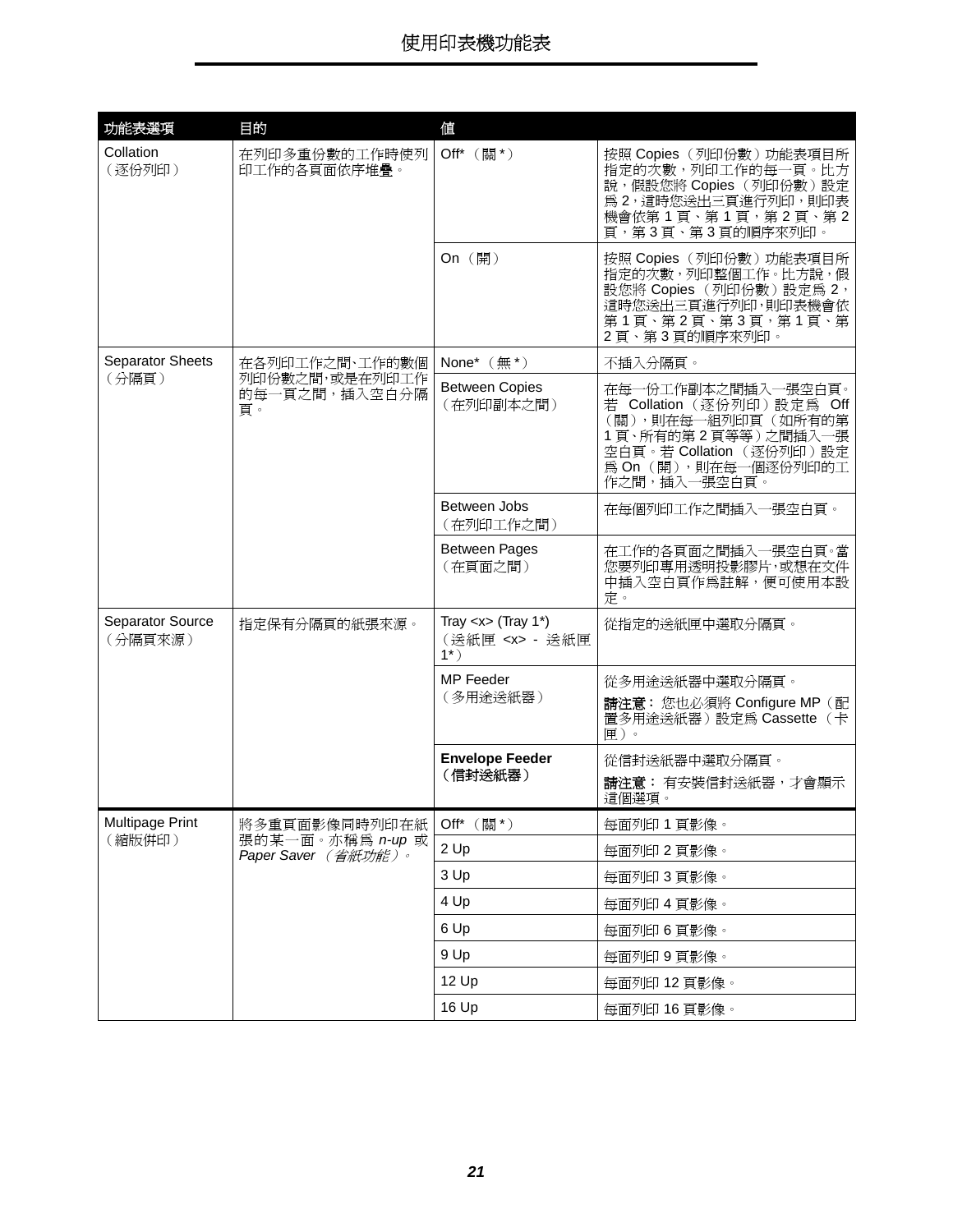# 使用印表機功能表

| 功能表選項 | 目的 | 值 | |
|---|---|---|---|
| Collation（逐份列印） | 在列印多重份數的工作時使列印工作的各頁面依序堆疊。 | Off*（關*） | 按照 Copies（列印份數）功能表項目所指定的次數，列印工作的每一頁。比方說，假設您將 Copies（列印份數）設定為 2，這時您送出三頁進行列印，則印表機會依第 1 頁、第 1 頁，第 2 頁、第 2 頁，第 3 頁、第 3 頁的順序來列印。 |
| | | On（開） | 按照 Copies（列印份數）功能表項目所指定的次數，列印整個工作。比方說，假設您將 Copies（列印份數）設定為 2，這時您送出三頁進行列印，則印表機會依第 1 頁、第 2 頁、第 3 頁，第 1 頁、第 2 頁、第 3 頁的順序來列印。 |
| Separator Sheets（分隔頁） | 在各列印工作之間、工作的數個列印份數之間，或是在列印工作的每一頁之間，插入空白分隔頁。 | None*（無*） | 不插入分隔頁。 |
| | | Between Copies（在列印副本之間） | 在每一份工作副本之間插入一張空白頁。若 Collation（逐份列印）設定為 Off（關），則在每一組列印頁（如所有的第 1 頁、所有的第 2 頁等等）之間插入一張空白頁。若 Collation（逐份列印）設定為 On（開），則在每一個逐份列印的工作之間，插入一張空白頁。 |
| | | Between Jobs（在列印工作之間） | 在每個列印工作之間插入一張空白頁。 |
| | | Between Pages（在頁面之間） | 在工作的各頁面之間插入一張空白頁。當您要列印專用透明投影膠片，或想在文件中插入空白頁作為註解，便可使用本設定。 |
| Separator Source（分隔頁來源） | 指定保有分隔頁的紙張來源。 | Tray <x> (Tray 1*)（送紙匣 <x> - 送紙匣 1*） | 從指定的送紙匣中選取分隔頁。 |
| | | MP Feeder（多用途送紙器） | 從多用途送紙器中選取分隔頁。<br>**請注意：** 您也必須將 Configure MP（配置多用途送紙器）設定為 Cassette（卡匣）。 |
| | | **Envelope Feeder（信封送紙器）** | 從信封送紙器中選取分隔頁。<br>**請注意：** 有安裝信封送紙器，才會顯示這個選項。 |
| Multipage Print（縮版併印） | 將多重頁面影像同時列印在紙張的某一面。亦稱為 *n-up* 或 *Paper Saver（省紙功能）*。 | Off*（關*） | 每面列印 1 頁影像。 |
| | | 2 Up | 每面列印 2 頁影像。 |
| | | 3 Up | 每面列印 3 頁影像。 |
| | | 4 Up | 每面列印 4 頁影像。 |
| | | 6 Up | 每面列印 6 頁影像。 |
| | | 9 Up | 每面列印 9 頁影像。 |
| | | 12 Up | 每面列印 12 頁影像。 |
| | | 16 Up | 每面列印 16 頁影像。 |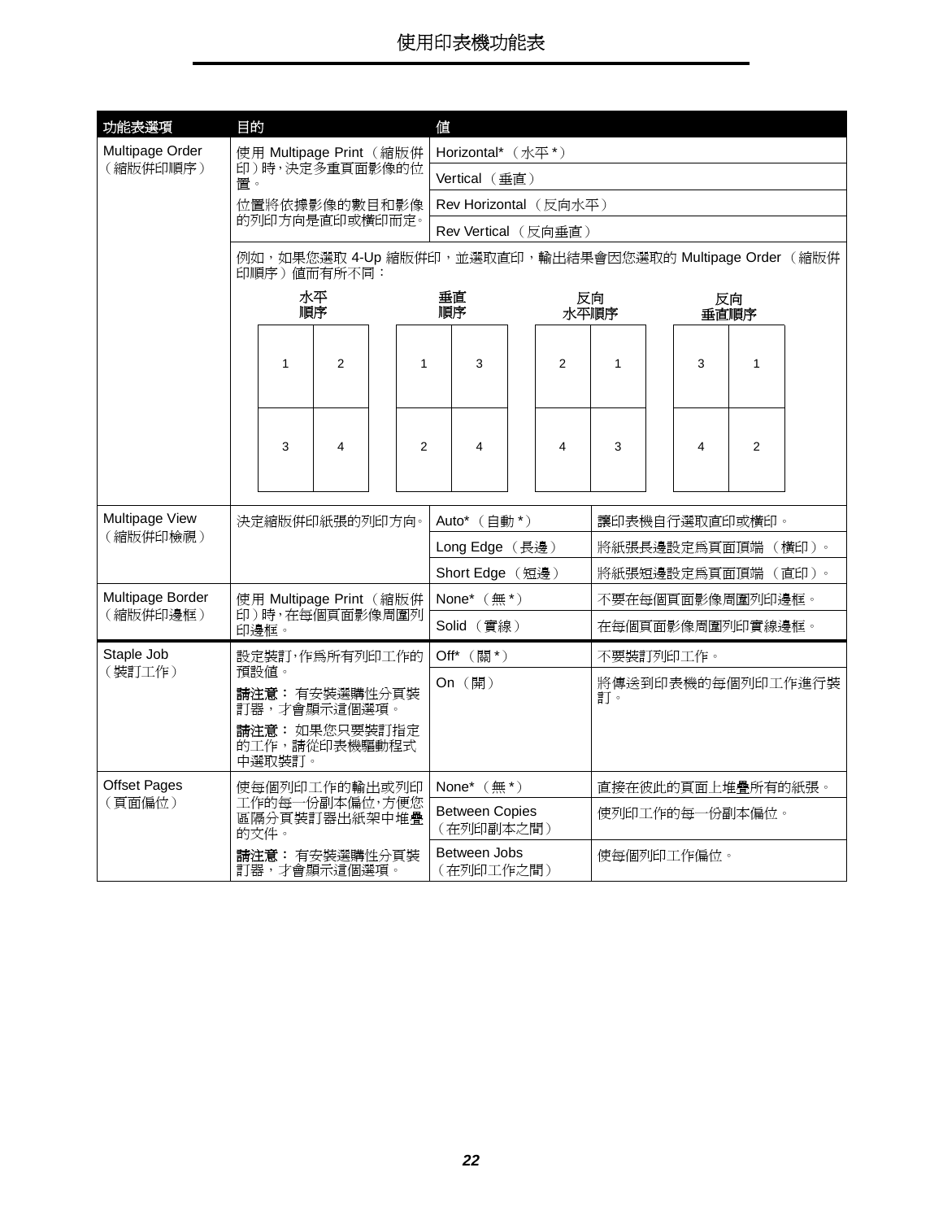| 功能表選項 | 目的 | 值 | |
|---|---|---|---|
| Multipage Order（縮版併印順序） | 使用 Multipage Print（縮版併印）時，決定多重頁面影像的位置。<br>位置將依據影像的數目和影像的列印方向是直印或橫印而定。 | Horizontal*（水平 *） | |
| | | Vertical（垂直） | |
| | | Rev Horizontal（反向水平） | |
| | | Rev Vertical（反向垂直） | |
| | 例如，如果您選取 4-Up 縮版併印，並選取直印，輸出結果會因您選取的 Multipage Order（縮版併印順序）值而有所不同：<br>水平順序：1 2 / 3 4<br>垂直順序：1 3 / 2 4<br>反向水平順序：2 1 / 4 3<br>反向垂直順序：3 1 / 4 2 | | |
| Multipage View（縮版併印檢視） | 決定縮版併印紙張的列印方向。 | Auto*（自動 *） | 讓印表機自行選取直印或橫印。 |
| | | Long Edge（長邊） | 將紙張長邊設定為頁面頂端（橫印）。 |
| | | Short Edge（短邊） | 將紙張短邊設定為頁面頂端（直印）。 |
| Multipage Border（縮版併印邊框） | 使用 Multipage Print（縮版併印）時，在每個頁面影像周圍列印邊框。 | None*（無 *） | 不要在每個頁面影像周圍列印邊框。 |
| | | Solid（實線） | 在每個頁面影像周圍列印實線邊框。 |
| Staple Job（裝訂工作） | 設定裝訂，作為所有列印工作的預設值。<br>**請注意：** 有安裝選購性分頁裝訂器，才會顯示這個選項。<br>**請注意：** 如果您只要裝訂指定的工作，請從印表機驅動程式中選取裝訂。 | Off*（關 *） | 不要裝訂列印工作。 |
| | | On（開） | 將傳送到印表機的每個列印工作進行裝訂。 |
| Offset Pages（頁面偏位） | 使每個列印工作的輸出或列印工作的每一份副本偏位，方便您區隔分頁裝訂器出紙架中堆疊的文件。<br>**請注意：** 有安裝選購性分頁裝訂器，才會顯示這個選項。 | None*（無 *） | 直接在彼此的頁面上堆疊所有的紙張。 |
| | | Between Copies（在列印副本之間） | 使列印工作的每一份副本偏位。 |
| | | Between Jobs（在列印工作之間） | 使每個列印工作偏位。 |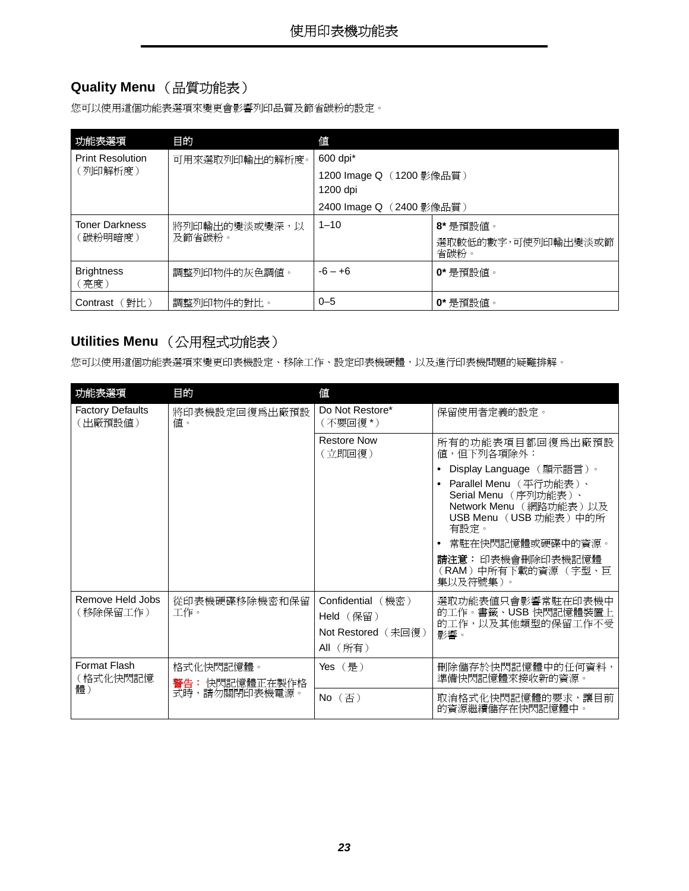## Quality Menu（品質功能表）

您可以使用這個功能表選項來變更會影響列印品質及節省碳粉的設定。

| 功能表選項 | 目的 | 值 | |
|---|---|---|---|
| Print Resolution（列印解析度） | 可用來選取列印輸出的解析度。 | 600 dpi*<br>1200 Image Q（1200 影像品質）<br>1200 dpi<br>2400 Image Q（2400 影像品質） | |
| Toner Darkness（碳粉明暗度） | 將列印輸出的變淡或變深，以及節省碳粉。 | 1–10 | **8*** 是預設值。<br>選取較低的數字，可使列印輸出變淡或節省碳粉。 |
| Brightness（亮度） | 調整列印物件的灰色調值。 | -6 – +6 | **0*** 是預設值。 |
| Contrast（對比） | 調整列印物件的對比。 | 0–5 | **0*** 是預設值。 |

## Utilities Menu（公用程式功能表）

您可以使用這個功能表選項來變更印表機設定、移除工作、設定印表機硬體，以及進行印表機問題的疑難排解。

| 功能表選項 | 目的 | 值 | |
|---|---|---|---|
| Factory Defaults（出廠預設值） | 將印表機設定回復爲出廠預設值。 | Do Not Restore*（不要回復 *） | 保留使用者定義的設定。 |
| | | Restore Now（立即回復） | 所有的功能表項目都回復爲出廠預設值，但下列各項除外：<br>• Display Language（顯示語言）。<br>• Parallel Menu（平行功能表）、Serial Menu（序列功能表）、Network Menu（網路功能表）以及 USB Menu（USB 功能表）中的所有設定。<br>• 常駐在快閃記憶體或硬碟中的資源。<br>**請注意：** 印表機會刪除印表機記憶體（RAM）中所有下載的資源（字型、巨集以及符號集）。 |
| Remove Held Jobs（移除保留工作） | 從印表機硬碟移除機密和保留工作。 | Confidential（機密）<br>Held（保留）<br>Not Restored（未回復）<br>All（所有） | 選取功能表值只會影響常駐在印表機中的工作。書籤、USB 快閃記憶體裝置上的工作，以及其他類型的保留工作不受影響。 |
| Format Flash（格式化快閃記憶體） | 格式化快閃記憶體。<br>**警告：** 快閃記憶體正在製作格式時，請勿關閉印表機電源。 | Yes（是） | 刪除儲存於快閃記憶體中的任何資料，準備快閃記憶體來接收新的資源。 |
| | | No（否） | 取消格式化快閃記憶體的要求，讓目前的資源繼續儲存在快閃記憶體中。 |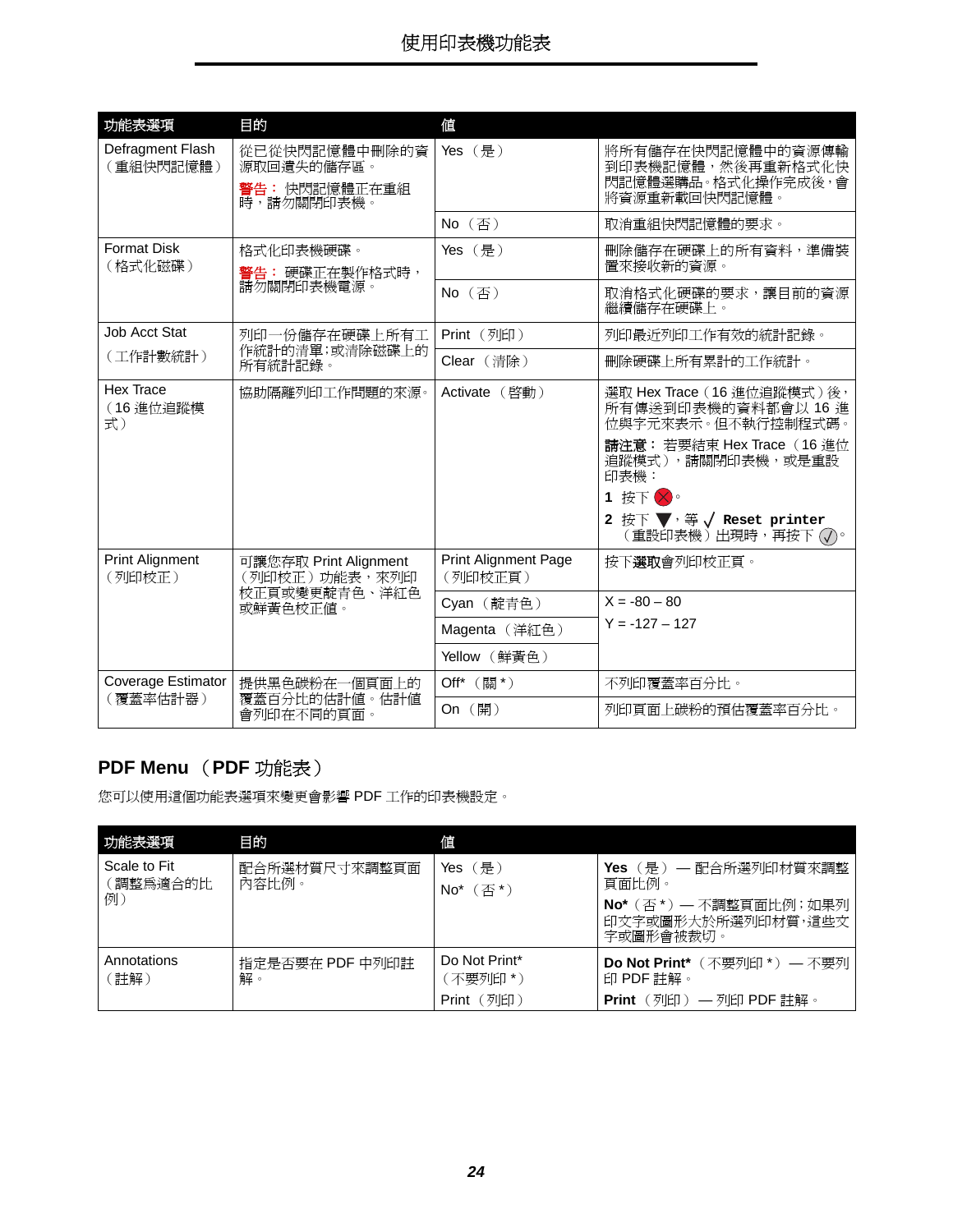| 功能表選項 | 目的 | 值 | |
|---|---|---|---|
| Defragment Flash（重組快閃記憶體） | 從已從快閃記憶體中刪除的資源取回遺失的儲存區。<br>**警告：** 快閃記憶體正在重組時，請勿關閉印表機。 | Yes（是） | 將所有儲存在快閃記憶體中的資源傳輸到印表機記憶體，然後再重新格式化快閃記憶體選購品。格式化操作完成後，會將資源重新載回快閃記憶體。 |
| | | No（否） | 取消重組快閃記憶體的要求。 |
| Format Disk（格式化磁碟） | 格式化印表機硬碟。<br>**警告：** 硬碟正在製作格式時，請勿關閉印表機電源。 | Yes（是） | 刪除儲存在硬碟上的所有資料，準備裝置來接收新的資源。 |
| | | No（否） | 取消格式化硬碟的要求，讓目前的資源繼續儲存在硬碟上。 |
| Job Acct Stat（工作計數統計） | 列印一份儲存在硬碟上所有工作統計的清單；或清除磁碟上的所有統計記錄。 | Print（列印） | 列印最近列印工作有效的統計記錄。 |
| | | Clear（清除） | 刪除硬碟上所有累計的工作統計。 |
| Hex Trace（16 進位追蹤模式） | 協助隔離列印工作問題的來源。 | Activate（啟動） | 選取 Hex Trace（16 進位追蹤模式）後，所有傳送到印表機的資料都會以 16 進位與字元來表示。但不執行控制程式碼。<br>**請注意：** 若要結束 Hex Trace（16 進位追蹤模式），請關閉印表機，或是重設印表機：<br>**1** 按下 ⊗。<br>**2** 按下 ▼，等 √ **Reset printer**（重設印表機）出現時，再按下 ⓥ。 |
| Print Alignment（列印校正） | 可讓您存取 Print Alignment（列印校正）功能表，來列印校正頁或變更靛青色、洋紅色或鮮黃色校正值。 | Print Alignment Page（列印校正頁） | 按下**選取**會列印校正頁。 |
| | | Cyan（靛青色） | X = -80 – 80<br>Y = -127 – 127 |
| | | Magenta（洋紅色） | |
| | | Yellow（鮮黃色） | |
| Coverage Estimator（覆蓋率估計器） | 提供黑色碳粉在一個頁面上的覆蓋百分比的估計值。估計值會列印在不同的頁面。 | Off*（關 *） | 不列印覆蓋率百分比。 |
| | | On（開） | 列印頁面上碳粉的預估覆蓋率百分比。 |

## PDF Menu（PDF 功能表）

您可以使用這個功能表選項來變更會影響 PDF 工作的印表機設定。

| 功能表選項 | 目的 | 值 | |
|---|---|---|---|
| Scale to Fit（調整為適合的比例） | 配合所選材質尺寸來調整頁面內容比例。 | Yes（是）<br>No*（否 *） | **Yes**（是）— 配合所選列印材質來調整頁面比例。<br>**No***（否 *）— 不調整頁面比例；如果列印文字或圖形大於所選列印材質，這些文字或圖形會被裁切。 |
| Annotations（註解） | 指定是否要在 PDF 中列印註解。 | Do Not Print*（不要列印 *）<br>Print（列印） | **Do Not Print***（不要列印 *）— 不要列印 PDF 註解。<br>**Print**（列印）— 列印 PDF 註解。 |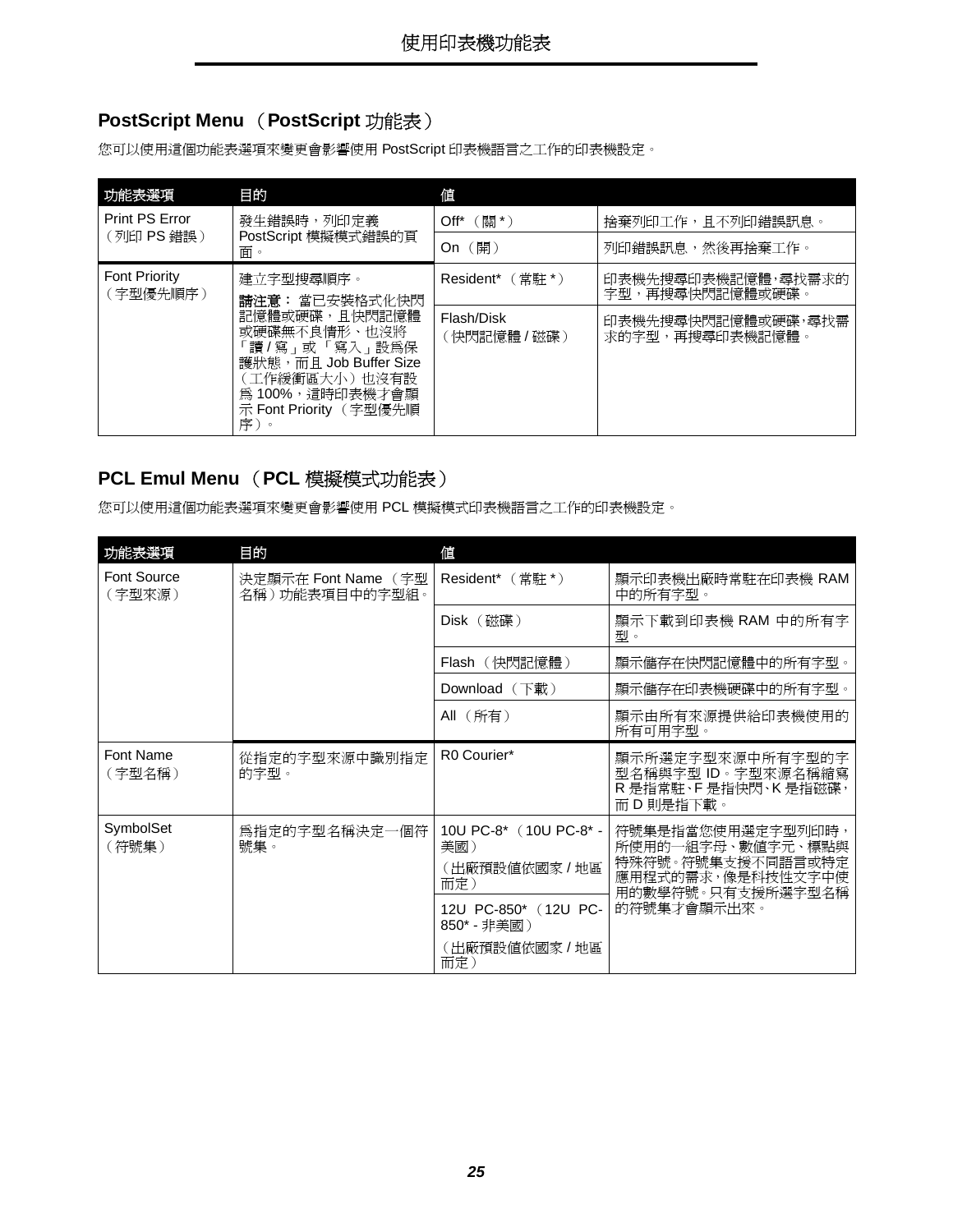## PostScript Menu （PostScript 功能表）

您可以使用這個功能表選項來變更會影響使用 PostScript 印表機語言之工作的印表機設定。

| 功能表選項 | 目的 | 值 | |
|---|---|---|---|
| Print PS Error（列印 PS 錯誤） | 發生錯誤時，列印定義 PostScript 模擬模式錯誤的頁面。 | Off*（關 *） | 捨棄列印工作，且不列印錯誤訊息。 |
| | | On（開） | 列印錯誤訊息，然後再捨棄工作。 |
| Font Priority（字型優先順序） | 建立字型搜尋順序。**請注意：** 當已安裝格式化快閃記憶體或硬碟，且快閃記憶體或硬碟無不良情形、也沒將「讀 / 寫」或「寫入」設為保護狀態，而且 Job Buffer Size（工作緩衝區大小）也沒有設為 100%，這時印表機才會顯示 Font Priority（字型優先順序）。 | Resident*（常駐 *） | 印表機先搜尋印表機記憶體，尋找需求的字型，再搜尋快閃記憶體或硬碟。 |
| | | Flash/Disk（快閃記憶體 / 磁碟） | 印表機先搜尋快閃記憶體或硬碟，尋找需求的字型，再搜尋印表機記憶體。 |

## PCL Emul Menu （PCL 模擬模式功能表）

您可以使用這個功能表選項來變更會影響使用 PCL 模擬模式印表機語言之工作的印表機設定。

| 功能表選項 | 目的 | 值 | |
|---|---|---|---|
| Font Source（字型來源） | 決定顯示在 Font Name（字型名稱）功能表項目中的字型組。 | Resident*（常駐 *） | 顯示印表機出廠時常駐在印表機 RAM 中的所有字型。 |
| | | Disk（磁碟） | 顯示下載到印表機 RAM 中的所有字型。 |
| | | Flash（快閃記憶體） | 顯示儲存在快閃記憶體中的所有字型。 |
| | | Download（下載） | 顯示儲存在印表機硬碟中的所有字型。 |
| | | All（所有） | 顯示由所有來源提供給印表機使用的所有可用字型。 |
| Font Name（字型名稱） | 從指定的字型來源中識別指定的字型。 | R0 Courier* | 顯示所選定字型來源中所有字型的字型名稱與字型 ID。字型來源名稱縮寫 R 是指常駐、F 是指快閃、K 是指磁碟，而 D 則是指下載。 |
| SymbolSet（符號集） | 為指定的字型名稱決定一個符號集。 | 10U PC-8*（10U PC-8* - 美國）（出廠預設值依國家 / 地區而定） | 符號集是指當您使用選定字型列印時，所使用的一組字母、數值字元、標點與特殊符號。符號集支援不同語言或特定應用程式的需求，像是科技性文字中使用的數學符號。只有支援所選字型名稱的符號集才會顯示出來。 |
| | | 12U PC-850*（12U PC-850* - 非美國）（出廠預設值依國家 / 地區而定） | |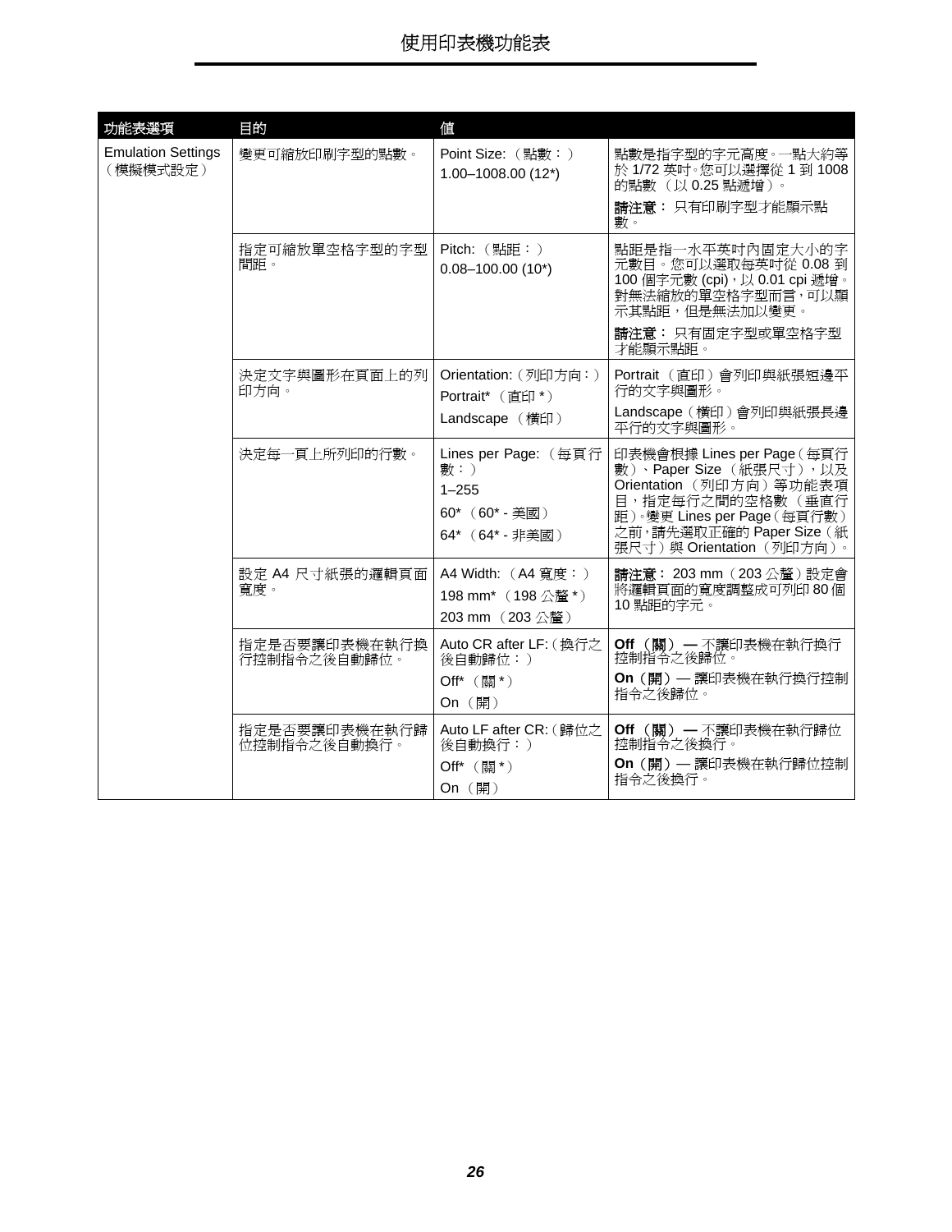| 功能表選項 | 目的 | 值 | |
|---|---|---|---|
| Emulation Settings（模擬模式設定） | 變更可縮放印刷字型的點數。 | Point Size:（點數：）<br>1.00–1008.00 (12*) | 點數是指字型的字元高度。一點大約等於 1/72 英吋。您可以選擇從 1 到 1008 的點數（以 0.25 點遞增）。<br>**請注意：** 只有印刷字型才能顯示點數。 |
| | 指定可縮放單空格字型的字型間距。 | Pitch:（點距：）<br>0.08–100.00 (10*) | 點距是指一水平英吋內固定大小的字元數目。您可以選取每英吋從 0.08 到 100 個字元數 (cpi)，以 0.01 cpi 遞增。對無法縮放的單空格字型而言，可以顯示其點距，但是無法加以變更。<br>**請注意：** 只有固定字型或單空格字型才能顯示點距。 |
| | 決定文字與圖形在頁面上的列印方向。 | Orientation:（列印方向：）<br>Portrait*（直印 *）<br>Landscape（橫印） | Portrait（直印）會列印與紙張短邊平行的文字與圖形。<br>Landscape（橫印）會列印與紙張長邊平行的文字與圖形。 |
| | 決定每一頁上所列印的行數。 | Lines per Page:（每頁行數：）<br>1–255<br>60*（60* - 美國）<br>64*（64* - 非美國） | 印表機會根據 Lines per Page（每頁行數）、Paper Size（紙張尺寸），以及 Orientation（列印方向）等功能表項目，指定每行之間的空格數（垂直行距）。變更 Lines per Page（每頁行數）之前，請先選取正確的 Paper Size（紙張尺寸）與 Orientation（列印方向）。 |
| | 設定 A4 尺寸紙張的邏輯頁面寬度。 | A4 Width:（A4 寬度：）<br>198 mm*（198 公釐 *）<br>203 mm（203 公釐） | **請注意：** 203 mm（203 公釐）設定會將邏輯頁面的寬度調整成可列印 80 個 10 點距的字元。 |
| | 指定是否要讓印表機在執行換行控制指令之後自動歸位。 | Auto CR after LF:（換行之後自動歸位：）<br>Off*（關 *）<br>On（開） | **Off（關）—** 不讓印表機在執行換行控制指令之後歸位。<br>**On（開）**— 讓印表機在執行換行控制指令之後歸位。 |
| | 指定是否要讓印表機在執行歸位控制指令之後自動換行。 | Auto LF after CR:（歸位之後自動換行：）<br>Off*（關 *）<br>On（開） | **Off（關）—** 不讓印表機在執行歸位控制指令之後換行。<br>**On（開）**— 讓印表機在執行歸位控制指令之後換行。 |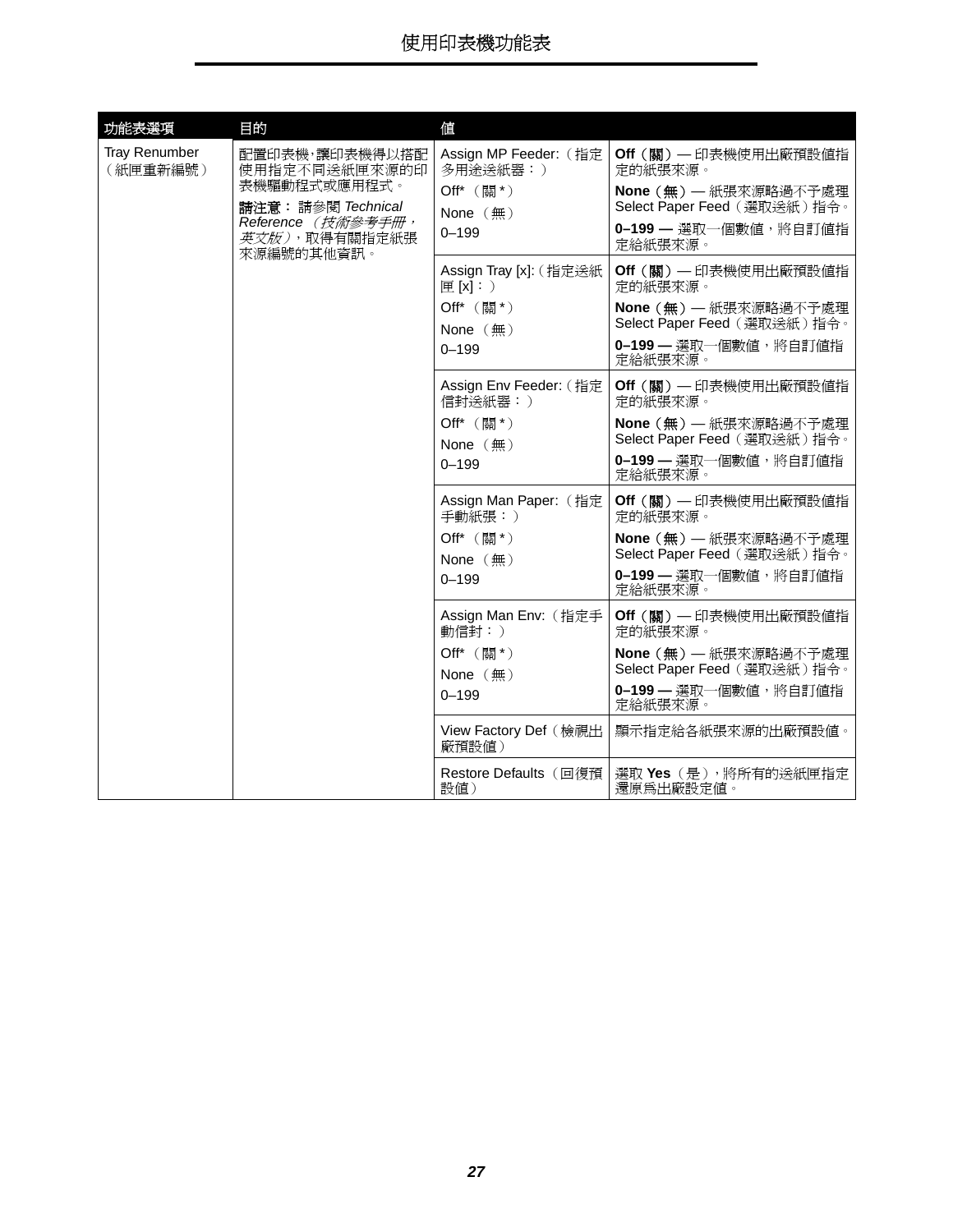| 功能表選項 | 目的 | 值 | |
|---|---|---|---|
| Tray Renumber（紙匣重新編號） | 配置印表機，讓印表機得以搭配使用指定不同送紙匣來源的印表機驅動程式或應用程式。<br>**請注意：** 請參閱 *Technical Reference*（*技術參考手冊，英文版*），取得有關指定紙張來源編號的其他資訊。 | Assign MP Feeder:（指定多用途送紙器：）<br>Off*（關*）<br>None（無）<br>0–199 | **Off**（**關**）— 印表機使用出廠預設值指定的紙張來源。<br>**None**（**無**）— 紙張來源略過不予處理 Select Paper Feed（選取送紙）指令。<br>**0–199 —** 選取一個數值，將自訂值指定給紙張來源。 |
| | | Assign Tray [x]:（指定送紙匣 [x]：）<br>Off*（關*）<br>None（無）<br>0–199 | **Off**（**關**）— 印表機使用出廠預設值指定的紙張來源。<br>**None**（**無**）— 紙張來源略過不予處理 Select Paper Feed（選取送紙）指令。<br>**0–199 —** 選取一個數值，將自訂值指定給紙張來源。 |
| | | Assign Env Feeder:（指定信封送紙器：）<br>Off*（關*）<br>None（無）<br>0–199 | **Off**（**關**）— 印表機使用出廠預設值指定的紙張來源。<br>**None**（**無**）— 紙張來源略過不予處理 Select Paper Feed（選取送紙）指令。<br>**0–199 —** 選取一個數值，將自訂值指定給紙張來源。 |
| | | Assign Man Paper:（指定手動紙張：）<br>Off*（關*）<br>None（無）<br>0–199 | **Off**（**關**）— 印表機使用出廠預設值指定的紙張來源。<br>**None**（**無**）— 紙張來源略過不予處理 Select Paper Feed（選取送紙）指令。<br>**0–199 —** 選取一個數值，將自訂值指定給紙張來源。 |
| | | Assign Man Env:（指定手動信封：）<br>Off*（關*）<br>None（無）<br>0–199 | **Off**（**關**）— 印表機使用出廠預設值指定的紙張來源。<br>**None**（**無**）— 紙張來源略過不予處理 Select Paper Feed（選取送紙）指令。<br>**0–199 —** 選取一個數值，將自訂值指定給紙張來源。 |
| | | View Factory Def（檢視出廠預設值） | 顯示指定給各紙張來源的出廠預設值。 |
| | | Restore Defaults（回復預設值） | 選取 **Yes**（是），將所有的送紙匣指定還原為出廠設定值。 |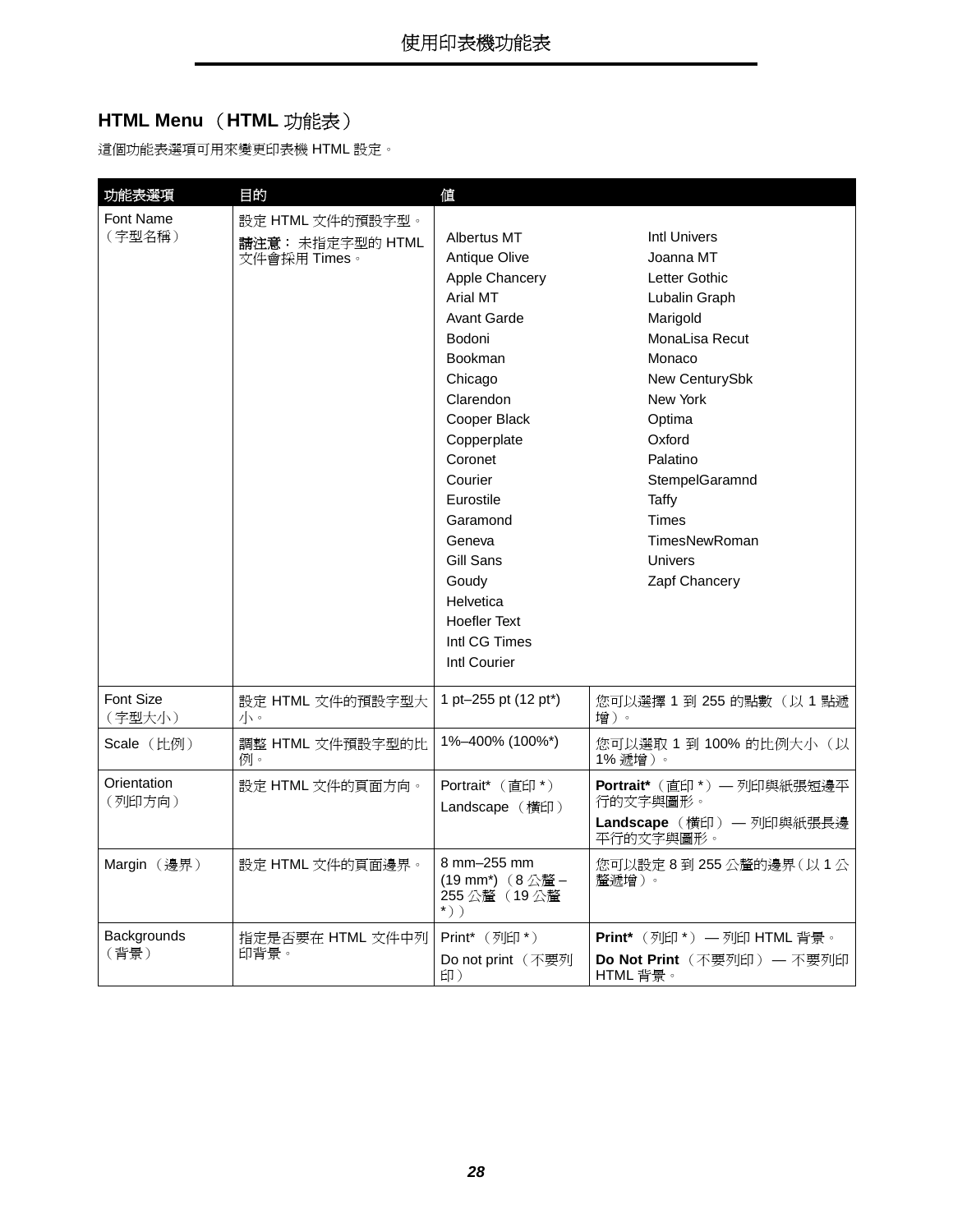## HTML Menu （HTML 功能表）

這個功能表選項可用來變更印表機 HTML 設定。

| 功能表選項 | 目的 | 值 | |
|---|---|---|---|
| Font Name（字型名稱） | 設定 HTML 文件的預設字型。<br>**請注意：** 未指定字型的 HTML 文件會採用 Times。 | Albertus MT<br>Antique Olive<br>Apple Chancery<br>Arial MT<br>Avant Garde<br>Bodoni<br>Bookman<br>Chicago<br>Clarendon<br>Cooper Black<br>Copperplate<br>Coronet<br>Courier<br>Eurostile<br>Garamond<br>Geneva<br>Gill Sans<br>Goudy<br>Helvetica<br>Hoefler Text<br>Intl CG Times<br>Intl Courier | Intl Univers<br>Joanna MT<br>Letter Gothic<br>Lubalin Graph<br>Marigold<br>MonaLisa Recut<br>Monaco<br>New CenturySbk<br>New York<br>Optima<br>Oxford<br>Palatino<br>StempelGaramnd<br>Taffy<br>Times<br>TimesNewRoman<br>Univers<br>Zapf Chancery |
| Font Size（字型大小） | 設定 HTML 文件的預設字型大小。 | 1 pt–255 pt (12 pt*) | 您可以選擇 1 到 255 的點數（以 1 點遞增）。 |
| Scale（比例） | 調整 HTML 文件預設字型的比例。 | 1%–400% (100%*) | 您可以選取 1 到 100% 的比例大小（以 1% 遞增）。 |
| Orientation（列印方向） | 設定 HTML 文件的頁面方向。 | Portrait*（直印 *）<br>Landscape（橫印） | **Portrait***（直印 *）— 列印與紙張短邊平行的文字與圖形。<br>**Landscape**（橫印）— 列印與紙張長邊平行的文字與圖形。 |
| Margin（邊界） | 設定 HTML 文件的頁面邊界。 | 8 mm–255 mm (19 mm*)（8 公釐 – 255 公釐（19 公釐 *）） | 您可以設定 8 到 255 公釐的邊界（以 1 公釐遞增）。 |
| Backgrounds（背景） | 指定是否要在 HTML 文件中列印背景。 | Print*（列印 *）<br>Do not print（不要列印） | **Print***（列印 *）— 列印 HTML 背景。<br>**Do Not Print**（不要列印）— 不要列印 HTML 背景。 |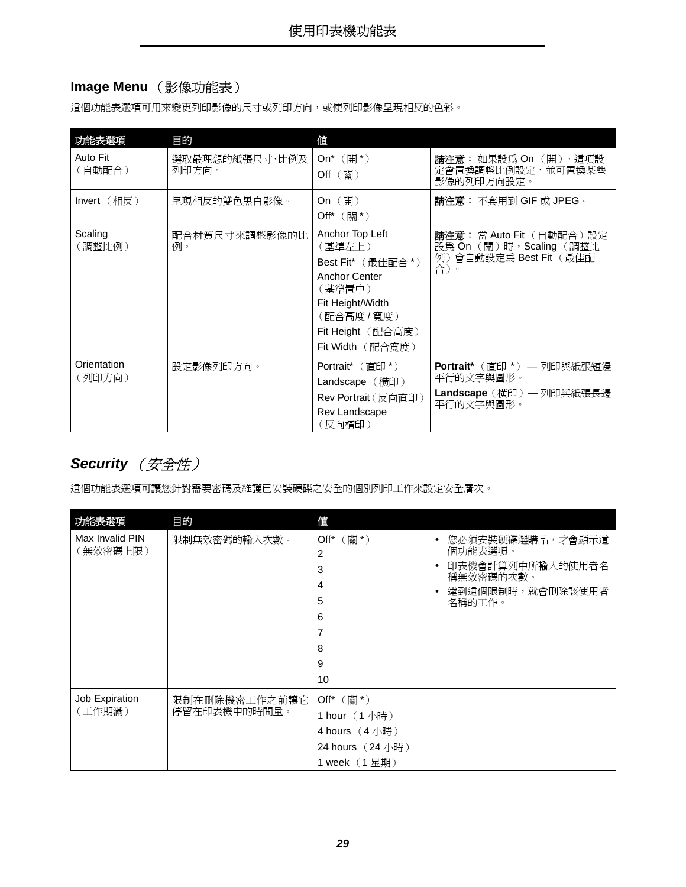## Image Menu （影像功能表）

這個功能表選項可用來變更列印影像的尺寸或列印方向，或使列印影像呈現相反的色彩。

| 功能表選項 | 目的 | 值 | |
|---|---|---|---|
| Auto Fit（自動配合） | 選取最理想的紙張尺寸、比例及列印方向。 | On*（開 *）<br>Off（關） | **請注意：** 如果設為 On（開），這項設定會置換調整比例設定，並可置換某些影像的列印方向設定。 |
| Invert（相反） | 呈現相反的雙色黑白影像。 | On（開）<br>Off*（關 *） | **請注意：** 不套用到 GIF 或 JPEG。 |
| Scaling（調整比例） | 配合材質尺寸來調整影像的比例。 | Anchor Top Left（基準左上）<br>Best Fit*（最佳配合 *）<br>Anchor Center（基準置中）<br>Fit Height/Width（配合高度 / 寬度）<br>Fit Height（配合高度）<br>Fit Width（配合寬度） | **請注意：** 當 Auto Fit（自動配合）設定設為 On（開）時，Scaling（調整比例）會自動設定為 Best Fit（最佳配合）。 |
| Orientation（列印方向） | 設定影像列印方向。 | Portrait*（直印 *）<br>Landscape（橫印）<br>Rev Portrait（反向直印）<br>Rev Landscape（反向橫印） | **Portrait***（直印 *）— 列印與紙張短邊平行的文字與圖形。<br>**Landscape**（橫印）— 列印與紙張長邊平行的文字與圖形。 |

## *Security（安全性）*

這個功能表選項可讓您針對需要密碼及維護已安裝硬碟之安全的個別列印工作來設定安全層次。

| 功能表選項 | 目的 | 值 | |
|---|---|---|---|
| Max Invalid PIN（無效密碼上限） | 限制無效密碼的輸入次數。 | Off*（關 *）<br>2<br>3<br>4<br>5<br>6<br>7<br>8<br>9<br>10 | • 您必須安裝硬碟選購品，才會顯示這個功能表選項。<br>• 印表機會計算列中所輸入的使用者名稱無效密碼的次數。<br>• 達到這個限制時，就會刪除該使用者名稱的工作。 |
| Job Expiration（工作期滿） | 限制在刪除機密工作之前讓它停留在印表機中的時間量。 | Off*（關 *）<br>1 hour（1 小時）<br>4 hours（4 小時）<br>24 hours（24 小時）<br>1 week（1 星期） | |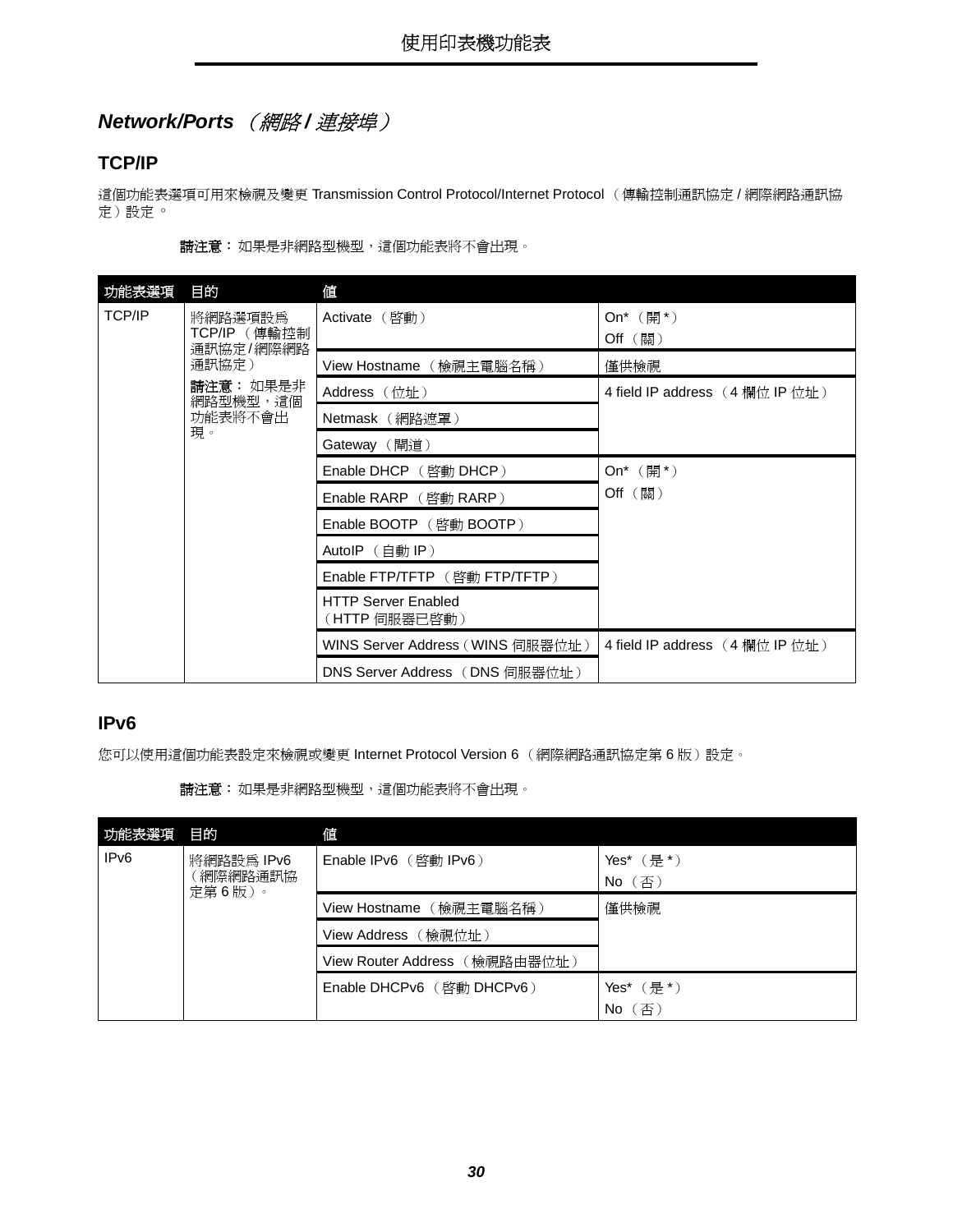## *Network/Ports （網路 / 連接埠）*

### TCP/IP

這個功能表選項可用來檢視及變更 Transmission Control Protocol/Internet Protocol （傳輸控制通訊協定 / 網際網路通訊協定）設定 。

> **請注意：** 如果是非網路型機型，這個功能表將不會出現。

| 功能表選項 | 目的 | 值 | |
|---|---|---|---|
| TCP/IP | 將網路選項設為 TCP/IP （傳輸控制通訊協定 / 網際網路通訊協定）<br>**請注意：** 如果是非網路型機型，這個功能表將不會出現。 | Activate （啓動） | On* （開 *）<br>Off （關） |
| | | View Hostname （檢視主電腦名稱） | 僅供檢視 |
| | | Address （位址） | 4 field IP address （4 欄位 IP 位址） |
| | | Netmask （網路遮罩） | |
| | | Gateway （閘道） | |
| | | Enable DHCP （啓動 DHCP） | On* （開 *）<br>Off （關） |
| | | Enable RARP （啓動 RARP） | |
| | | Enable BOOTP （啓動 BOOTP） | |
| | | AutoIP （自動 IP） | |
| | | Enable FTP/TFTP （啓動 FTP/TFTP） | |
| | | HTTP Server Enabled （HTTP 伺服器已啓動） | |
| | | WINS Server Address（WINS 伺服器位址） | 4 field IP address （4 欄位 IP 位址） |
| | | DNS Server Address （DNS 伺服器位址） | |

### IPv6

您可以使用這個功能表設定來檢視或變更 Internet Protocol Version 6 （網際網路通訊協定第 6 版）設定。

> **請注意：** 如果是非網路型機型，這個功能表將不會出現。

| 功能表選項 | 目的 | 值 | |
|---|---|---|---|
| IPv6 | 將網路設為 IPv6 （網際網路通訊協定第 6 版）。 | Enable IPv6 （啓動 IPv6） | Yes* （是 *）<br>No （否） |
| | | View Hostname （檢視主電腦名稱） | 僅供檢視 |
| | | View Address （檢視位址） | |
| | | View Router Address （檢視路由器位址） | |
| | | Enable DHCPv6 （啓動 DHCPv6） | Yes* （是 *）<br>No （否） |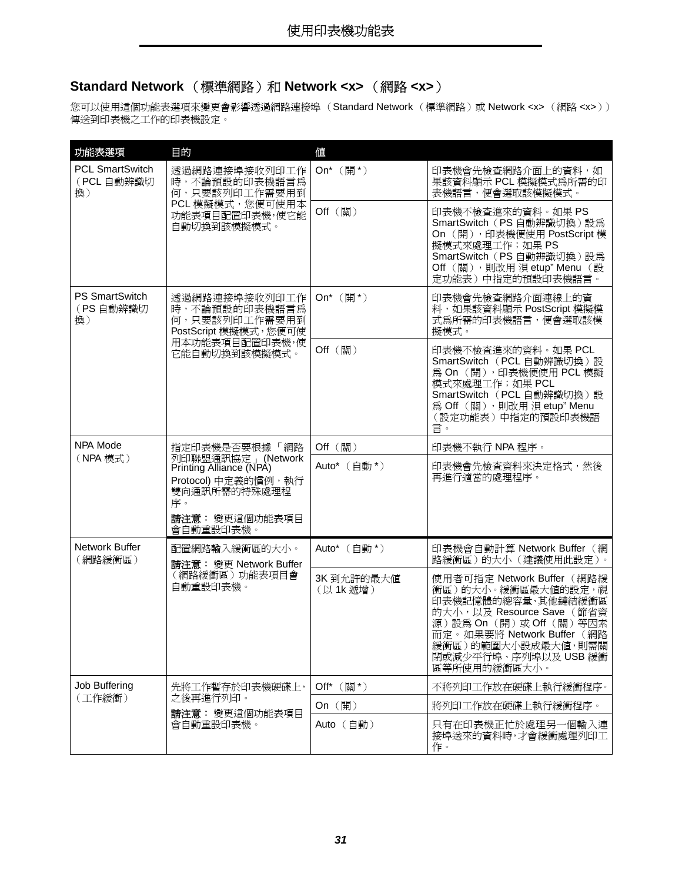## Standard Network （標準網路）和 Network <x> （網路 <x>）

您可以使用這個功能表選項來變更會影響透過網路連接埠 （Standard Network （標準網路）或 Network <x> （網路 <x>））傳送到印表機之工作的印表機設定。

| 功能表選項 | 目的 | 值 | |
|---|---|---|---|
| PCL SmartSwitch （PCL 自動辨識切換） | 透過網路連接埠接收列印工作時，不論預設的印表機語言爲何，只要該列印工作需要用到 PCL 模擬模式，您便可使用本功能表項目配置印表機，使它能自動切換到該模擬模式。 | On* （開 *） | 印表機會先檢查網路介面上的資料，如果該資料顯示 PCL 模擬模式爲所需的印表機語言，便會選取該模擬模式。 |
| | | Off （關） | 印表機不檢查進來的資料。如果 PS SmartSwitch（PS 自動辨識切換）設爲 On （開），印表機便使用 PostScript 模擬模式來處理工作；如果 PS SmartSwitch（PS 自動辨識切換）設爲 Off （關），則改用 湨 etup" Menu （設定功能表）中指定的預設印表機語言。 |
| PS SmartSwitch （PS 自動辨識切換） | 透過網路連接埠接收列印工作時，不論預設的印表機語言爲何，只要該列印工作需要用到 PostScript 模擬模式，您便可使用本功能表項目配置印表機，使它能自動切換到該模擬模式。 | On* （開 *） | 印表機會先檢查網路介面連線上的資料，如果該資料顯示 PostScript 模擬模式爲所需的印表機語言，便會選取該模擬模式。 |
| | | Off （關） | 印表機不檢查進來的資料。如果 PCL SmartSwitch （PCL 自動辨識切換）設爲 On （開），印表機便使用 PCL 模擬模式來處理工作；如果 PCL SmartSwitch （PCL 自動辨識切換）設爲 Off （關），則改用 湨 etup" Menu （設定功能表）中指定的預設印表機語言。 |
| NPA Mode （NPA 模式） | 指定印表機是否要根據 「網路列印聯盟通訊協定」(Network Printing Alliance (NPA) Protocol) 中定義的慣例，執行雙向通訊所需的特殊處理程序。<br>**請注意：** 變更這個功能表項目會自動重設印表機。 | Off （關） | 印表機不執行 NPA 程序。 |
| | | Auto* （自動 *） | 印表機會先檢查資料來決定格式，然後再進行適當的處理程序。 |
| Network Buffer （網路緩衝區） | 配置網路輸入緩衝區的大小。<br>**請注意：** 變更 Network Buffer （網路緩衝區）功能表項目會自動重設印表機。 | Auto* （自動 *） | 印表機會自動計算 Network Buffer （網路緩衝區）的大小（建議使用此設定）。 |
| | | 3K 到允許的最大值（以 1k 遞增） | 使用者可指定 Network Buffer （網路緩衝區）的大小。緩衝區最大值的設定，視印表機記憶體的總容量、其他鏈結緩衝區的大小，以及 Resource Save （節省資源）設爲 On（開）或 Off （關）等因素而定。如果要將 Network Buffer（網路緩衝區）的範圍大小設成最大值，則需關閉或減少平行埠、序列埠以及 USB 緩衝區等所使用的緩衝區大小。 |
| Job Buffering （工作緩衝） | 先將工作暫存於印表機硬碟上，之後再進行列印。<br>**請注意：** 變更這個功能表項目會自動重設印表機。 | Off* （關 *） | 不將列印工作放在硬碟上執行緩衝程序。 |
| | | On （開） | 將列印工作放在硬碟上執行緩衝程序。 |
| | | Auto （自動） | 只有在印表機正忙於處理另一個輸入連接埠送來的資料時，才會緩衝處理列印工作。 |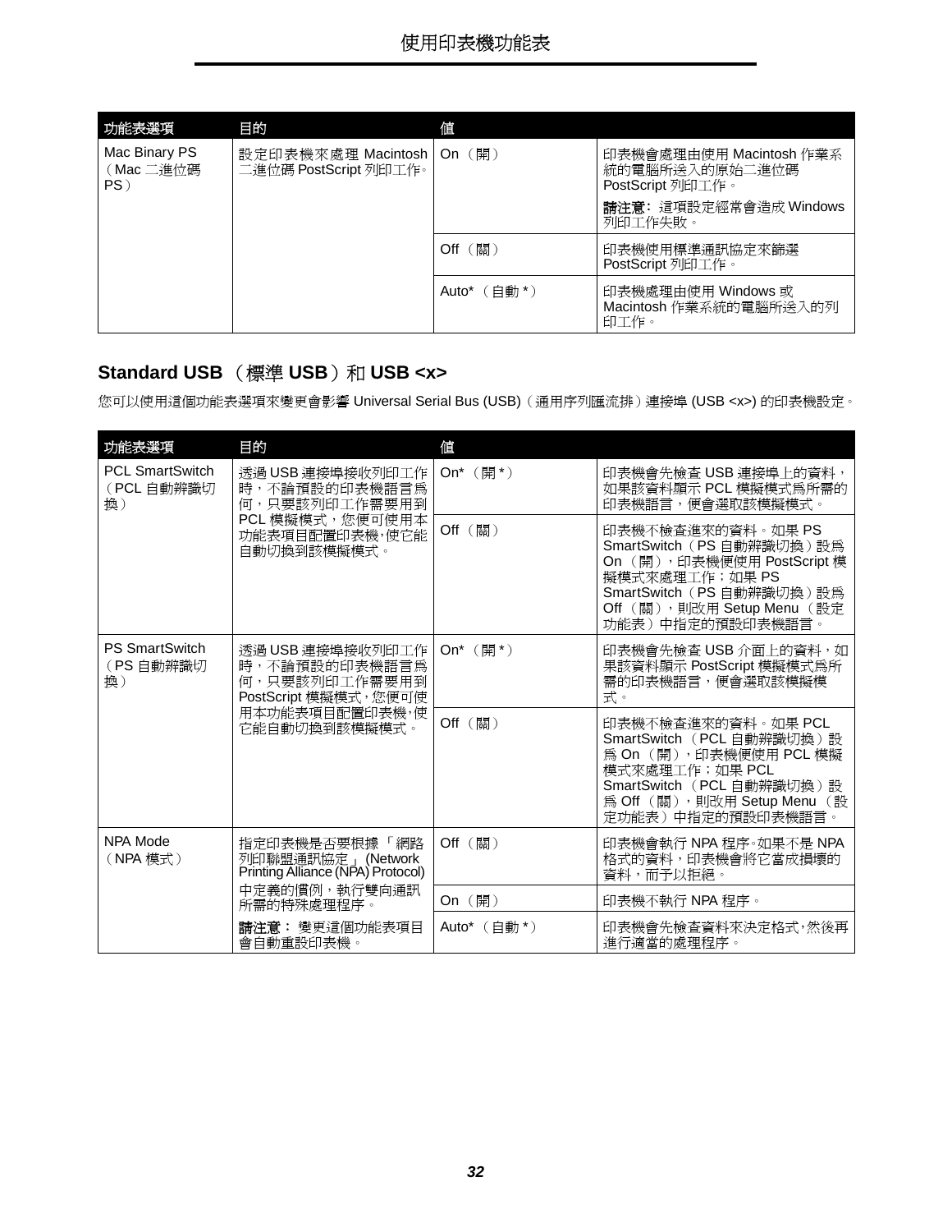| 功能表選項 | 目的 | 值 | |
|---|---|---|---|
| Mac Binary PS（Mac 二進位碼 PS） | 設定印表機來處理 Macintosh 二進位碼 PostScript 列印工作。 | On（開） | 印表機會處理由使用 Macintosh 作業系統的電腦所送入的原始二進位碼 PostScript 列印工作。<br>**請注意：**這項設定經常會造成 Windows 列印工作失敗。 |
| | | Off（關） | 印表機使用標準通訊協定來篩選 PostScript 列印工作。 |
| | | Auto*（自動 *） | 印表機處理由使用 Windows 或 Macintosh 作業系統的電腦所送入的列印工作。 |

## Standard USB（標準 USB）和 USB <x>

您可以使用這個功能表選項來變更會影響 Universal Serial Bus (USB)（通用序列匯流排）連接埠 (USB <x>) 的印表機設定。

| 功能表選項 | 目的 | 值 | |
|---|---|---|---|
| PCL SmartSwitch（PCL 自動辨識切換） | 透過 USB 連接埠接收列印工作時，不論預設的印表機語言為何，只要該列印工作需要用到 PCL 模擬模式，您便可使用本功能表項目配置印表機，使它能自動切換到該模擬模式。 | On*（開 *） | 印表機會先檢查 USB 連接埠上的資料，如果該資料顯示 PCL 模擬模式為所需的印表機語言，便會選取該模擬模式。 |
| | | Off（關） | 印表機不檢查進來的資料。如果 PS SmartSwitch（PS 自動辨識切換）設為 On（開），印表機便使用 PostScript 模擬模式來處理工作；如果 PS SmartSwitch（PS 自動辨識切換）設為 Off（關），則改用 Setup Menu（設定功能表）中指定的預設印表機語言。 |
| PS SmartSwitch（PS 自動辨識切換） | 透過 USB 連接埠接收列印工作時，不論預設的印表機語言為何，只要該列印工作需要用到 PostScript 模擬模式，您便可使用本功能表項目配置印表機，使它能自動切換到該模擬模式。 | On*（開 *） | 印表機會先檢查 USB 介面上的資料，如果該資料顯示 PostScript 模擬模式為所需的印表機語言，便會選取該模擬模式。 |
| | | Off（關） | 印表機不檢查進來的資料。如果 PCL SmartSwitch（PCL 自動辨識切換）設為 On（開），印表機便使用 PCL 模擬模式來處理工作；如果 PCL SmartSwitch（PCL 自動辨識切換）設為 Off（關），則改用 Setup Menu（設定功能表）中指定的預設印表機語言。 |
| NPA Mode（NPA 模式） | 指定印表機是否要根據「網路列印聯盟通訊協定」(Network Printing Alliance (NPA) Protocol) 中定義的慣例，執行雙向通訊所需的特殊處理程序。<br>**請注意：**變更這個功能表項目會自動重設印表機。 | Off（關） | 印表機會執行 NPA 程序。如果不是 NPA 格式的資料，印表機會將它當成損壞的資料，而予以拒絕。 |
| | | On（開） | 印表機不執行 NPA 程序。 |
| | | Auto*（自動 *） | 印表機會先檢查資料來決定格式，然後再進行適當的處理程序。 |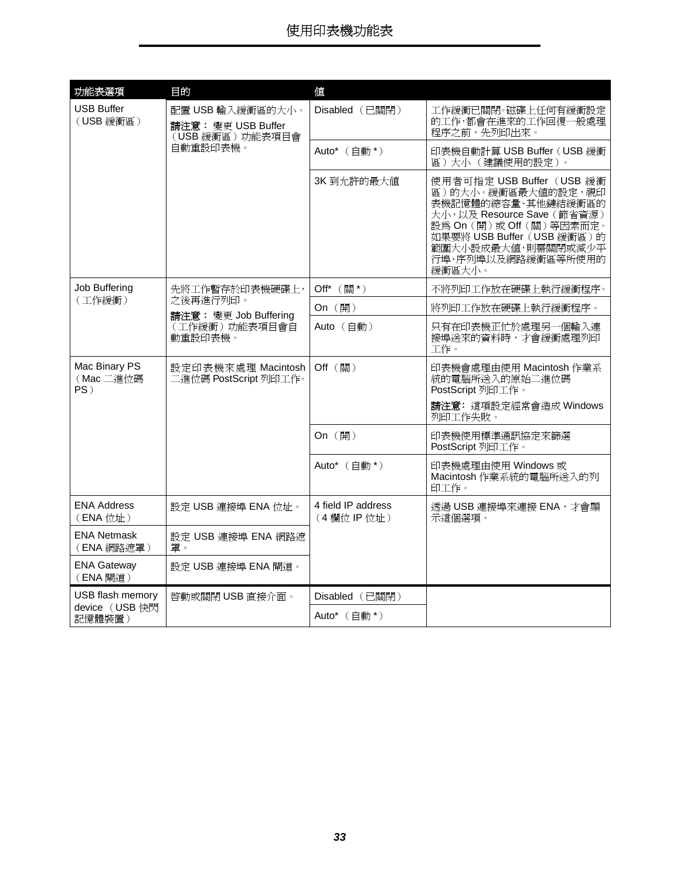| 功能表選項 | 目的 | 值 | |
|---|---|---|---|
| USB Buffer（USB 緩衝區） | 配置 USB 輸入緩衝區的大小。<br>**請注意：** 變更 USB Buffer（USB 緩衝區）功能表項目會自動重設印表機。 | Disabled（已關閉） | 工作緩衝已關閉。磁碟上任何有緩衝設定的工作，都會在進來的工作回復一般處理程序之前，先列印出來。 |
| | | Auto*（自動 *） | 印表機自動計算 USB Buffer（USB 緩衝區）大小（建議使用的設定）。 |
| | | 3K 到允許的最大值 | 使用者可指定 USB Buffer（USB 緩衝區）的大小。緩衝區最大值的設定，視印表機記憶體的總容量、其他鏈結緩衝區的大小，以及 Resource Save（節省資源）設為 On（開）或 Off（關）等因素而定。如果要將 USB Buffer（USB 緩衝區）的範圍大小設成最大值，則需關閉或減少平行埠、序列埠以及網路緩衝區等所使用的緩衝區大小。 |
| Job Buffering（工作緩衝） | 先將工作暫存於印表機硬碟上，之後再進行列印。<br>**請注意：** 變更 Job Buffering（工作緩衝）功能表項目會自動重設印表機。 | Off*（關 *） | 不將列印工作放在硬碟上執行緩衝程序。 |
| | | On（開） | 將列印工作放在硬碟上執行緩衝程序。 |
| | | Auto（自動） | 只有在印表機正忙於處理另一個輸入連接埠送來的資料時，才會緩衝處理列印工作。 |
| Mac Binary PS（Mac 二進位碼 PS） | 設定印表機來處理 Macintosh 二進位碼 PostScript 列印工作。 | Off（關） | 印表機會處理由使用 Macintosh 作業系統的電腦所送入的原始二進位碼 PostScript 列印工作。<br>**請注意：** 這項設定經常會造成 Windows 列印工作失敗。 |
| | | On（開） | 印表機使用標準通訊協定來篩選 PostScript 列印工作。 |
| | | Auto*（自動 *） | 印表機處理由使用 Windows 或 Macintosh 作業系統的電腦所送入的列印工作。 |
| ENA Address（ENA 位址） | 設定 USB 連接埠 ENA 位址。 | 4 field IP address（4 欄位 IP 位址） | 透過 USB 連接埠來連接 ENA，才會顯示這個選項。 |
| ENA Netmask（ENA 網路遮罩） | 設定 USB 連接埠 ENA 網路遮罩。 | | |
| ENA Gateway（ENA 閘道） | 設定 USB 連接埠 ENA 閘道。 | | |
| USB flash memory device（USB 快閃記憶體裝置） | 啟動或關閉 USB 直接介面。 | Disabled（已關閉） | |
| | | Auto*（自動 *） | |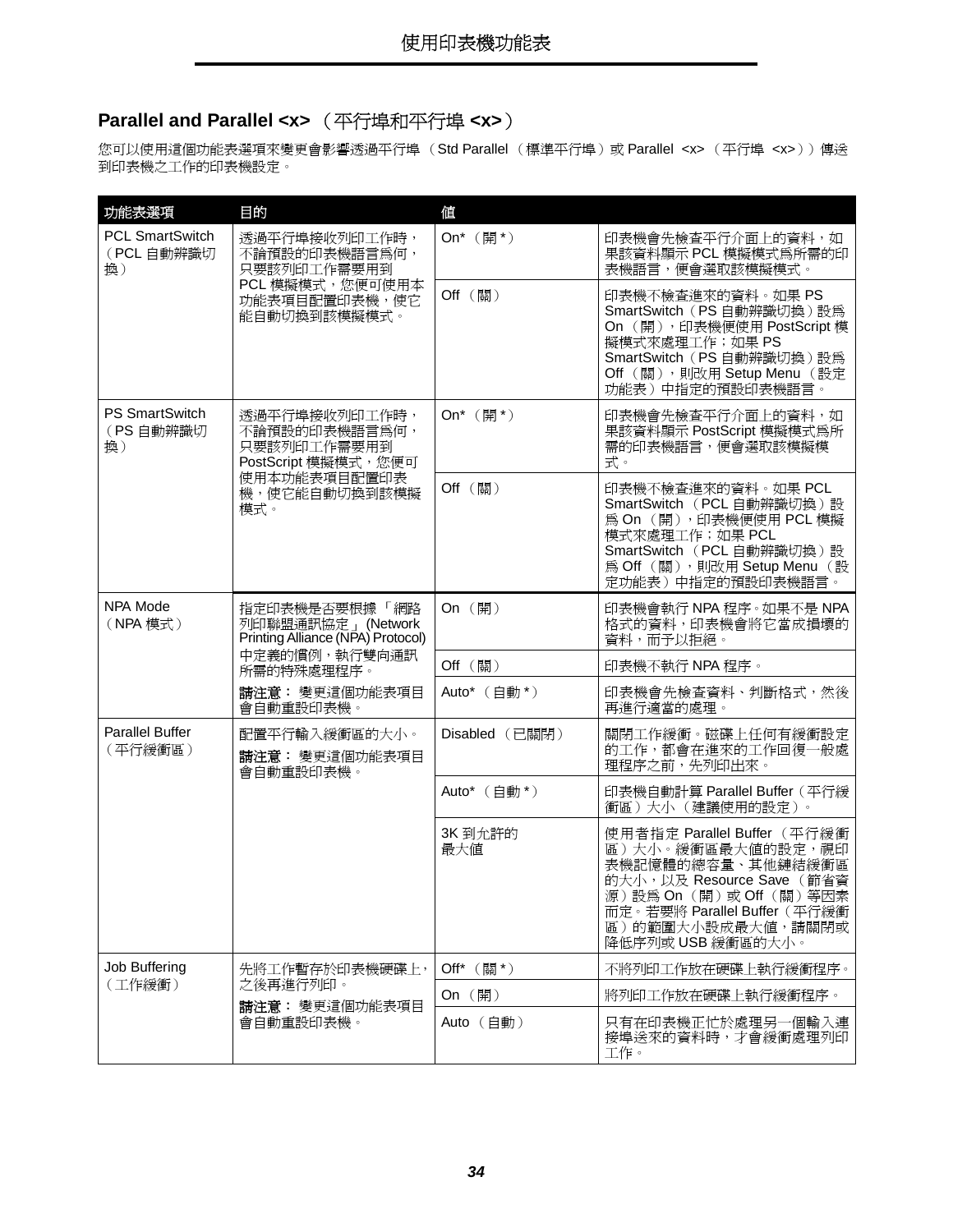## Parallel and Parallel <x> （平行埠和平行埠 <x>）

您可以使用這個功能表選項來變更會影響透過平行埠 （Std Parallel （標準平行埠）或 Parallel <x> （平行埠 <x>））傳送到印表機之工作的印表機設定。

| 功能表選項 | 目的 | 值 | |
|---|---|---|---|
| PCL SmartSwitch（PCL 自動辨識切換） | 透過平行埠接收列印工作時，不論預設的印表機語言為何，只要該列印工作需要用到 PCL 模擬模式，您便可使用本功能表項目配置印表機，使它能自動切換到該模擬模式。 | On*（開 *） | 印表機會先檢查平行介面上的資料，如果該資料顯示 PCL 模擬模式為所需的印表機語言，便會選取該模擬模式。 |
| | | Off （關） | 印表機不檢查進來的資料。如果 PS SmartSwitch（PS 自動辨識切換）設為 On （開），印表機便使用 PostScript 模擬模式來處理工作；如果 PS SmartSwitch（PS 自動辨識切換）設為 Off （關），則改用 Setup Menu （設定功能表）中指定的預設印表機語言。 |
| PS SmartSwitch（PS 自動辨識切換） | 透過平行埠接收列印工作時，不論預設的印表機語言為何，只要該列印工作需要用到 PostScript 模擬模式，您便可使用本功能表項目配置印表機，使它能自動切換到該模擬模式。 | On*（開 *） | 印表機會先檢查平行介面上的資料，如果該資料顯示 PostScript 模擬模式為所需的印表機語言，便會選取該模擬模式。 |
| | | Off （關） | 印表機不檢查進來的資料。如果 PCL SmartSwitch （PCL 自動辨識切換）設為 On （開），印表機便使用 PCL 模擬模式來處理工作；如果 PCL SmartSwitch （PCL 自動辨識切換）設為 Off （關），則改用 Setup Menu （設定功能表）中指定的預設印表機語言。 |
| NPA Mode（NPA 模式） | 指定印表機是否要根據 「網路列印聯盟通訊協定」(Network Printing Alliance (NPA) Protocol) 中定義的慣例，執行雙向通訊所需的特殊處理程序。<br>**請注意：** 變更這個功能表項目會自動重設印表機。 | On （開） | 印表機會執行 NPA 程序。如果不是 NPA 格式的資料，印表機會將它當成損壞的資料，而予以拒絕。 |
| | | Off （關） | 印表機不執行 NPA 程序。 |
| | | Auto*（自動 *） | 印表機會先檢查資料、判斷格式，然後再進行適當的處理。 |
| Parallel Buffer（平行緩衝區） | 配置平行輸入緩衝區的大小。<br>**請注意：** 變更這個功能表項目會自動重設印表機。 | Disabled （已關閉） | 關閉工作緩衝。磁碟上任何有緩衝設定的工作，都會在進來的工作回復一般處理程序之前，先列印出來。 |
| | | Auto*（自動 *） | 印表機自動計算 Parallel Buffer（平行緩衝區）大小 （建議使用的設定）。 |
| | | 3K 到允許的最大值 | 使用者指定 Parallel Buffer（平行緩衝區）大小。緩衝區最大值的設定，視印表機記憶體的總容量、其他鏈結緩衝區的大小，以及 Resource Save （節省資源）設為 On（開）或 Off（關）等因素而定。若要將 Parallel Buffer（平行緩衝區）的範圍大小設成最大值，請關閉或降低序列或 USB 緩衝區的大小。 |
| Job Buffering（工作緩衝） | 先將工作暫存於印表機硬碟上，之後再進行列印。<br>**請注意：** 變更這個功能表項目會自動重設印表機。 | Off*（關 *） | 不將列印工作放在硬碟上執行緩衝程序。 |
| | | On （開） | 將列印工作放在硬碟上執行緩衝程序。 |
| | | Auto （自動） | 只有在印表機正忙於處理另一個輸入連接埠送來的資料時，才會緩衝處理列印工作。 |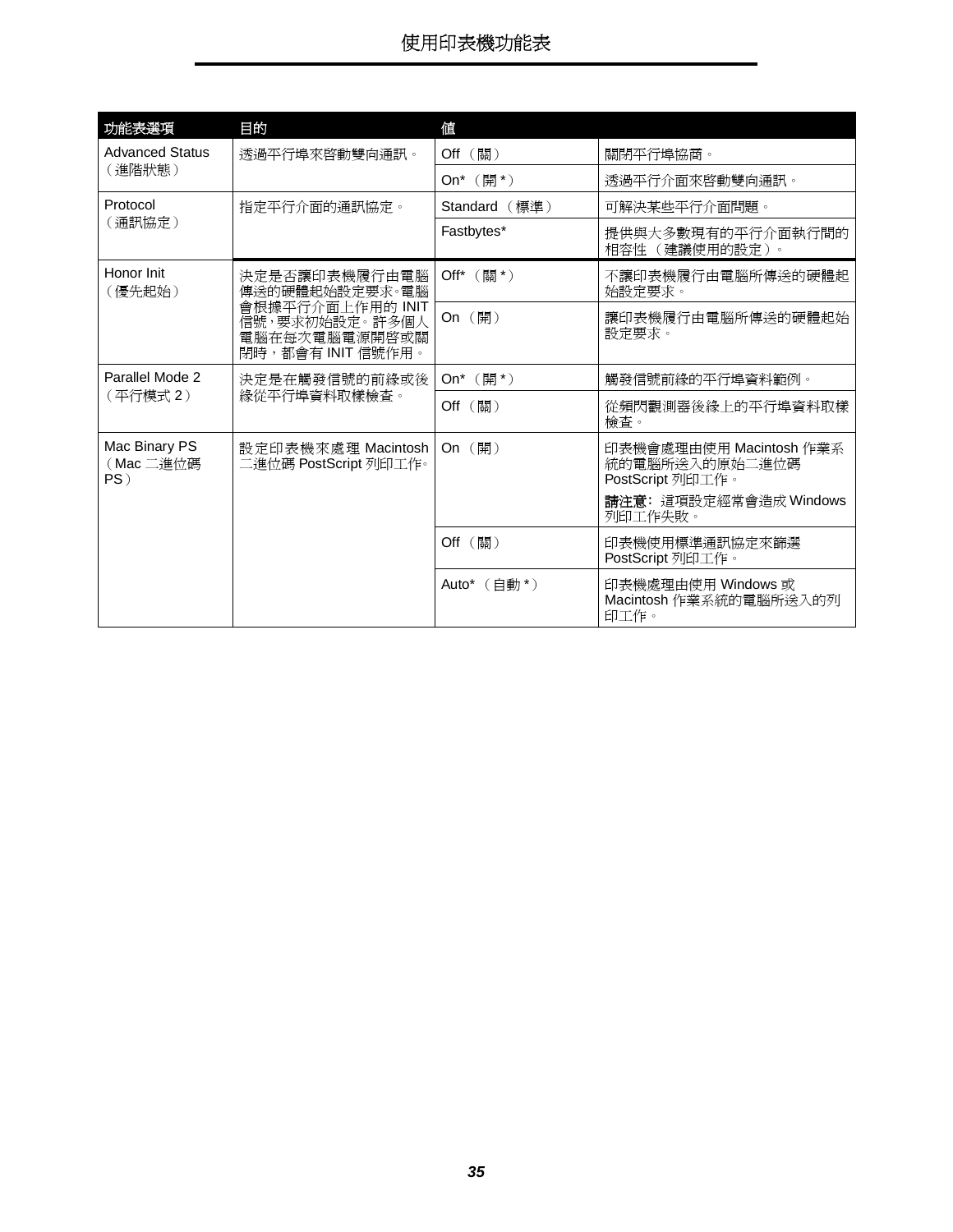| 功能表選項 | 目的 | 值 | |
|---|---|---|---|
| Advanced Status（進階狀態） | 透過平行埠來啟動雙向通訊。 | Off （關） | 關閉平行埠協商。 |
| | | On* （開 *） | 透過平行介面來啟動雙向通訊。 |
| Protocol（通訊協定） | 指定平行介面的通訊協定。 | Standard （標準） | 可解決某些平行介面問題。 |
| | | Fastbytes* | 提供與大多數現有的平行介面執行間的相容性 （建議使用的設定）。 |
| Honor Init（優先起始） | 決定是否讓印表機履行由電腦傳送的硬體起始設定要求。電腦會根據平行介面上作用的 INIT 信號，要求初始設定。許多個人電腦在每次電腦電源開啟或關閉時，都會有 INIT 信號作用。 | Off* （關 *） | 不讓印表機履行由電腦所傳送的硬體起始設定要求。 |
| | | On （開） | 讓印表機履行由電腦所傳送的硬體起始設定要求。 |
| Parallel Mode 2（平行模式 2） | 決定是在觸發信號的前緣或後緣從平行埠資料取樣檢查。 | On* （開 *） | 觸發信號前緣的平行埠資料範例。 |
| | | Off （關） | 從頻閃觀測器後緣上的平行埠資料取樣檢查。 |
| Mac Binary PS（Mac 二進位碼 PS） | 設定印表機來處理 Macintosh 二進位碼 PostScript 列印工作。 | On （開） | 印表機會處理由使用 Macintosh 作業系統的電腦所送入的原始二進位碼 PostScript 列印工作。<br>**請注意：** 這項設定經常會造成 Windows 列印工作失敗。 |
| | | Off （關） | 印表機使用標準通訊協定來篩選 PostScript 列印工作。 |
| | | Auto* （自動 *） | 印表機處理由使用 Windows 或 Macintosh 作業系統的電腦所送入的列印工作。 |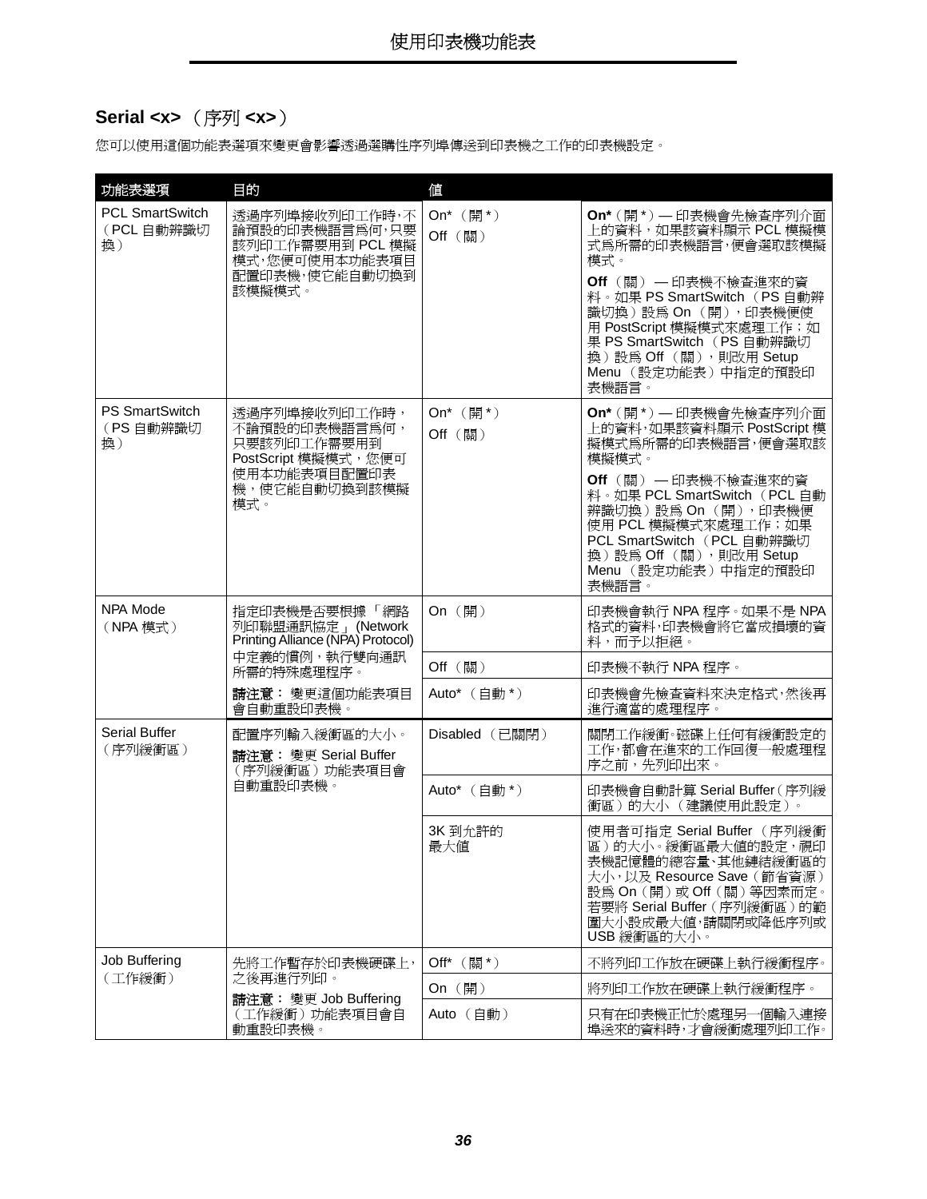## Serial <x>（序列 <x>）

您可以使用這個功能表選項來變更會影響透過選購性序列埠傳送到印表機之工作的印表機設定。

| 功能表選項 | 目的 | 值 | |
|---|---|---|---|
| PCL SmartSwitch（PCL 自動辨識切換） | 透過序列埠接收列印工作時，不論預設的印表機語言為何，只要該列印工作需要用到 PCL 模擬模式，您便可使用本功能表項目配置印表機，使它能自動切換到該模擬模式。 | On*（開*）<br>Off（關） | **On***（開*）— 印表機會先檢查序列介面上的資料，如果該資料顯示 PCL 模擬模式為所需的印表機語言，便會選取該模擬模式。<br>**Off**（關）— 印表機不檢查進來的資料。如果 PS SmartSwitch（PS 自動辨識切換）設為 On（開），印表機便使用 PostScript 模擬模式來處理工作；如果 PS SmartSwitch（PS 自動辨識切換）設為 Off（關），則改用 Setup Menu（設定功能表）中指定的預設印表機語言。 |
| PS SmartSwitch（PS 自動辨識切換） | 透過序列埠接收列印工作時，不論預設的印表機語言為何，只要該列印工作需要用到 PostScript 模擬模式，您便可使用本功能表項目配置印表機，使它能自動切換到該模擬模式。 | On*（開*）<br>Off（關） | **On***（開*）— 印表機會先檢查序列介面上的資料，如果該資料顯示 PostScript 模擬模式為所需的印表機語言，便會選取該模擬模式。<br>**Off**（關）— 印表機不檢查進來的資料。如果 PCL SmartSwitch（PCL 自動辨識切換）設為 On（開），印表機便使用 PCL 模擬模式來處理工作；如果 PCL SmartSwitch（PCL 自動辨識切換）設為 Off（關），則改用 Setup Menu（設定功能表）中指定的預設印表機語言。 |
| NPA Mode（NPA 模式） | 指定印表機是否要根據「網路列印聯盟通訊協定」(Network Printing Alliance (NPA) Protocol) 中定義的慣例，執行雙向通訊所需的特殊處理程序。<br>**請注意：**變更這個功能表項目會自動重設印表機。 | On（開） | 印表機會執行 NPA 程序。如果不是 NPA 格式的資料，印表機會將它當成損壞的資料，而予以拒絕。 |
| | | Off（關） | 印表機不執行 NPA 程序。 |
| | | Auto*（自動*） | 印表機會先檢查資料來決定格式，然後再進行適當的處理程序。 |
| Serial Buffer（序列緩衝區） | 配置序列輸入緩衝區的大小。<br>**請注意：**變更 Serial Buffer（序列緩衝區）功能表項目會自動重設印表機。 | Disabled（已關閉） | 關閉工作緩衝。磁碟上任何有緩衝設定的工作，都會在進來的工作回復一般處理程序之前，先列印出來。 |
| | | Auto*（自動*） | 印表機會自動計算 Serial Buffer（序列緩衝區）的大小（建議使用此設定）。 |
| | | 3K 到允許的最大值 | 使用者可指定 Serial Buffer（序列緩衝區）的大小。緩衝區最大值的設定，視印表機記憶體的總容量、其他鏈結緩衝區的大小，以及 Resource Save（節省資源）設為 On（開）或 Off（關）等因素而定。若要將 Serial Buffer（序列緩衝區）的範圍大小設成最大值，請關閉或降低序列或 USB 緩衝區的大小。 |
| Job Buffering（工作緩衝） | 先將工作暫存於印表機硬碟上，之後再進行列印。<br>**請注意：**變更 Job Buffering（工作緩衝）功能表項目會自動重設印表機。 | Off*（關*） | 不將列印工作放在硬碟上執行緩衝程序。 |
| | | On（開） | 將列印工作放在硬碟上執行緩衝程序。 |
| | | Auto（自動） | 只有在印表機正忙於處理另一個輸入連接埠送來的資料時，才會緩衝處理列印工作。 |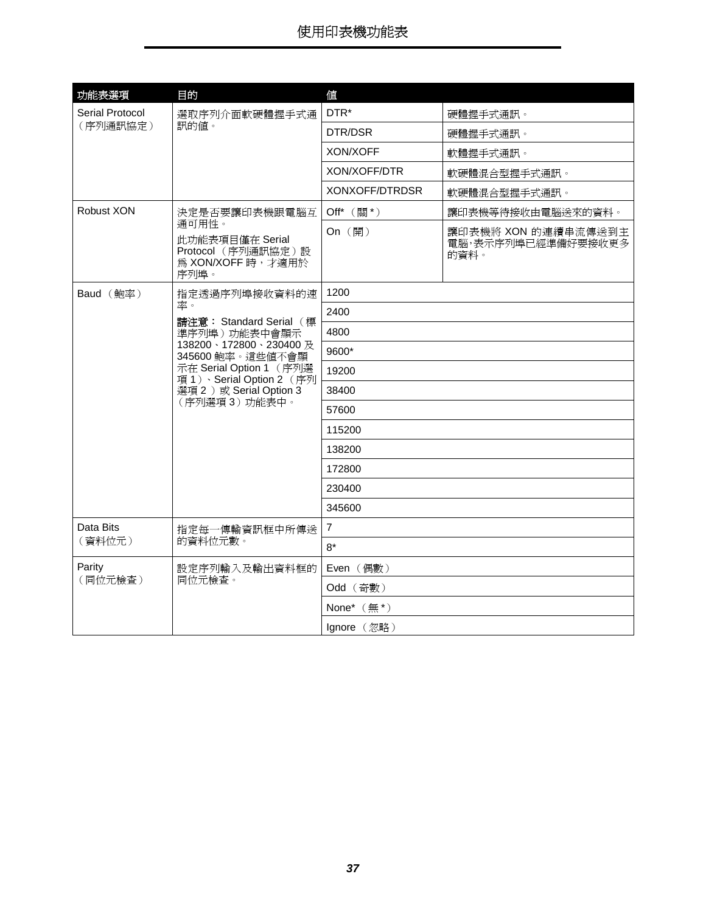| 功能表選項 | 目的 | 值 | |
|---|---|---|---|
| Serial Protocol（序列通訊協定） | 選取序列介面軟硬體握手式通訊的值。 | DTR* | 硬體握手式通訊。 |
| | | DTR/DSR | 硬體握手式通訊。 |
| | | XON/XOFF | 軟體握手式通訊。 |
| | | XON/XOFF/DTR | 軟硬體混合型握手式通訊。 |
| | | XONXOFF/DTRDSR | 軟硬體混合型握手式通訊。 |
| Robust XON | 決定是否要讓印表機跟電腦互通可用性。<br>此功能表項目僅在 Serial Protocol（序列通訊協定）設爲 XON/XOFF 時，才適用於序列埠。 | Off*（關 *） | 讓印表機等待接收由電腦送來的資料。 |
| | | On（開） | 讓印表機將 XON 的連續串流傳送到主電腦，表示序列埠已經準備好要接收更多的資料。 |
| Baud（鮑率） | 指定透過序列埠接收資料的速率。<br>**請注意：** Standard Serial（標準序列埠）功能表中會顯示 138200、172800、230400 及 345600 鮑率。這些值不會顯示在 Serial Option 1（序列選項 1）、Serial Option 2（序列選項 2）或 Serial Option 3（序列選項 3）功能表中。 | 1200 | |
| | | 2400 | |
| | | 4800 | |
| | | 9600* | |
| | | 19200 | |
| | | 38400 | |
| | | 57600 | |
| | | 115200 | |
| | | 138200 | |
| | | 172800 | |
| | | 230400 | |
| | | 345600 | |
| Data Bits（資料位元） | 指定每一傳輸資訊框中所傳送的資料位元數。 | 7 | |
| | | 8* | |
| Parity（同位元檢查） | 設定序列輸入及輸出資料框的同位元檢查。 | Even（偶數） | |
| | | Odd（奇數） | |
| | | None*（無 *） | |
| | | Ignore（忽略） | |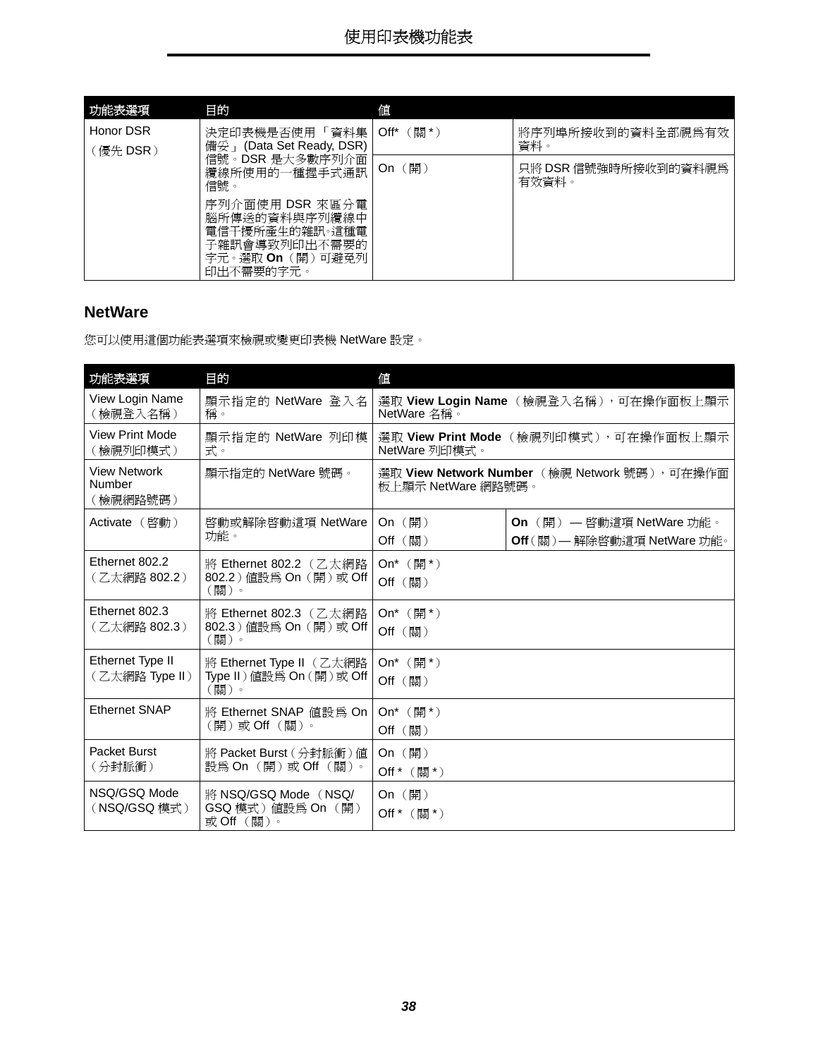| 功能表選項 | 目的 | 值 | |
|---|---|---|---|
| Honor DSR<br>（優先 DSR） | 決定印表機是否使用「資料集備妥」(Data Set Ready, DSR) 信號。DSR 是大多數序列介面纜線所使用的一種握手式通訊信號。<br>序列介面使用 DSR 來區分電腦所傳送的資料與序列纜線中電信干擾所產生的雜訊。這種電子雜訊會導致列印出不需要的字元。選取 **On**（開）可避免列印出不需要的字元。 | Off*（關 *） | 將序列埠所接收到的資料全部視爲有效資料。 |
| | | On（開） | 只將 DSR 信號強時所接收到的資料視爲有效資料。 |

## NetWare

您可以使用這個功能表選項來檢視或變更印表機 NetWare 設定。

| 功能表選項 | 目的 | 值 | |
|---|---|---|---|
| View Login Name<br>（檢視登入名稱） | 顯示指定的 NetWare 登入名稱。 | 選取 **View Login Name**（檢視登入名稱），可在操作面板上顯示 NetWare 名稱。 | |
| View Print Mode<br>（檢視列印模式） | 顯示指定的 NetWare 列印模式。 | 選取 **View Print Mode**（檢視列印模式），可在操作面板上顯示 NetWare 列印模式。 | |
| View Network Number<br>（檢視網路號碼） | 顯示指定的 NetWare 號碼。 | 選取 **View Network Number**（檢視 Network 號碼），可在操作面板上顯示 NetWare 網路號碼。 | |
| Activate（啓動） | 啓動或解除啓動這項 NetWare 功能。 | On（開）<br>Off（關） | **On**（開）— 啓動這項 NetWare 功能。<br>**Off**（關）— 解除啓動這項 NetWare 功能。 |
| Ethernet 802.2<br>（乙太網路 802.2） | 將 Ethernet 802.2（乙太網路 802.2）值設爲 On（開）或 Off（關）。 | On*（開 *）<br>Off（關） | |
| Ethernet 802.3<br>（乙太網路 802.3） | 將 Ethernet 802.3（乙太網路 802.3）值設爲 On（開）或 Off（關）。 | On*（開 *）<br>Off（關） | |
| Ethernet Type II<br>（乙太網路 Type II） | 將 Ethernet Type II（乙太網路 Type II）值設爲 On（開）或 Off（關）。 | On*（開 *）<br>Off（關） | |
| Ethernet SNAP | 將 Ethernet SNAP 值設爲 On（開）或 Off（關）。 | On*（開 *）<br>Off（關） | |
| Packet Burst<br>（分封脈衝） | 將 Packet Burst（分封脈衝）值設爲 On（開）或 Off（關）。 | On（開）<br>Off *（關 *） | |
| NSQ/GSQ Mode<br>（NSQ/GSQ 模式） | 將 NSQ/GSQ Mode（NSQ/GSQ 模式）值設爲 On（開）或 Off（關）。 | On（開）<br>Off *（關 *） | |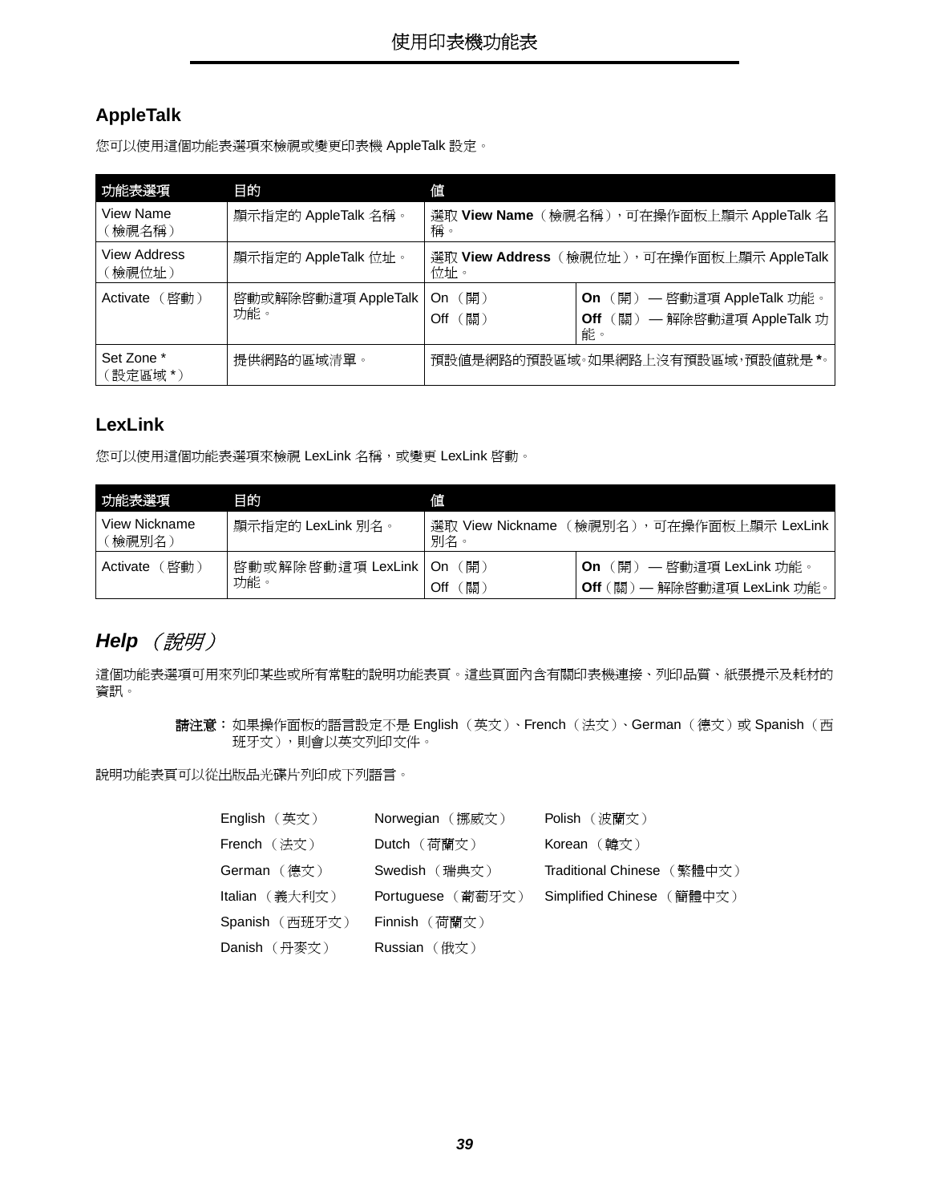## AppleTalk

您可以使用這個功能表選項來檢視或變更印表機 AppleTalk 設定。

| 功能表選項 | 目的 | 值 | |
|---|---|---|---|
| View Name（檢視名稱） | 顯示指定的 AppleTalk 名稱。 | 選取 **View Name**（檢視名稱），可在操作面板上顯示 AppleTalk 名稱。 | |
| View Address（檢視位址） | 顯示指定的 AppleTalk 位址。 | 選取 **View Address**（檢視位址），可在操作面板上顯示 AppleTalk 位址。 | |
| Activate（啟動） | 啟動或解除啟動這項 AppleTalk 功能。 | On（開）<br>Off（關） | **On**（開）— 啟動這項 AppleTalk 功能。<br>**Off**（關）— 解除啟動這項 AppleTalk 功能。 |
| Set Zone *（設定區域 *） | 提供網路的區域清單。 | 預設值是網路的預設區域。如果網路上沒有預設區域，預設值就是 *。 | |

## LexLink

您可以使用這個功能表選項來檢視 LexLink 名稱，或變更 LexLink 啟動。

| 功能表選項 | 目的 | 值 | |
|---|---|---|---|
| View Nickname（檢視別名） | 顯示指定的 LexLink 別名。 | 選取 View Nickname（檢視別名），可在操作面板上顯示 LexLink 別名。 | |
| Activate（啟動） | 啟動或解除啟動這項 LexLink 功能。 | On（開）<br>Off（關） | **On**（開）— 啟動這項 LexLink 功能。<br>**Off**（關）— 解除啟動這項 LexLink 功能。 |

## *Help（說明）*

這個功能表選項可用來列印某些或所有常駐的說明功能表頁。這些頁面內含有關印表機連接、列印品質、紙張提示及耗材的資訊。

**請注意：** 如果操作面板的語言設定不是 English（英文）、French（法文）、German（德文）或 Spanish（西班牙文），則會以英文列印文件。

說明功能表頁可以從出版品光碟片列印成下列語言。

English（英文）
French（法文）
German（德文）
Italian（義大利文）
Spanish（西班牙文）
Danish（丹麥文）
Norwegian（挪威文）
Dutch（荷蘭文）
Swedish（瑞典文）
Portuguese（葡萄牙文）
Finnish（荷蘭文）
Russian（俄文）
Polish（波蘭文）
Korean（韓文）
Traditional Chinese（繁體中文）
Simplified Chinese（簡體中文）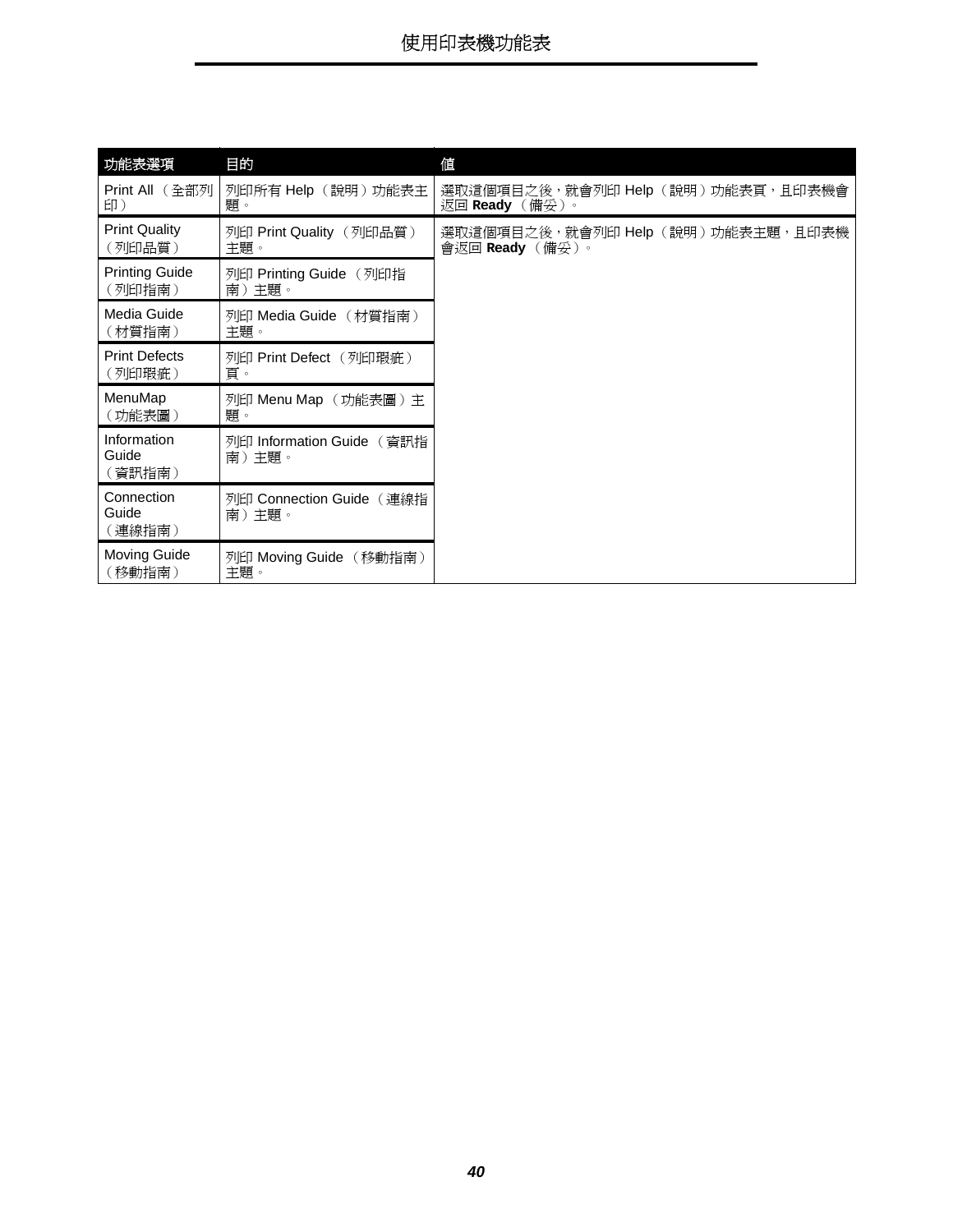| 功能表選項 | 目的 | 值 |
| --- | --- | --- |
| Print All（全部列印） | 列印所有 Help（說明）功能表主題。 | 選取這個項目之後，就會列印 Help（說明）功能表頁，且印表機會返回 **Ready**（備妥）。 |
| Print Quality（列印品質） | 列印 Print Quality（列印品質）主題。 | 選取這個項目之後，就會列印 Help（說明）功能表主題，且印表機會返回 **Ready**（備妥）。 |
| Printing Guide（列印指南） | 列印 Printing Guide（列印指南）主題。 | |
| Media Guide（材質指南） | 列印 Media Guide（材質指南）主題。 | |
| Print Defects（列印瑕疵） | 列印 Print Defect（列印瑕疵）頁。 | |
| MenuMap（功能表圖） | 列印 Menu Map（功能表圖）主題。 | |
| Information Guide（資訊指南） | 列印 Information Guide（資訊指南）主題。 | |
| Connection Guide（連線指南） | 列印 Connection Guide（連線指南）主題。 | |
| Moving Guide（移動指南） | 列印 Moving Guide（移動指南）主題。 | |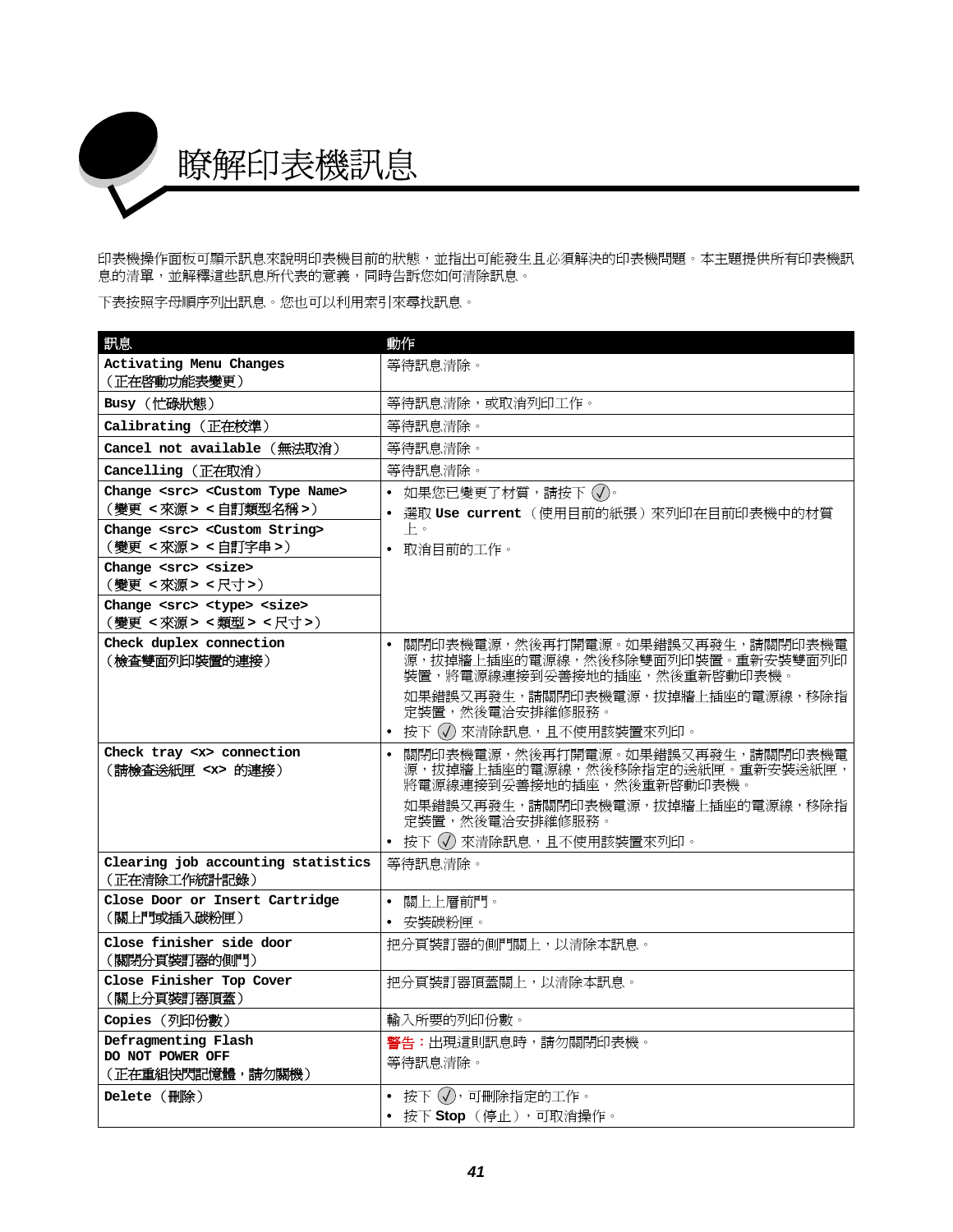# 瞭解印表機訊息

印表機操作面板可顯示訊息來說明印表機目前的狀態，並指出可能發生且必須解決的印表機問題。本主題提供所有印表機訊息的清單，並解釋這些訊息所代表的意義，同時告訴您如何清除訊息。

下表按照字母順序列出訊息。您也可以利用索引來尋找訊息。

| 訊息 | 動作 |
|---|---|
| **Activating Menu Changes**<br>（正在啟動功能表變更） | 等待訊息清除。 |
| **Busy**（忙碌狀態） | 等待訊息清除，或取消列印工作。 |
| **Calibrating**（正在校準） | 等待訊息清除。 |
| **Cancel not available**（無法取消） | 等待訊息清除。 |
| **Cancelling**（正在取消） | 等待訊息清除。 |
| **Change <src> <Custom Type Name>**<br>（變更 <來源> <自訂類型名稱>）<br>**Change <src> <Custom String>**<br>（變更 <來源> <自訂字串>）<br>**Change <src> <size>**<br>（變更 <來源> <尺寸>）<br>**Change <src> <type> <size>**<br>（變更 <來源> <類型> <尺寸>） | • 如果您已變更了材質，請按下 ✓。<br>• 選取 **Use current**（使用目前的紙張）來列印在目前印表機中的材質上。<br>• 取消目前的工作。 |
| **Check duplex connection**<br>（檢查雙面列印裝置的連接） | • 關閉印表機電源，然後再打開電源。如果錯誤又再發生，請關閉印表機電源，拔掉牆上插座的電源線，然後移除雙面列印裝置。重新安裝雙面列印裝置，將電源線連接到妥善接地的插座，然後重新啟動印表機。<br>如果錯誤又再發生，請關閉印表機電源，拔掉牆上插座的電源線，移除指定裝置，然後電洽安排維修服務。<br>• 按下 ✓ 來清除訊息，且不使用該裝置來列印。 |
| **Check tray <x> connection**<br>（請檢查送紙匣 <x> 的連接） | • 關閉印表機電源，然後再打開電源。如果錯誤又再發生，請關閉印表機電源，拔掉牆上插座的電源線，然後移除指定的送紙匣。重新安裝送紙匣，將電源線連接到妥善接地的插座，然後重新啟動印表機。<br>如果錯誤又再發生，請關閉印表機電源，拔掉牆上插座的電源線，移除指定裝置，然後電洽安排維修服務。<br>• 按下 ✓ 來清除訊息，且不使用該裝置來列印。 |
| **Clearing job accounting statistics**<br>（正在清除工作統計記錄） | 等待訊息清除。 |
| **Close Door or Insert Cartridge**<br>（關上門或插入碳粉匣） | • 關上上層前門。<br>• 安裝碳粉匣。 |
| **Close finisher side door**<br>（關閉分頁裝訂器的側門） | 把分頁裝訂器的側門關上，以清除本訊息。 |
| **Close Finisher Top Cover**<br>（關上分頁裝訂器頂蓋） | 把分頁裝訂器頂蓋關上，以清除本訊息。 |
| **Copies**（列印份數） | 輸入所要的列印份數。 |
| **Defragmenting Flash**<br>**DO NOT POWER OFF**<br>（正在重組快閃記憶體，請勿關機） | **警告：**出現這則訊息時，請勿關閉印表機。<br>等待訊息清除。 |
| **Delete**（刪除） | • 按下 ✓，可刪除指定的工作。<br>• 按下 **Stop**（停止），可取消操作。 |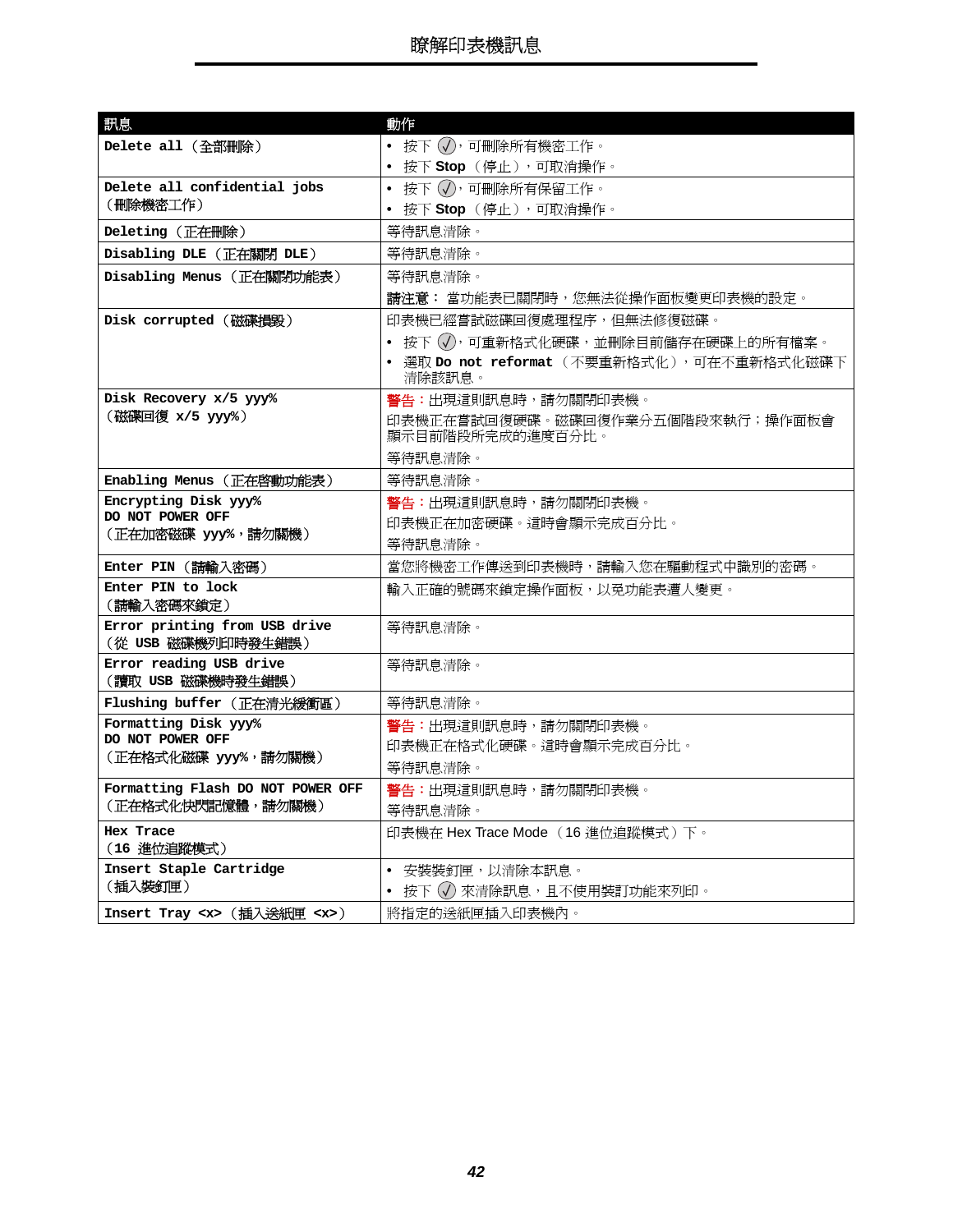| 訊息 | 動作 |
|---|---|
| **Delete all**（全部刪除） | • 按下 ✓，可刪除所有機密工作。<br>• 按下 **Stop**（停止），可取消操作。 |
| **Delete all confidential jobs**（刪除機密工作） | • 按下 ✓，可刪除所有保留工作。<br>• 按下 **Stop**（停止），可取消操作。 |
| **Deleting**（正在刪除） | 等待訊息清除。 |
| **Disabling DLE**（正在關閉 **DLE**） | 等待訊息清除。 |
| **Disabling Menus**（正在關閉功能表） | 等待訊息清除。<br>**請注意：** 當功能表已關閉時，您無法從操作面板變更印表機的設定。 |
| **Disk corrupted**（磁碟損毀） | 印表機已經嘗試磁碟回復處理程序，但無法修復磁碟。<br>• 按下 ✓，可重新格式化硬碟，並刪除目前儲存在硬碟上的所有檔案。<br>• 選取 **Do not reformat**（不要重新格式化），可在不重新格式化磁碟下清除該訊息。 |
| **Disk Recovery x/5 yyy%**（磁碟回復 **x/5 yyy%**） | **警告：**出現這則訊息時，請勿關閉印表機。<br>印表機正在嘗試回復硬碟。磁碟回復作業分五個階段來執行；操作面板會顯示目前階段所完成的進度百分比。<br>等待訊息清除。 |
| **Enabling Menus**（正在啟動功能表） | 等待訊息清除。 |
| **Encrypting Disk yyy% DO NOT POWER OFF**（正在加密磁碟 **yyy%**，請勿關機） | **警告：**出現這則訊息時，請勿關閉印表機。<br>印表機正在加密硬碟。這時會顯示完成百分比。<br>等待訊息清除。 |
| **Enter PIN**（請輸入密碼） | 當您將機密工作傳送到印表機時，請輸入您在驅動程式中識別的密碼。 |
| **Enter PIN to lock**（請輸入密碼來鎖定） | 輸入正確的號碼來鎖定操作面板，以免功能表遭人變更。 |
| **Error printing from USB drive**（從 **USB** 磁碟機列印時發生錯誤） | 等待訊息清除。 |
| **Error reading USB drive**（讀取 **USB** 磁碟機時發生錯誤） | 等待訊息清除。 |
| **Flushing buffer**（正在清光緩衝區） | 等待訊息清除。 |
| **Formatting Disk yyy% DO NOT POWER OFF**（正在格式化磁碟 **yyy%**，請勿關機） | **警告：**出現這則訊息時，請勿關閉印表機。<br>印表機正在格式化硬碟。這時會顯示完成百分比。<br>等待訊息清除。 |
| **Formatting Flash DO NOT POWER OFF**（正在格式化快閃記憶體，請勿關機） | **警告：**出現這則訊息時，請勿關閉印表機。<br>等待訊息清除。 |
| **Hex Trace**（**16** 進位追蹤模式） | 印表機在 Hex Trace Mode（16 進位追蹤模式）下。 |
| **Insert Staple Cartridge**（插入裝訂匣） | • 安裝裝訂匣，以清除本訊息。<br>• 按下 ✓ 來清除訊息，且不使用裝訂功能來列印。 |
| **Insert Tray <x>**（插入送紙匣 **<x>**） | 將指定的送紙匣插入印表機內。 |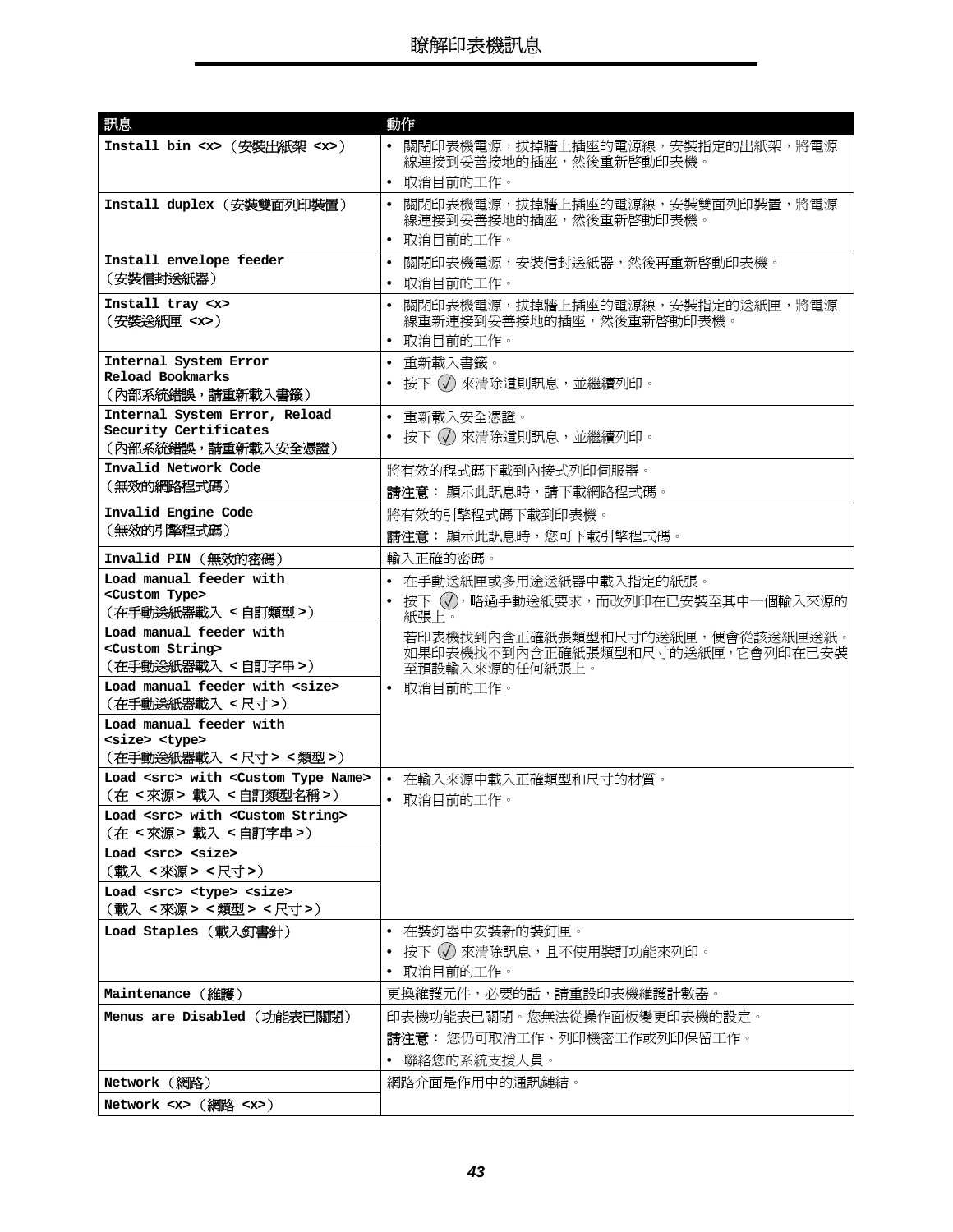| 訊息 | 動作 |
|---|---|
| **Install bin <x>**（安裝出紙架 <x>） | • 關閉印表機電源，拔掉牆上插座的電源線，安裝指定的出紙架，將電源線連接到妥善接地的插座，然後重新啟動印表機。<br>• 取消目前的工作。 |
| **Install duplex**（安裝雙面列印裝置） | • 關閉印表機電源，拔掉牆上插座的電源線，安裝雙面列印裝置，將電源線連接到妥善接地的插座，然後重新啟動印表機。<br>• 取消目前的工作。 |
| **Install envelope feeder**<br>（安裝信封送紙器） | • 關閉印表機電源，安裝信封送紙器，然後再重新啟動印表機。<br>• 取消目前的工作。 |
| **Install tray <x>**<br>（安裝送紙匣 <x>） | • 關閉印表機電源，拔掉牆上插座的電源線，安裝指定的送紙匣，將電源線重新連接到妥善接地的插座，然後重新啟動印表機。<br>• 取消目前的工作。 |
| **Internal System Error Reload Bookmarks**<br>（內部系統錯誤，請重新載入書籤） | • 重新載入書籤。<br>• 按下 ✓ 來清除這則訊息，並繼續列印。 |
| **Internal System Error, Reload Security Certificates**<br>（內部系統錯誤，請重新載入安全憑證） | • 重新載入安全憑證。<br>• 按下 ✓ 來清除這則訊息，並繼續列印。 |
| **Invalid Network Code**<br>（無效的網路程式碼） | 將有效的程式碼下載到內接式列印伺服器。<br>**請注意：** 顯示此訊息時，請下載網路程式碼。 |
| **Invalid Engine Code**<br>（無效的引擎程式碼） | 將有效的引擎程式碼下載到印表機。<br>**請注意：** 顯示此訊息時，您可下載引擎程式碼。 |
| **Invalid PIN**（無效的密碼） | 輸入正確的密碼。 |
| **Load manual feeder with <Custom Type>**<br>（在手動送紙器載入 < 自訂類型 >）<br><br>**Load manual feeder with <Custom String>**<br>（在手動送紙器載入 < 自訂字串 >）<br><br>**Load manual feeder with <size>**<br>（在手動送紙器載入 < 尺寸 >）<br><br>**Load manual feeder with <size> <type>**<br>（在手動送紙器載入 < 尺寸 > < 類型 >） | • 在手動送紙匣或多用途送紙器中載入指定的紙張。<br>• 按下 ✓，略過手動送紙要求，而改列印在已安裝至其中一個輸入來源的紙張上。<br>若印表機找到內含正確紙張類型和尺寸的送紙匣，便會從該送紙匣送紙。如果印表機找不到內含正確紙張類型和尺寸的送紙匣，它會列印在已安裝至預設輸入來源的任何紙張上。<br>• 取消目前的工作。 |
| **Load <src> with <Custom Type Name>**<br>（在 < 來源 > 載入 < 自訂類型名稱 >）<br><br>**Load <src> with <Custom String>**<br>（在 < 來源 > 載入 < 自訂字串 >）<br><br>**Load <src> <size>**<br>（載入 < 來源 > < 尺寸 >）<br><br>**Load <src> <type> <size>**<br>（載入 < 來源 > < 類型 > < 尺寸 >） | • 在輸入來源中載入正確類型和尺寸的材質。<br>• 取消目前的工作。 |
| **Load Staples**（載入釘書針） | • 在裝釘器中安裝新的裝釘匣。<br>• 按下 ✓ 來清除訊息，且不使用裝訂功能來列印。<br>• 取消目前的工作。 |
| **Maintenance**（維護） | 更換維護元件，必要的話，請重設印表機維護計數器。 |
| **Menus are Disabled**（功能表已關閉） | 印表機功能表已關閉。您無法從操作面板變更印表機的設定。<br>**請注意：** 您仍可取消工作、列印機密工作或列印保留工作。<br>• 聯絡您的系統支援人員。 |
| **Network**（網路）<br><br>**Network <x>**（網路 <x>） | 網路介面是作用中的通訊鏈結。 |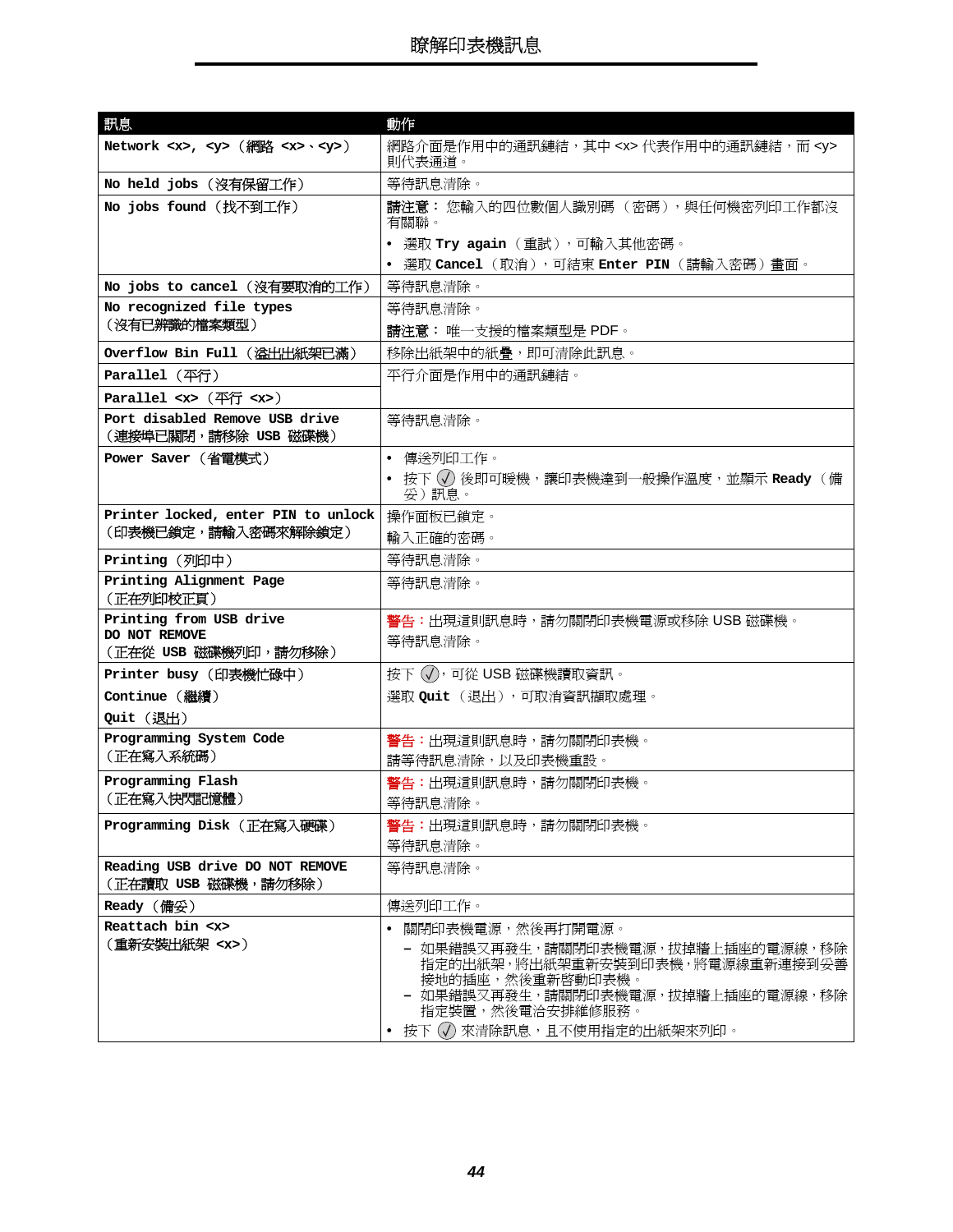| 訊息 | 動作 |
|---|---|
| **Network <x>, <y>**（網路 <x>、<y>） | 網路介面是作用中的通訊鏈結，其中 <x> 代表作用中的通訊鏈結，而 <y> 則代表通道。 |
| **No held jobs**（沒有保留工作） | 等待訊息清除。 |
| **No jobs found**（找不到工作） | **請注意：** 您輸入的四位數個人識別碼（密碼），與任何機密列印工作都沒有關聯。<br>• 選取 **Try again**（重試），可輸入其他密碼。<br>• 選取 **Cancel**（取消），可結束 **Enter PIN**（請輸入密碼）畫面。 |
| **No jobs to cancel**（沒有要取消的工作） | 等待訊息清除。 |
| **No recognized file types**（沒有已辨識的檔案類型） | 等待訊息清除。<br>**請注意：** 唯一支援的檔案類型是 PDF。 |
| **Overflow Bin Full**（溢出出紙架已滿） | 移除出紙架中的紙疊，即可清除此訊息。 |
| **Parallel**（平行） | 平行介面是作用中的通訊鏈結。 |
| **Parallel <x>**（平行 <x>） | |
| **Port disabled Remove USB drive**（連接埠已關閉，請移除 USB 磁碟機） | 等待訊息清除。 |
| **Power Saver**（省電模式） | • 傳送列印工作。<br>• 按下 ✓ 後即可暖機，讓印表機達到一般操作溫度，並顯示 **Ready**（備妥）訊息。 |
| **Printer locked, enter PIN to unlock**（印表機已鎖定，請輸入密碼來解除鎖定） | 操作面板已鎖定。<br>輸入正確的密碼。 |
| **Printing**（列印中） | 等待訊息清除。 |
| **Printing Alignment Page**（正在列印校正頁） | 等待訊息清除。 |
| **Printing from USB drive DO NOT REMOVE**（正在從 USB 磁碟機列印，請勿移除） | **警告：**出現這則訊息時，請勿關閉印表機電源或移除 USB 磁碟機。<br>等待訊息清除。 |
| **Printer busy**（印表機忙碌中）<br>**Continue**（繼續）<br>**Quit**（退出） | 按下 ✓，可從 USB 磁碟機讀取資訊。<br>選取 **Quit**（退出），可取消資訊擷取處理。 |
| **Programming System Code**（正在寫入系統碼） | **警告：**出現這則訊息時，請勿關閉印表機。<br>請等待訊息清除，以及印表機重設。 |
| **Programming Flash**（正在寫入快閃記憶體） | **警告：**出現這則訊息時，請勿關閉印表機。<br>等待訊息清除。 |
| **Programming Disk**（正在寫入硬碟） | **警告：**出現這則訊息時，請勿關閉印表機。<br>等待訊息清除。 |
| **Reading USB drive DO NOT REMOVE**（正在讀取 USB 磁碟機，請勿移除） | 等待訊息清除。 |
| **Ready**（備妥） | 傳送列印工作。 |
| **Reattach bin <x>**（重新安裝出紙架 <x>） | • 關閉印表機電源，然後再打開電源。<br>– 如果錯誤又再發生，請關閉印表機電源，拔掉牆上插座的電源線，移除指定的出紙架，將出紙架重新安裝到印表機，將電源線重新連接到妥善接地的插座，然後重新啟動印表機。<br>– 如果錯誤又再發生，請關閉印表機電源，拔掉牆上插座的電源線，移除指定裝置，然後電洽安排維修服務。<br>• 按下 ✓ 來清除訊息，且不使用指定的出紙架來列印。 |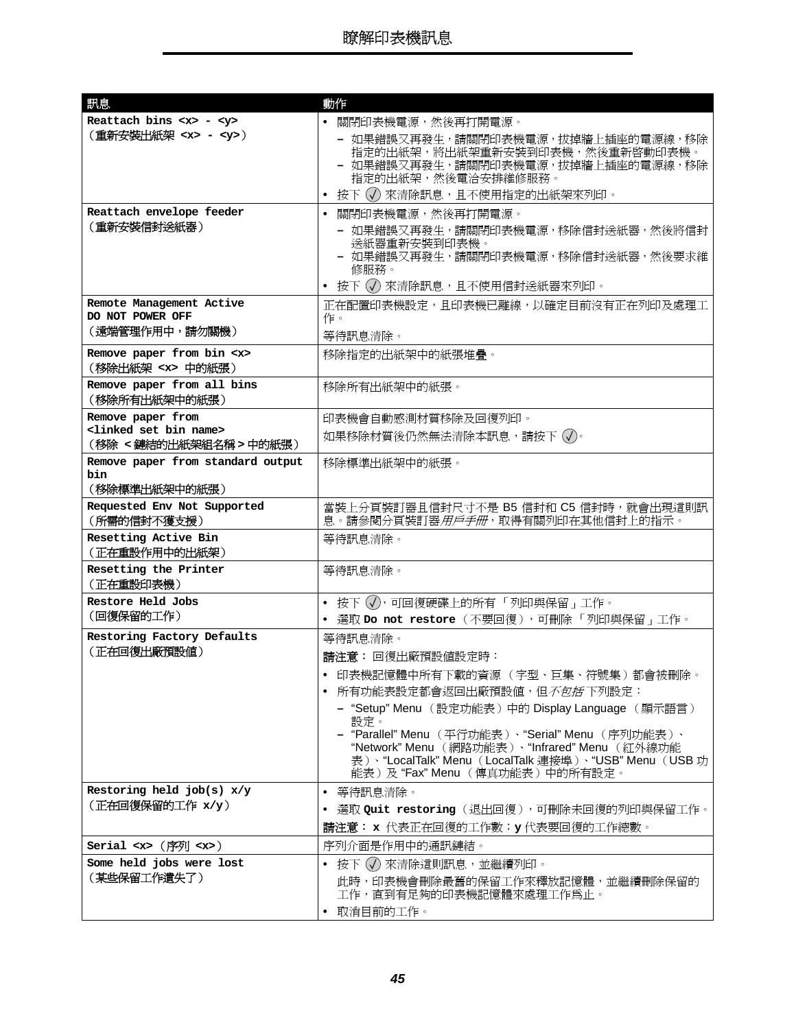| 訊息 | 動作 |
| --- | --- |
| **Reattach bins <x> - <y>**<br>（重新安裝出紙架 **<x> - <y>**） | • 關閉印表機電源，然後再打開電源。<br>– 如果錯誤又再發生，請關閉印表機電源，拔掉牆上插座的電源線，移除指定的出紙架，將出紙架重新安裝到印表機，然後重新啟動印表機。<br>– 如果錯誤又再發生，請關閉印表機電源，拔掉牆上插座的電源線，移除指定的出紙架，然後電洽安排維修服務。<br>• 按下 ✓ 來清除訊息，且不使用指定的出紙架來列印。 |
| **Reattach envelope feeder**<br>（重新安裝信封送紙器） | • 關閉印表機電源，然後再打開電源。<br>– 如果錯誤又再發生，請關閉印表機電源，移除信封送紙器，然後將信封送紙器重新安裝到印表機。<br>– 如果錯誤又再發生，請關閉印表機電源，移除信封送紙器，然後要求維修服務。<br>• 按下 ✓ 來清除訊息，且不使用信封送紙器來列印。 |
| **Remote Management Active**<br>**DO NOT POWER OFF**<br>（遠端管理作用中，請勿關機） | 正在配置印表機設定，且印表機已離線，以確定目前沒有正在列印及處理工作。<br>等待訊息清除。 |
| **Remove paper from bin <x>**<br>（移除出紙架 **<x>** 中的紙張） | 移除指定的出紙架中的紙張堆疊。 |
| **Remove paper from all bins**<br>（移除所有出紙架中的紙張） | 移除所有出紙架中的紙張。 |
| **Remove paper from <linked set bin name>**<br>（移除 **<** 鏈結的出紙架組名稱 **>** 中的紙張） | 印表機會自動感測材質移除及回復列印。<br>如果移除材質後仍然無法清除本訊息，請按下 ✓。 |
| **Remove paper from standard output bin**<br>（移除標準出紙架中的紙張） | 移除標準出紙架中的紙張。 |
| **Requested Env Not Supported**<br>（所需的信封不獲支援） | 當裝上分頁裝訂器且信封尺寸不是 B5 信封和 C5 信封時，就會出現這則訊息。請參閱分頁裝訂器*用戶手冊*，取得有關列印在其他信封上的指示。 |
| **Resetting Active Bin**<br>（正在重設作用中的出紙架） | 等待訊息清除。 |
| **Resetting the Printer**<br>（正在重設印表機） | 等待訊息清除。 |
| **Restore Held Jobs**<br>（回復保留的工作） | • 按下 ✓，可回復硬碟上的所有「列印與保留」工作。<br>• 選取 **Do not restore**（不要回復），可刪除「列印與保留」工作。 |
| **Restoring Factory Defaults**<br>（正在回復出廠預設值） | 等待訊息清除。<br>**請注意：** 回復出廠預設值設定時：<br>• 印表機記憶體中所有下載的資源（字型、巨集、符號集）都會被刪除。<br>• 所有功能表設定都會返回出廠預設值，但*不包括*下列設定：<br>– "Setup" Menu（設定功能表）中的 Display Language（顯示語言）設定。<br>– "Parallel" Menu（平行功能表）、"Serial" Menu（序列功能表）、"Network" Menu（網路功能表）、"Infrared" Menu（紅外線功能表）、"LocalTalk" Menu（LocalTalk 連接埠）、"USB" Menu（USB 功能表）及 "Fax" Menu（傳真功能表）中的所有設定。 |
| **Restoring held job(s) x/y**<br>（正在回復保留的工作 **x/y**） | • 等待訊息清除。<br>• 選取 **Quit restoring**（退出回復），可刪除未回復的列印與保留工作。<br>**請注意：** **x** 代表正在回復的工作數；**y** 代表要回復的工作總數。 |
| **Serial <x>**（序列 **<x>**） | 序列介面是作用中的通訊鏈結。 |
| **Some held jobs were lost**<br>（某些保留工作遺失了） | • 按下 ✓ 來清除這則訊息，並繼續列印。<br>此時，印表機會刪除最舊的保留工作來釋放記憶體，並繼續刪除保留的工作，直到有足夠的印表機記憶體來處理工作為止。<br>• 取消目前的工作。 |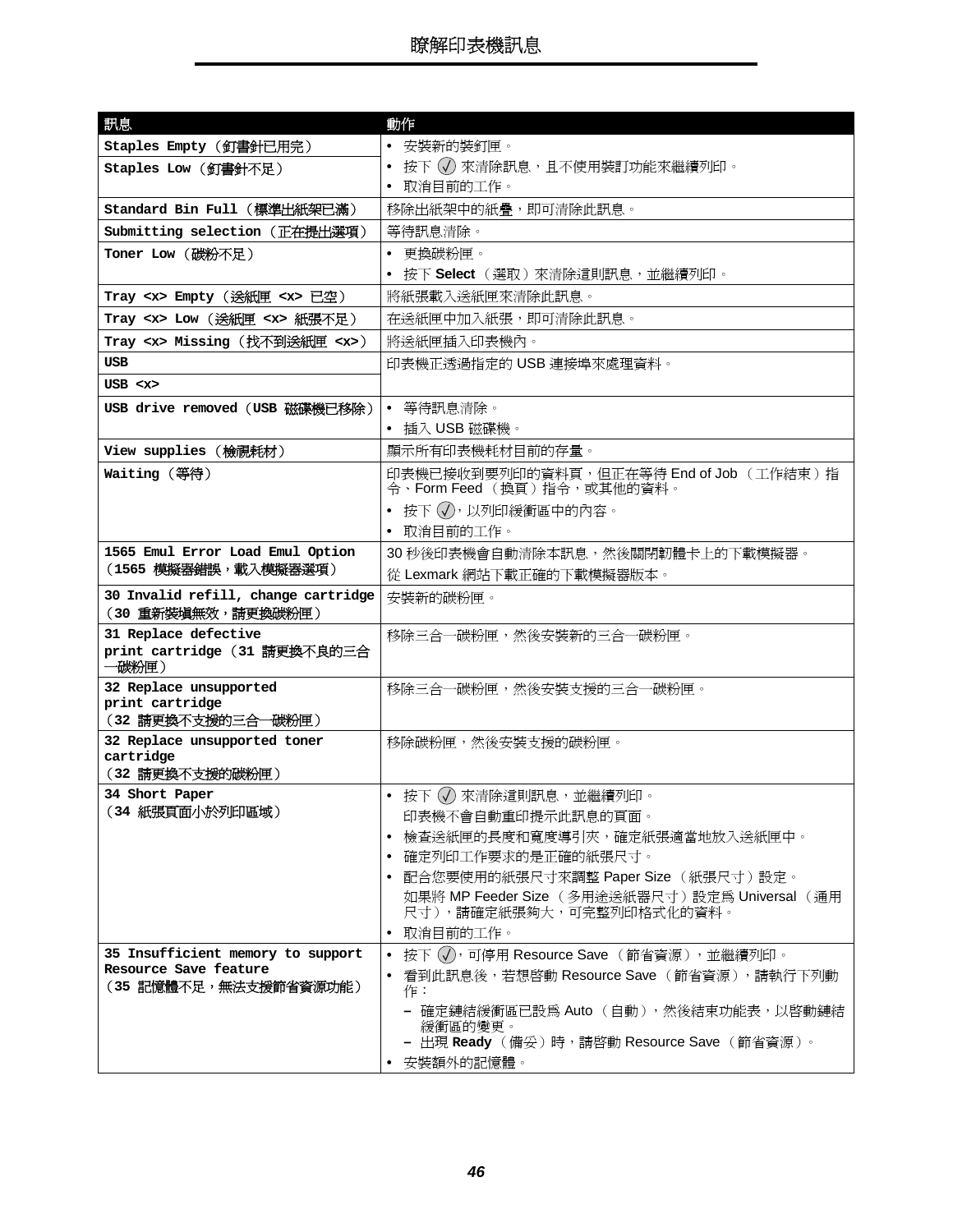| 訊息 | 動作 |
| --- | --- |
| `Staples Empty`（釘書針已用完）<br>`Staples Low`（釘書針不足） | • 安裝新的裝釘匣。<br>• 按下 ✓ 來清除訊息，且不使用裝訂功能來繼續列印。<br>• 取消目前的工作。 |
| `Standard Bin Full`（標準出紙架已滿） | 移除出紙架中的紙疊，即可清除此訊息。 |
| `Submitting selection`（正在提出選項） | 等待訊息清除。 |
| `Toner Low`（碳粉不足） | • 更換碳粉匣。<br>• 按下 **Select**（選取）來清除這則訊息，並繼續列印。 |
| `Tray <x> Empty`（送紙匣 `<x>` 已空） | 將紙張載入送紙匣來清除此訊息。 |
| `Tray <x> Low`（送紙匣 `<x>` 紙張不足） | 在送紙匣中加入紙張，即可清除此訊息。 |
| `Tray <x> Missing`（找不到送紙匣 `<x>`） | 將送紙匣插入印表機內。 |
| `USB`<br>`USB <x>` | 印表機正透過指定的 USB 連接埠來處理資料。 |
| `USB drive removed`（`USB` 磁碟機已移除） | • 等待訊息清除。<br>• 插入 USB 磁碟機。 |
| `View supplies`（檢視耗材） | 顯示所有印表機耗材目前的存量。 |
| `Waiting`（等待） | 印表機已接收到要列印的資料頁，但正在等待 End of Job（工作結束）指令、Form Feed（換頁）指令，或其他的資料。<br>• 按下 ✓，以列印緩衝區中的內容。<br>• 取消目前的工作。 |
| `1565 Emul Error Load Emul Option`<br>（`1565` 模擬器錯誤，載入模擬器選項） | 30 秒後印表機會自動清除本訊息，然後關閉韌體卡上的下載模擬器。<br>從 Lexmark 網站下載正確的下載模擬器版本。 |
| `30 Invalid refill, change cartridge`<br>（`30` 重新裝填無效，請更換碳粉匣） | 安裝新的碳粉匣。 |
| `31 Replace defective print cartridge`（`31` 請更換不良的三合一碳粉匣） | 移除三合一碳粉匣，然後安裝新的三合一碳粉匣。 |
| `32 Replace unsupported print cartridge`<br>（`32` 請更換不支援的三合一碳粉匣） | 移除三合一碳粉匣，然後安裝支援的三合一碳粉匣。 |
| `32 Replace unsupported toner cartridge`<br>（`32` 請更換不支援的碳粉匣） | 移除碳粉匣，然後安裝支援的碳粉匣。 |
| `34 Short Paper`<br>（`34` 紙張頁面小於列印區域） | • 按下 ✓ 來清除這則訊息，並繼續列印。<br>印表機不會自動重印提示此訊息的頁面。<br>• 檢查送紙匣的長度和寬度導引夾，確定紙張適當地放入送紙匣中。<br>• 確定列印工作要求的是正確的紙張尺寸。<br>• 配合您要使用的紙張尺寸來調整 Paper Size（紙張尺寸）設定。<br>如果將 MP Feeder Size（多用途送紙器尺寸）設定為 Universal（通用尺寸），請確定紙張夠大，可完整列印格式化的資料。<br>• 取消目前的工作。 |
| `35 Insufficient memory to support Resource Save feature`<br>（`35` 記憶體不足，無法支援節省資源功能） | • 按下 ✓，可停用 Resource Save（節省資源），並繼續列印。<br>• 看到此訊息後，若想啟動 Resource Save（節省資源），請執行下列動作：<br>– 確定鏈結緩衝區已設為 Auto（自動），然後結束功能表，以啟動鏈結緩衝區的變更。<br>– 出現 **Ready**（備妥）時，請啟動 Resource Save（節省資源）。<br>• 安裝額外的記憶體。 |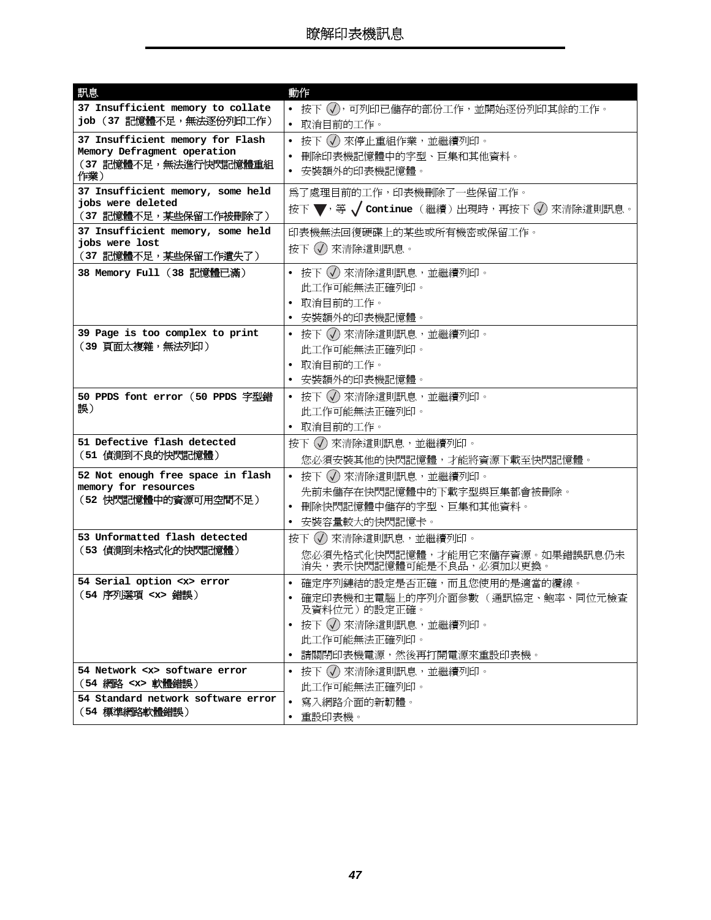# 瞭解印表機訊息

| 訊息 | 動作 |
|---|---|
| **37 Insufficient memory to collate job（37 記憶體不足，無法逐份列印工作）** | • 按下 ✓，可列印已儲存的部份工作，並開始逐份列印其餘的工作。<br>• 取消目前的工作。 |
| **37 Insufficient memory for Flash Memory Defragment operation（37 記憶體不足，無法進行快閃記憶體重組作業）** | • 按下 ✓ 來停止重組作業，並繼續列印。<br>• 刪除印表機記憶體中的字型、巨集和其他資料。<br>• 安裝額外的印表機記憶體。 |
| **37 Insufficient memory, some held jobs were deleted（37 記憶體不足，某些保留工作被刪除了）** | 為了處理目前的工作，印表機刪除了一些保留工作。<br>按下 ▼，等 √ **Continue**（繼續）出現時，再按下 ✓ 來清除這則訊息。 |
| **37 Insufficient memory, some held jobs were lost（37 記憶體不足，某些保留工作遺失了）** | 印表機無法回復硬碟上的某些或所有機密或保留工作。<br>按下 ✓ 來清除這則訊息。 |
| **38 Memory Full（38 記憶體已滿）** | • 按下 ✓ 來清除這則訊息，並繼續列印。<br>此工作可能無法正確列印。<br>• 取消目前的工作。<br>• 安裝額外的印表機記憶體。 |
| **39 Page is too complex to print（39 頁面太複雜，無法列印）** | • 按下 ✓ 來清除這則訊息，並繼續列印。<br>此工作可能無法正確列印。<br>• 取消目前的工作。<br>• 安裝額外的印表機記憶體。 |
| **50 PPDS font error（50 PPDS 字型錯誤）** | • 按下 ✓ 來清除這則訊息，並繼續列印。<br>此工作可能無法正確列印。<br>• 取消目前的工作。 |
| **51 Defective flash detected（51 偵測到不良的快閃記憶體）** | 按下 ✓ 來清除這則訊息，並繼續列印。<br>您必須安裝其他的快閃記憶體，才能將資源下載至快閃記憶體。 |
| **52 Not enough free space in flash memory for resources（52 快閃記憶體中的資源可用空間不足）** | • 按下 ✓ 來清除這則訊息，並繼續列印。<br>先前未儲存在快閃記憶體中的下載字型與巨集都會被刪除。<br>• 刪除快閃記憶體中儲存的字型、巨集和其他資料。<br>• 安裝容量較大的快閃記憶卡。 |
| **53 Unformatted flash detected（53 偵測到未格式化的快閃記憶體）** | 按下 ✓ 來清除這則訊息，並繼續列印。<br>您必須先格式化快閃記憶體，才能用它來儲存資源。如果錯誤訊息仍未消失，表示快閃記憶體可能是不良品，必須加以更換。 |
| **54 Serial option <x> error（54 序列選項 <x> 錯誤）** | • 確定序列鏈結的設定是否正確，而且您使用的是適當的纜線。<br>• 確定印表機和主電腦上的序列介面參數（通訊協定、鮑率、同位元檢查及資料位元）的設定正確。<br>• 按下 ✓ 來清除這則訊息，並繼續列印。<br>此工作可能無法正確列印。<br>• 請關閉印表機電源，然後再打開電源來重設印表機。 |
| **54 Network <x> software error（54 網路 <x> 軟體錯誤）**<br>**54 Standard network software error（54 標準網路軟體錯誤）** | • 按下 ✓ 來清除這則訊息，並繼續列印。<br>此工作可能無法正確列印。<br>• 寫入網路介面的新韌體。<br>• 重設印表機。 |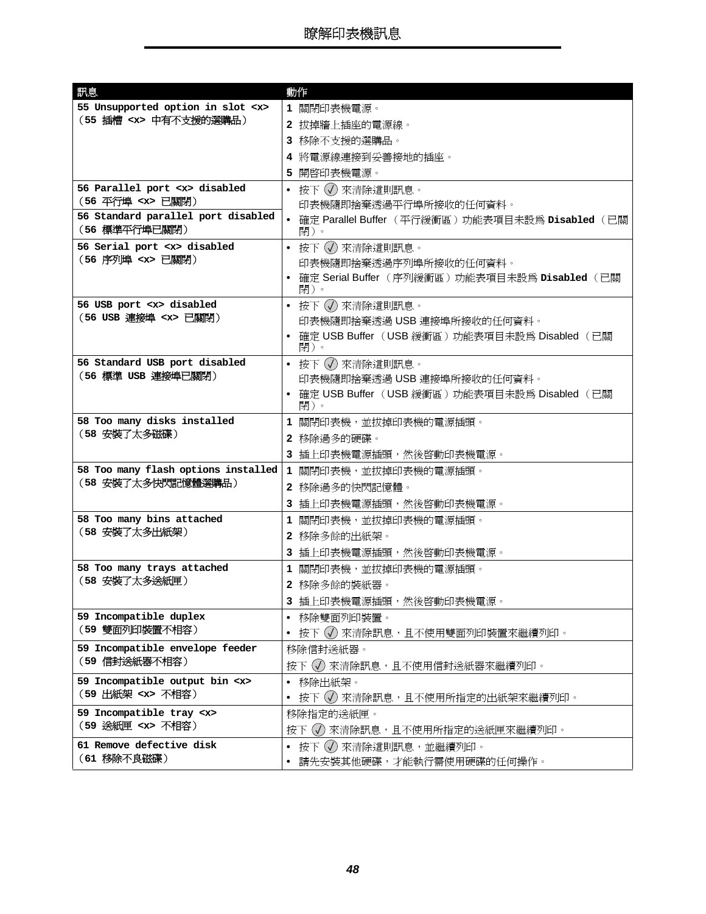| 訊息 | 動作 |
|---|---|
| **55 Unsupported option in slot <x>**<br>**（55 插槽 <x> 中有不支援的選購品）** | **1** 關閉印表機電源。<br>**2** 拔掉牆上插座的電源線。<br>**3** 移除不支援的選購品。<br>**4** 將電源線連接到妥善接地的插座。<br>**5** 開啟印表機電源。 |
| **56 Parallel port <x> disabled**<br>**（56 平行埠 <x> 已關閉）**<br>**56 Standard parallel port disabled**<br>**（56 標準平行埠已關閉）** | • 按下 ✓ 來清除這則訊息。<br>印表機隨即捨棄透過平行埠所接收的任何資料。<br>• 確定 Parallel Buffer（平行緩衝區）功能表項目未設為 **Disabled**（已關閉）。 |
| **56 Serial port <x> disabled**<br>**（56 序列埠 <x> 已關閉）** | • 按下 ✓ 來清除這則訊息。<br>印表機隨即捨棄透過序列埠所接收的任何資料。<br>• 確定 Serial Buffer（序列緩衝區）功能表項目未設為 **Disabled**（已關閉）。 |
| **56 USB port <x> disabled**<br>**（56 USB 連接埠 <x> 已關閉）** | • 按下 ✓ 來清除這則訊息。<br>印表機隨即捨棄透過 USB 連接埠所接收的任何資料。<br>• 確定 USB Buffer（USB 緩衝區）功能表項目未設為 Disabled（已關閉）。 |
| **56 Standard USB port disabled**<br>**（56 標準 USB 連接埠已關閉）** | • 按下 ✓ 來清除這則訊息。<br>印表機隨即捨棄透過 USB 連接埠所接收的任何資料。<br>• 確定 USB Buffer（USB 緩衝區）功能表項目未設為 Disabled（已關閉）。 |
| **58 Too many disks installed**<br>**（58 安裝了太多磁碟）** | **1** 關閉印表機，並拔掉印表機的電源插頭。<br>**2** 移除過多的硬碟。<br>**3** 插上印表機電源插頭，然後啟動印表機電源。 |
| **58 Too many flash options installed**<br>**（58 安裝了太多快閃記憶體選購品）** | **1** 關閉印表機，並拔掉印表機的電源插頭。<br>**2** 移除過多的快閃記憶體。<br>**3** 插上印表機電源插頭，然後啟動印表機電源。 |
| **58 Too many bins attached**<br>**（58 安裝了太多出紙架）** | **1** 關閉印表機，並拔掉印表機的電源插頭。<br>**2** 移除多餘的出紙架。<br>**3** 插上印表機電源插頭，然後啟動印表機電源。 |
| **58 Too many trays attached**<br>**（58 安裝了太多送紙匣）** | **1** 關閉印表機，並拔掉印表機的電源插頭。<br>**2** 移除多餘的裝紙器。<br>**3** 插上印表機電源插頭，然後啟動印表機電源。 |
| **59 Incompatible duplex**<br>**（59 雙面列印裝置不相容）** | • 移除雙面列印裝置。<br>• 按下 ✓ 來清除訊息，且不使用雙面列印裝置來繼續列印。 |
| **59 Incompatible envelope feeder**<br>**（59 信封送紙器不相容）** | 移除信封送紙器。<br>按下 ✓ 來清除訊息，且不使用信封送紙器來繼續列印。 |
| **59 Incompatible output bin <x>**<br>**（59 出紙架 <x> 不相容）** | • 移除出紙架。<br>• 按下 ✓ 來清除訊息，且不使用所指定的出紙架來繼續列印。 |
| **59 Incompatible tray <x>**<br>**（59 送紙匣 <x> 不相容）** | 移除指定的送紙匣。<br>按下 ✓ 來清除訊息，且不使用所指定的送紙匣來繼續列印。 |
| **61 Remove defective disk**<br>**（61 移除不良磁碟）** | • 按下 ✓ 來清除這則訊息，並繼續列印。<br>• 請先安裝其他硬碟，才能執行需使用硬碟的任何操作。 |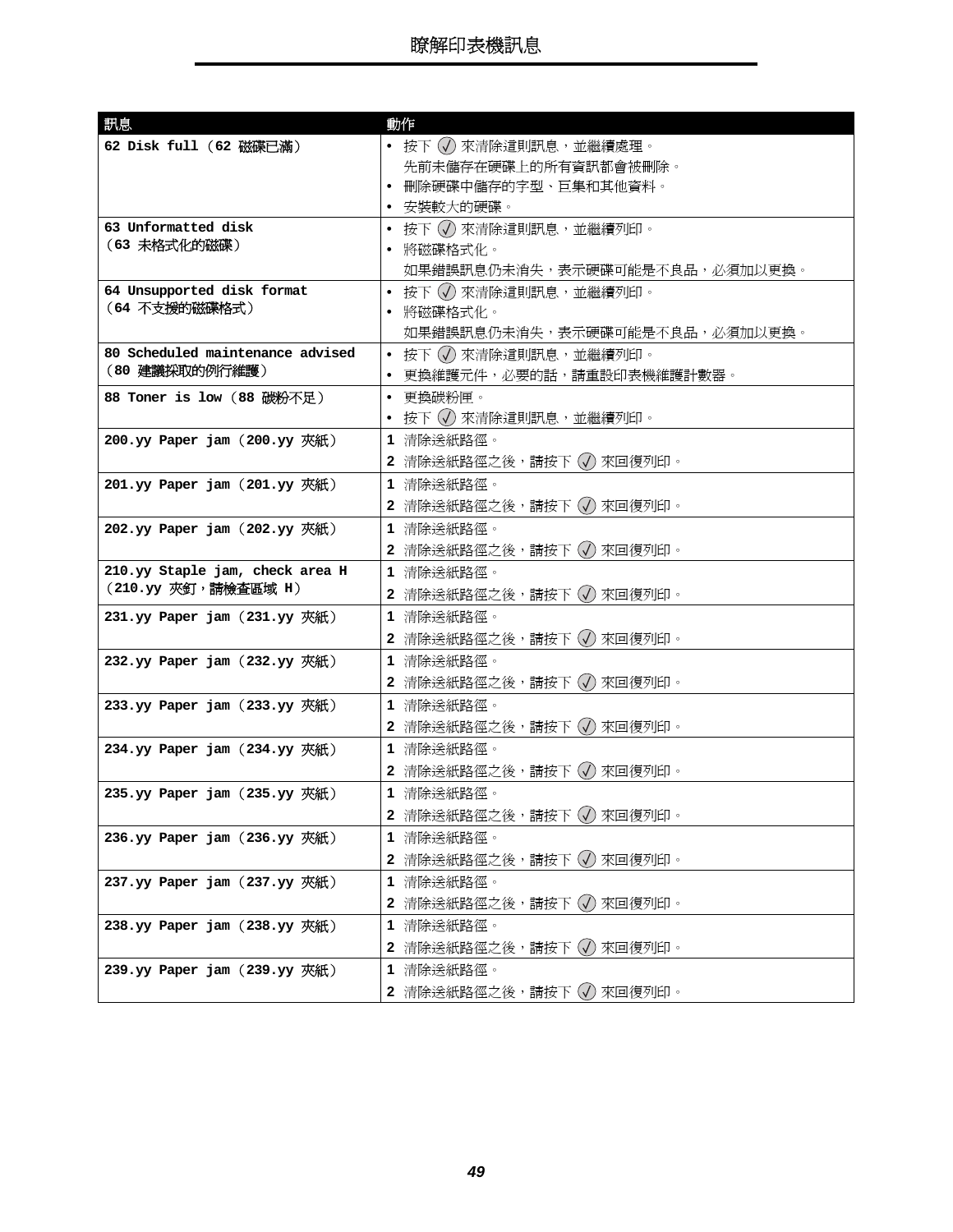| 訊息 | 動作 |
| --- | --- |
| **62 Disk full**（**62 磁碟已滿**） | • 按下 ✓ 來清除這則訊息，並繼續處理。<br>先前未儲存在硬碟上的所有資訊都會被刪除。<br>• 刪除硬碟中儲存的字型、巨集和其他資料。<br>• 安裝較大的硬碟。 |
| **63 Unformatted disk**<br>（**63 未格式化的磁碟**） | • 按下 ✓ 來清除這則訊息，並繼續列印。<br>• 將磁碟格式化。<br>如果錯誤訊息仍未消失，表示硬碟可能是不良品，必須加以更換。 |
| **64 Unsupported disk format**<br>（**64 不支援的磁碟格式**） | • 按下 ✓ 來清除這則訊息，並繼續列印。<br>• 將磁碟格式化。<br>如果錯誤訊息仍未消失，表示硬碟可能是不良品，必須加以更換。 |
| **80 Scheduled maintenance advised**<br>（**80 建議採取的例行維護**） | • 按下 ✓ 來清除這則訊息，並繼續列印。<br>• 更換維護元件，必要的話，請重設印表機維護計數器。 |
| **88 Toner is low**（**88 碳粉不足**） | • 更換碳粉匣。<br>• 按下 ✓ 來清除這則訊息，並繼續列印。 |
| **200.yy Paper jam**（**200.yy 夾紙**） | **1** 清除送紙路徑。<br>**2** 清除送紙路徑之後，請按下 ✓ 來回復列印。 |
| **201.yy Paper jam**（**201.yy 夾紙**） | **1** 清除送紙路徑。<br>**2** 清除送紙路徑之後，請按下 ✓ 來回復列印。 |
| **202.yy Paper jam**（**202.yy 夾紙**） | **1** 清除送紙路徑。<br>**2** 清除送紙路徑之後，請按下 ✓ 來回復列印。 |
| **210.yy Staple jam, check area H**<br>（**210.yy 夾釘，請檢查區域 H**） | **1** 清除送紙路徑。<br>**2** 清除送紙路徑之後，請按下 ✓ 來回復列印。 |
| **231.yy Paper jam**（**231.yy 夾紙**） | **1** 清除送紙路徑。<br>**2** 清除送紙路徑之後，請按下 ✓ 來回復列印。 |
| **232.yy Paper jam**（**232.yy 夾紙**） | **1** 清除送紙路徑。<br>**2** 清除送紙路徑之後，請按下 ✓ 來回復列印。 |
| **233.yy Paper jam**（**233.yy 夾紙**） | **1** 清除送紙路徑。<br>**2** 清除送紙路徑之後，請按下 ✓ 來回復列印。 |
| **234.yy Paper jam**（**234.yy 夾紙**） | **1** 清除送紙路徑。<br>**2** 清除送紙路徑之後，請按下 ✓ 來回復列印。 |
| **235.yy Paper jam**（**235.yy 夾紙**） | **1** 清除送紙路徑。<br>**2** 清除送紙路徑之後，請按下 ✓ 來回復列印。 |
| **236.yy Paper jam**（**236.yy 夾紙**） | **1** 清除送紙路徑。<br>**2** 清除送紙路徑之後，請按下 ✓ 來回復列印。 |
| **237.yy Paper jam**（**237.yy 夾紙**） | **1** 清除送紙路徑。<br>**2** 清除送紙路徑之後，請按下 ✓ 來回復列印。 |
| **238.yy Paper jam**（**238.yy 夾紙**） | **1** 清除送紙路徑。<br>**2** 清除送紙路徑之後，請按下 ✓ 來回復列印。 |
| **239.yy Paper jam**（**239.yy 夾紙**） | **1** 清除送紙路徑。<br>**2** 清除送紙路徑之後，請按下 ✓ 來回復列印。 |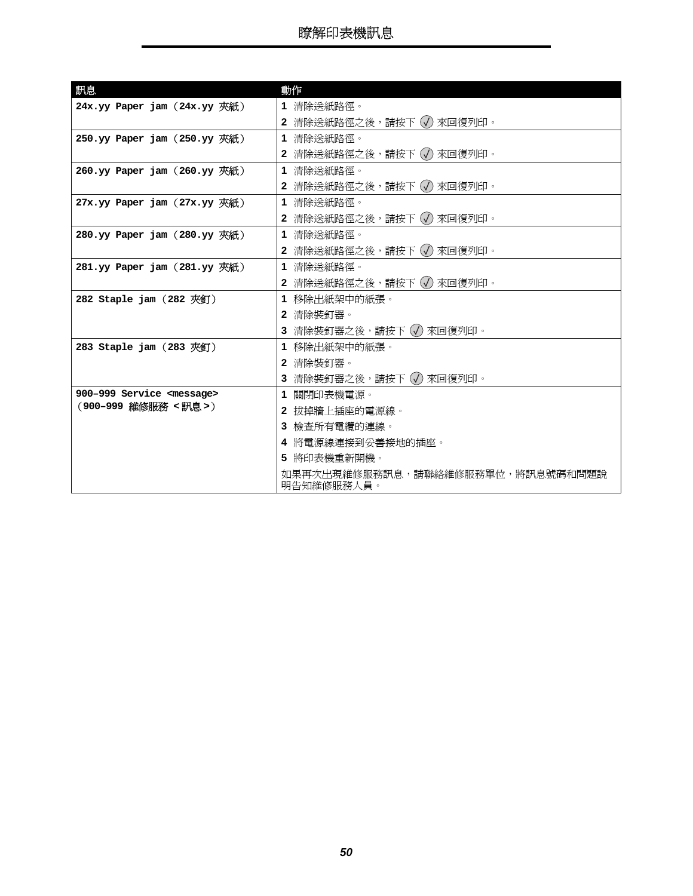| 訊息 | 動作 |
| --- | --- |
| **24x.yy Paper jam（24x.yy 夾紙）** | **1** 清除送紙路徑。<br>**2** 清除送紙路徑之後，請按下 ✓ 來回復列印。 |
| **250.yy Paper jam（250.yy 夾紙）** | **1** 清除送紙路徑。<br>**2** 清除送紙路徑之後，請按下 ✓ 來回復列印。 |
| **260.yy Paper jam（260.yy 夾紙）** | **1** 清除送紙路徑。<br>**2** 清除送紙路徑之後，請按下 ✓ 來回復列印。 |
| **27x.yy Paper jam（27x.yy 夾紙）** | **1** 清除送紙路徑。<br>**2** 清除送紙路徑之後，請按下 ✓ 來回復列印。 |
| **280.yy Paper jam（280.yy 夾紙）** | **1** 清除送紙路徑。<br>**2** 清除送紙路徑之後，請按下 ✓ 來回復列印。 |
| **281.yy Paper jam（281.yy 夾紙）** | **1** 清除送紙路徑。<br>**2** 清除送紙路徑之後，請按下 ✓ 來回復列印。 |
| **282 Staple jam（282 夾釘）** | **1** 移除出紙架中的紙張。<br>**2** 清除裝訂器。<br>**3** 清除裝訂器之後，請按下 ✓ 來回復列印。 |
| **283 Staple jam（283 夾釘）** | **1** 移除出紙架中的紙張。<br>**2** 清除裝訂器。<br>**3** 清除裝訂器之後，請按下 ✓ 來回復列印。 |
| **900–999 Service <message>（900–999 維修服務 < 訊息 >）** | **1** 關閉印表機電源。<br>**2** 拔掉牆上插座的電源線。<br>**3** 檢查所有電纜的連線。<br>**4** 將電源線連接到妥善接地的插座。<br>**5** 將印表機重新開機。<br>如果再次出現維修服務訊息，請聯絡維修服務單位，將訊息號碼和問題說明告知維修服務人員。 |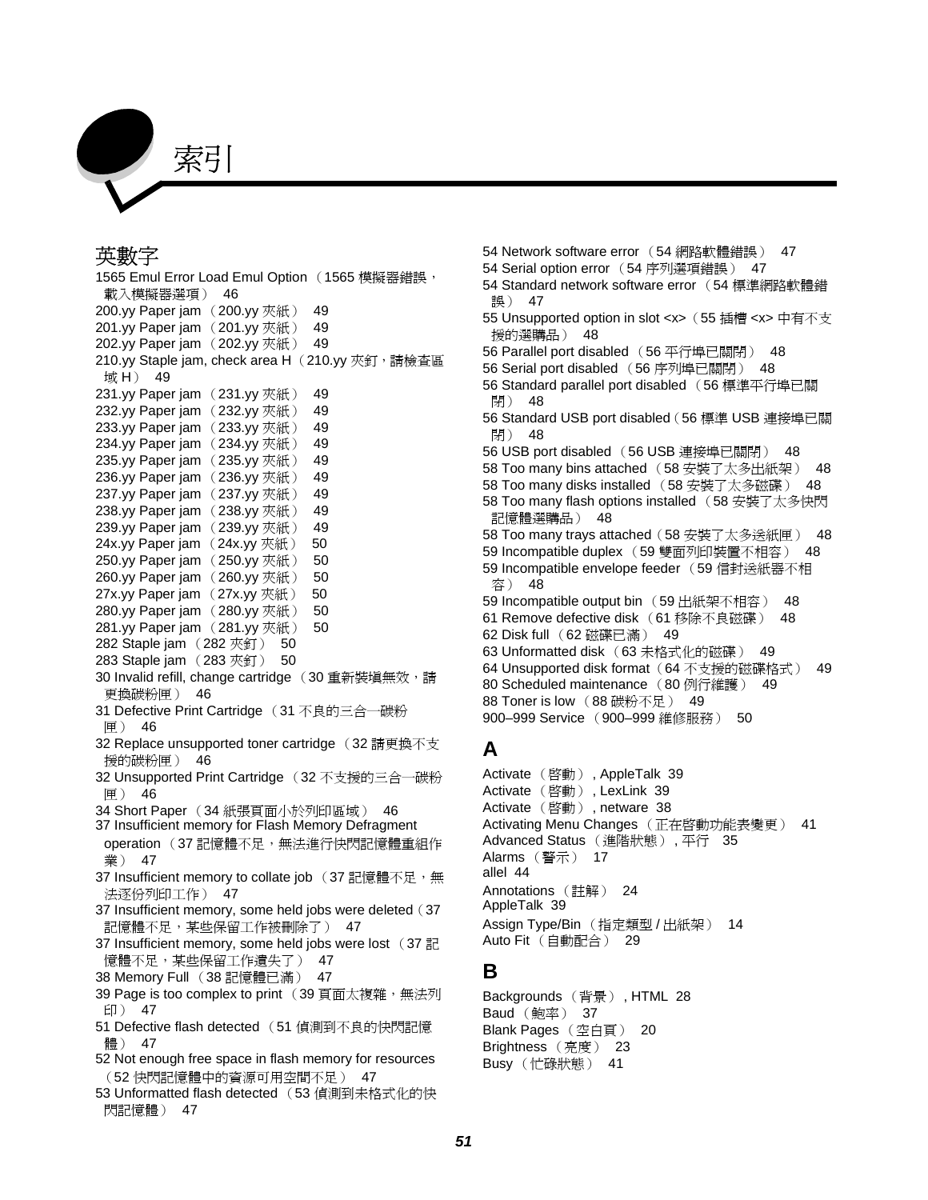# 索引

## 英數字

1565 Emul Error Load Emul Option （1565 模擬器錯誤，載入模擬器選項） 46
200.yy Paper jam （200.yy 夾紙） 49
201.yy Paper jam （201.yy 夾紙） 49
202.yy Paper jam （202.yy 夾紙） 49
210.yy Staple jam, check area H （210.yy 夾釘，請檢查區域 H） 49
231.yy Paper jam （231.yy 夾紙） 49
232.yy Paper jam （232.yy 夾紙） 49
233.yy Paper jam （233.yy 夾紙） 49
234.yy Paper jam （234.yy 夾紙） 49
235.yy Paper jam （235.yy 夾紙） 49
236.yy Paper jam （236.yy 夾紙） 49
237.yy Paper jam （237.yy 夾紙） 49
238.yy Paper jam （238.yy 夾紙） 49
239.yy Paper jam （239.yy 夾紙） 49
24x.yy Paper jam （24x.yy 夾紙） 50
250.yy Paper jam （250.yy 夾紙） 50
260.yy Paper jam （260.yy 夾紙） 50
27x.yy Paper jam （27x.yy 夾紙） 50
280.yy Paper jam （280.yy 夾紙） 50
281.yy Paper jam （281.yy 夾紙） 50
282 Staple jam （282 夾釘） 50
283 Staple jam （283 夾釘） 50
30 Invalid refill, change cartridge （30 重新裝填無效，請更換碳粉匣） 46
31 Defective Print Cartridge （31 不良的三合一碳粉匣） 46
32 Replace unsupported toner cartridge （32 請更換不支援的碳粉匣） 46
32 Unsupported Print Cartridge （32 不支援的三合一碳粉匣） 46
34 Short Paper （34 紙張頁面小於列印區域） 46
37 Insufficient memory for Flash Memory Defragment operation （37 記憶體不足，無法進行快閃記憶體重組作業） 47
37 Insufficient memory to collate job （37 記憶體不足，無法逐份列印工作） 47
37 Insufficient memory, some held jobs were deleted（37 記憶體不足，某些保留工作被刪除了） 47
37 Insufficient memory, some held jobs were lost （37 記憶體不足，某些保留工作遺失了） 47
38 Memory Full （38 記憶體已滿） 47
39 Page is too complex to print （39 頁面太複雜，無法列印） 47
51 Defective flash detected （51 偵測到不良的快閃記憶體） 47
52 Not enough free space in flash memory for resources （52 快閃記憶體中的資源可用空間不足） 47
53 Unformatted flash detected （53 偵測到未格式化的快閃記憶體） 47
54 Network software error （54 網路軟體錯誤） 47
54 Serial option error （54 序列選項錯誤） 47
54 Standard network software error （54 標準網路軟體錯誤） 47
55 Unsupported option in slot <x>（55 插槽 <x> 中有不支援的選購品） 48
56 Parallel port disabled （56 平行埠已關閉） 48
56 Serial port disabled （56 序列埠已關閉） 48
56 Standard parallel port disabled （56 標準平行埠已關閉） 48
56 Standard USB port disabled（56 標準 USB 連接埠已關閉） 48
56 USB port disabled （56 USB 連接埠已關閉） 48
58 Too many bins attached （58 安裝了太多出紙架） 48
58 Too many disks installed （58 安裝了太多磁碟） 48
58 Too many flash options installed （58 安裝了太多快閃記憶體選購品） 48
58 Too many trays attached（58 安裝了太多送紙匣） 48
59 Incompatible duplex （59 雙面列印裝置不相容） 48
59 Incompatible envelope feeder （59 信封送紙器不相容） 48
59 Incompatible output bin （59 出紙架不相容） 48
61 Remove defective disk （61 移除不良磁碟） 48
62 Disk full （62 磁碟已滿） 49
63 Unformatted disk （63 未格式化的磁碟） 49
64 Unsupported disk format（64 不支援的磁碟格式） 49
80 Scheduled maintenance （80 例行維護） 49
88 Toner is low （88 碳粉不足） 49
900–999 Service （900–999 維修服務） 50

## A

Activate （啟動）, AppleTalk 39
Activate （啟動）, LexLink 39
Activate （啟動）, netware 38
Activating Menu Changes （正在啟動功能表變更） 41
Advanced Status （進階狀態）, 平行 35
Alarms （警示） 17
allel 44
Annotations （註解） 24
AppleTalk 39
Assign Type/Bin （指定類型 / 出紙架） 14
Auto Fit （自動配合） 29

## B

Backgrounds （背景）, HTML 28
Baud （鮑率） 37
Blank Pages （空白頁） 20
Brightness （亮度） 23
Busy （忙碌狀態） 41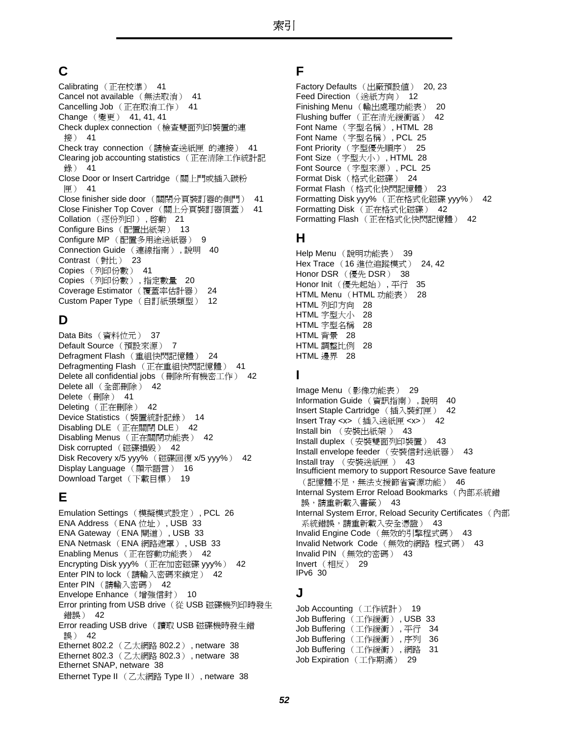# 索引

## C

Calibrating（正在校準） 41
Cancel not available（無法取消） 41
Cancelling Job（正在取消工作） 41
Change（變更） 41, 41, 41
Check duplex connection（檢查雙面列印裝置的連接） 41
Check tray connection（請檢查送紙匣 的連接） 41
Clearing job accounting statistics（正在清除工作統計記錄） 41
Close Door or Insert Cartridge（關上門或插入碳粉匣） 41
Close finisher side door（關閉分頁裝訂器的側門） 41
Close Finisher Top Cover（關上分頁裝訂器頂蓋） 41
Collation（逐份列印）, 啟動 21
Configure Bins（配置出紙架） 13
Configure MP（配置多用途送紙器） 9
Connection Guide（連線指南）, 說明 40
Contrast（對比） 23
Copies（列印份數） 41
Copies（列印份數）, 指定數量 20
Coverage Estimator（覆蓋率估計器） 24
Custom Paper Type（自訂紙張類型） 12

## D

Data Bits（資料位元） 37
Default Source（預設來源） 7
Defragment Flash（重組快閃記憶體） 24
Defragmenting Flash（正在重組快閃記憶體） 41
Delete all confidential jobs（刪除所有機密工作） 42
Delete all（全部刪除） 42
Delete（刪除） 41
Deleting（正在刪除） 42
Device Statistics（裝置統計記錄） 14
Disabling DLE（正在關閉 DLE） 42
Disabling Menus（正在關閉功能表） 42
Disk corrupted（磁碟損毀） 42
Disk Recovery x/5 yyy%（磁碟回復 x/5 yyy%） 42
Display Language（顯示語言） 16
Download Target（下載目標） 19

## E

Emulation Settings（模擬模式設定）, PCL 26
ENA Address（ENA 位址）, USB 33
ENA Gateway（ENA 閘道）, USB 33
ENA Netmask（ENA 網路遮罩）, USB 33
Enabling Menus（正在啟動功能表） 42
Encrypting Disk yyy%（正在加密磁碟 yyy%） 42
Enter PIN to lock（請輸入密碼來鎖定） 42
Enter PIN（請輸入密碼） 42
Envelope Enhance（增強信封） 10
Error printing from USB drive（從 USB 磁碟機列印時發生錯誤） 42
Error reading USB drive（讀取 USB 磁碟機時發生錯誤） 42
Ethernet 802.2（乙太網路 802.2）, netware 38
Ethernet 802.3（乙太網路 802.3）, netware 38
Ethernet SNAP, netware 38
Ethernet Type II（乙太網路 Type II）, netware 38

## F

Factory Defaults（出廠預設值） 20, 23
Feed Direction（送紙方向） 12
Finishing Menu（輸出處理功能表） 20
Flushing buffer（正在清光緩衝區） 42
Font Name（字型名稱）, HTML 28
Font Name（字型名稱）, PCL 25
Font Priority（字型優先順序） 25
Font Size（字型大小）, HTML 28
Font Source（字型來源）, PCL 25
Format Disk（格式化磁碟） 24
Format Flash（格式化快閃記憶體） 23
Formatting Disk yyy%（正在格式化磁碟 yyy%） 42
Formatting Disk（正在格式化磁碟） 42
Formatting Flash（正在格式化快閃記憶體） 42

## H

Help Menu（說明功能表） 39
Hex Trace（16 進位追蹤模式） 24, 42
Honor DSR（優先 DSR） 38
Honor Init（優先起始）, 平行 35
HTML Menu（HTML 功能表） 28
HTML 列印方向 28
HTML 字型大小 28
HTML 字型名稱 28
HTML 背景 28
HTML 調整比例 28
HTML 邊界 28

## I

Image Menu（影像功能表） 29
Information Guide（資訊指南）, 說明 40
Insert Staple Cartridge（插入裝訂匣） 42
Insert Tray <x>（插入送紙匣 <x>） 42
Install bin（安裝出紙架） 43
Install duplex（安裝雙面列印裝置） 43
Install envelope feeder（安裝信封送紙器） 43
Install tray（安裝送紙匣） 43
Insufficient memory to support Resource Save feature（記憶體不足，無法支援節省資源功能） 46
Internal System Error Reload Bookmarks（內部系統錯誤，請重新載入書籤） 43
Internal System Error, Reload Security Certificates（內部系統錯誤，請重新載入安全憑證） 43
Invalid Engine Code（無效的引擎程式碼） 43
Invalid Network Code（無效的網路 程式碼） 43
Invalid PIN（無效的密碼） 43
Invert（相反） 29
IPv6 30

## J

Job Accounting（工作統計） 19
Job Buffering（工作緩衝）, USB 33
Job Buffering（工作緩衝）, 平行 34
Job Buffering（工作緩衝）, 序列 36
Job Buffering（工作緩衝）, 網路 31
Job Expiration（工作期滿） 29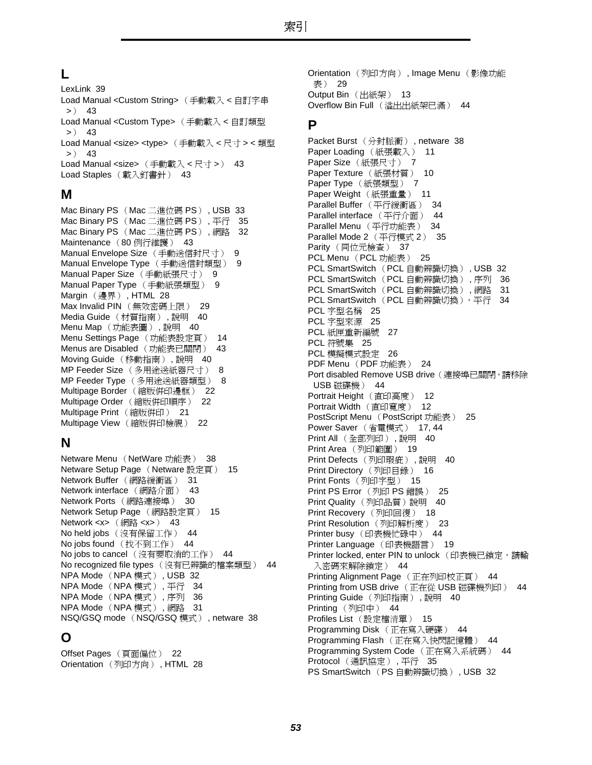## L

LexLink 39
Load Manual <Custom String>（手動載入 < 自訂字串 >） 43
Load Manual <Custom Type>（手動載入 < 自訂類型 >） 43
Load Manual <size> <type>（手動載入 < 尺寸 > < 類型 >） 43
Load Manual <size>（手動載入 < 尺寸 >） 43
Load Staples（載入釘書針） 43

## M

Mac Binary PS（Mac 二進位碼 PS）, USB 33
Mac Binary PS（Mac 二進位碼 PS）, 平行 35
Mac Binary PS（Mac 二進位碼 PS）, 網路 32
Maintenance（80 例行維護） 43
Manual Envelope Size（手動送信封尺寸） 9
Manual Envelope Type（手動送信封類型） 9
Manual Paper Size（手動紙張尺寸） 9
Manual Paper Type（手動紙張類型） 9
Margin（邊界）, HTML 28
Max Invalid PIN（無效密碼上限） 29
Media Guide（材質指南）, 說明 40
Menu Map（功能表圖）, 說明 40
Menu Settings Page（功能表設定頁） 14
Menus are Disabled（功能表已關閉） 43
Moving Guide（移動指南）, 說明 40
MP Feeder Size（多用途送紙器尺寸） 8
MP Feeder Type（多用途送紙器類型） 8
Multipage Border（縮版併印邊框） 22
Multipage Order（縮版併印順序） 22
Multipage Print（縮版併印） 21
Multipage View（縮版併印檢視） 22

## N

Netware Menu（NetWare 功能表） 38
Netware Setup Page（Netware 設定頁） 15
Network Buffer（網路緩衝區） 31
Network interface（網路介面） 43
Network Ports（網路連接埠） 30
Network Setup Page（網路設定頁） 15
Network <x>（網路 <x>） 43
No held jobs（沒有保留工作） 44
No jobs found（找不到工作） 44
No jobs to cancel（沒有要取消的工作） 44
No recognized file types（沒有已辨識的檔案類型） 44
NPA Mode（NPA 模式）, USB 32
NPA Mode（NPA 模式）, 平行 34
NPA Mode（NPA 模式）, 序列 36
NPA Mode（NPA 模式）, 網路 31
NSQ/GSQ mode（NSQ/GSQ 模式）, netware 38

## O

Offset Pages（頁面偏位） 22
Orientation（列印方向）, HTML 28
Orientation（列印方向）, Image Menu（影像功能表） 29
Output Bin（出紙架） 13
Overflow Bin Full（溢出出紙架已滿） 44

## P

Packet Burst（分封脈衝）, netware 38
Paper Loading（紙張載入） 11
Paper Size（紙張尺寸） 7
Paper Texture（紙張材質） 10
Paper Type（紙張類型） 7
Paper Weight（紙張重量） 11
Parallel Buffer（平行緩衝區） 34
Parallel interface（平行介面） 44
Parallel Menu（平行功能表） 34
Parallel Mode 2（平行模式 2） 35
Parity（同位元檢查） 37
PCL Menu（PCL 功能表） 25
PCL SmartSwitch（PCL 自動辨識切換）, USB 32
PCL SmartSwitch（PCL 自動辨識切換）, 序列 36
PCL SmartSwitch（PCL 自動辨識切換）, 網路 31
PCL SmartSwitch（PCL 自動辨識切換）, 平行 34
PCL 字型名稱 25
PCL 字型來源 25
PCL 紙匣重新編號 27
PCL 符號集 25
PCL 模擬模式設定 26
PDF Menu（PDF 功能表） 24
Port disabled Remove USB drive（連接埠已關閉，請移除 USB 磁碟機） 44
Portrait Height（直印高度） 12
Portrait Width（直印寬度） 12
PostScript Menu（PostScript 功能表） 25
Power Saver（省電模式） 17, 44
Print All（全部列印）, 說明 40
Print Area（列印範圍） 19
Print Defects（列印瑕疵）, 說明 40
Print Directory（列印目錄） 16
Print Fonts（列印字型） 15
Print PS Error（列印 PS 錯誤） 25
Print Quality（列印品質）說明 40
Print Recovery（列印回復） 18
Print Resolution（列印解析度） 23
Printer busy（印表機忙碌中） 44
Printer Language（印表機語言） 19
Printer locked, enter PIN to unlock（印表機已鎖定，請輸入密碼來解除鎖定） 44
Printing Alignment Page（正在列印校正頁） 44
Printing from USB drive（正在從 USB 磁碟機列印） 44
Printing Guide（列印指南）, 說明 40
Printing（列印中） 44
Profiles List（設定檔清單） 15
Programming Disk（正在寫入硬碟） 44
Programming Flash（正在寫入快閃記憶體） 44
Programming System Code（正在寫入系統碼） 44
Protocol（通訊協定）, 平行 35
PS SmartSwitch（PS 自動辨識切換）, USB 32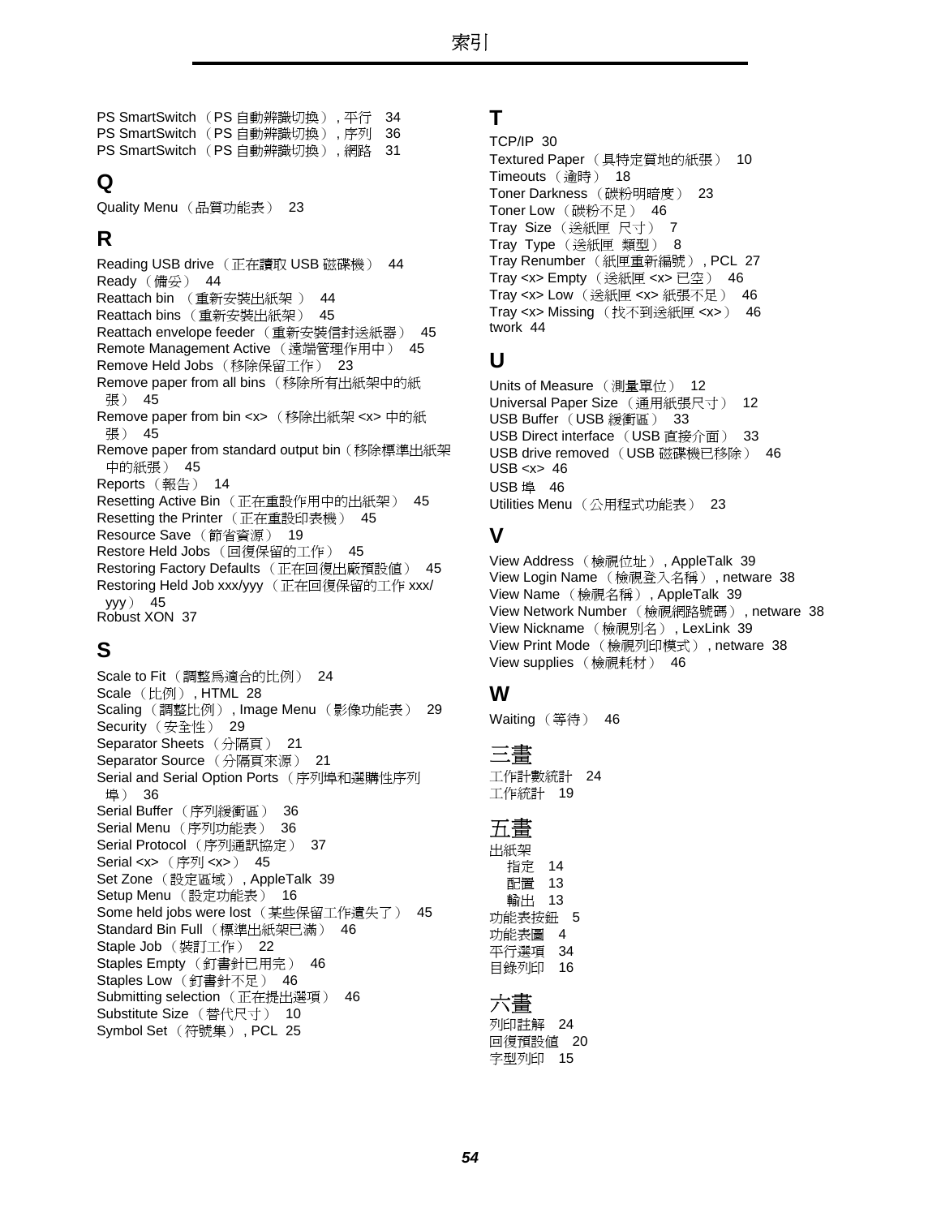PS SmartSwitch（PS 自動辨識切換）, 平行 34
PS SmartSwitch（PS 自動辨識切換）, 序列 36
PS SmartSwitch（PS 自動辨識切換）, 網路 31

## Q

Quality Menu（品質功能表） 23

## R

Reading USB drive（正在讀取 USB 磁碟機） 44
Ready（備妥） 44
Reattach bin（重新安裝出紙架） 44
Reattach bins（重新安裝出紙架） 45
Reattach envelope feeder（重新安裝信封送紙器） 45
Remote Management Active（遠端管理作用中） 45
Remove Held Jobs（移除保留工作） 23
Remove paper from all bins（移除所有出紙架中的紙張） 45
Remove paper from bin <x>（移除出紙架 <x> 中的紙張） 45
Remove paper from standard output bin（移除標準出紙架中的紙張） 45
Reports（報告） 14
Resetting Active Bin（正在重設作用中的出紙架） 45
Resetting the Printer（正在重設印表機） 45
Resource Save（節省資源） 19
Restore Held Jobs（回復保留的工作） 45
Restoring Factory Defaults（正在回復出廠預設值） 45
Restoring Held Job xxx/yyy（正在回復保留的工作 xxx/yyy） 45
Robust XON 37

## S

Scale to Fit（調整爲適合的比例） 24
Scale（比例）, HTML 28
Scaling（調整比例）, Image Menu（影像功能表） 29
Security（安全性） 29
Separator Sheets（分隔頁） 21
Separator Source（分隔頁來源） 21
Serial and Serial Option Ports（序列埠和選購性序列埠） 36
Serial Buffer（序列緩衝區） 36
Serial Menu（序列功能表） 36
Serial Protocol（序列通訊協定） 37
Serial <x>（序列 <x>） 45
Set Zone（設定區域）, AppleTalk 39
Setup Menu（設定功能表） 16
Some held jobs were lost（某些保留工作遺失了） 45
Standard Bin Full（標準出紙架已滿） 46
Staple Job（裝訂工作） 22
Staples Empty（釘書針已用完） 46
Staples Low（釘書針不足） 46
Submitting selection（正在提出選項） 46
Substitute Size（替代尺寸） 10
Symbol Set（符號集）, PCL 25

## T

TCP/IP 30
Textured Paper（具特定質地的紙張） 10
Timeouts（逾時） 18
Toner Darkness（碳粉明暗度） 23
Toner Low（碳粉不足） 46
Tray Size（送紙匣 尺寸） 7
Tray Type（送紙匣 類型） 8
Tray Renumber（紙匣重新編號）, PCL 27
Tray <x> Empty（送紙匣 <x> 已空） 46
Tray <x> Low（送紙匣 <x> 紙張不足） 46
Tray <x> Missing（找不到送紙匣 <x>） 46
twork 44

## U

Units of Measure（測量單位） 12
Universal Paper Size（通用紙張尺寸） 12
USB Buffer（USB 緩衝區） 33
USB Direct interface（USB 直接介面） 33
USB drive removed（USB 磁碟機已移除） 46
USB <x> 46
USB 埠 46
Utilities Menu（公用程式功能表） 23

## V

View Address（檢視位址）, AppleTalk 39
View Login Name（檢視登入名稱）, netware 38
View Name（檢視名稱）, AppleTalk 39
View Network Number（檢視網路號碼）, netware 38
View Nickname（檢視別名）, LexLink 39
View Print Mode（檢視列印模式）, netware 38
View supplies（檢視耗材） 46

## W

Waiting（等待） 46

## 三畫

工作計數統計 24
工作統計 19

## 五畫

出紙架
- 指定 14
- 配置 13
- 輸出 13

功能表按鈕 5
功能表圖 4
平行選項 34
目錄列印 16

## 六畫

列印註解 24
回復預設值 20
字型列印 15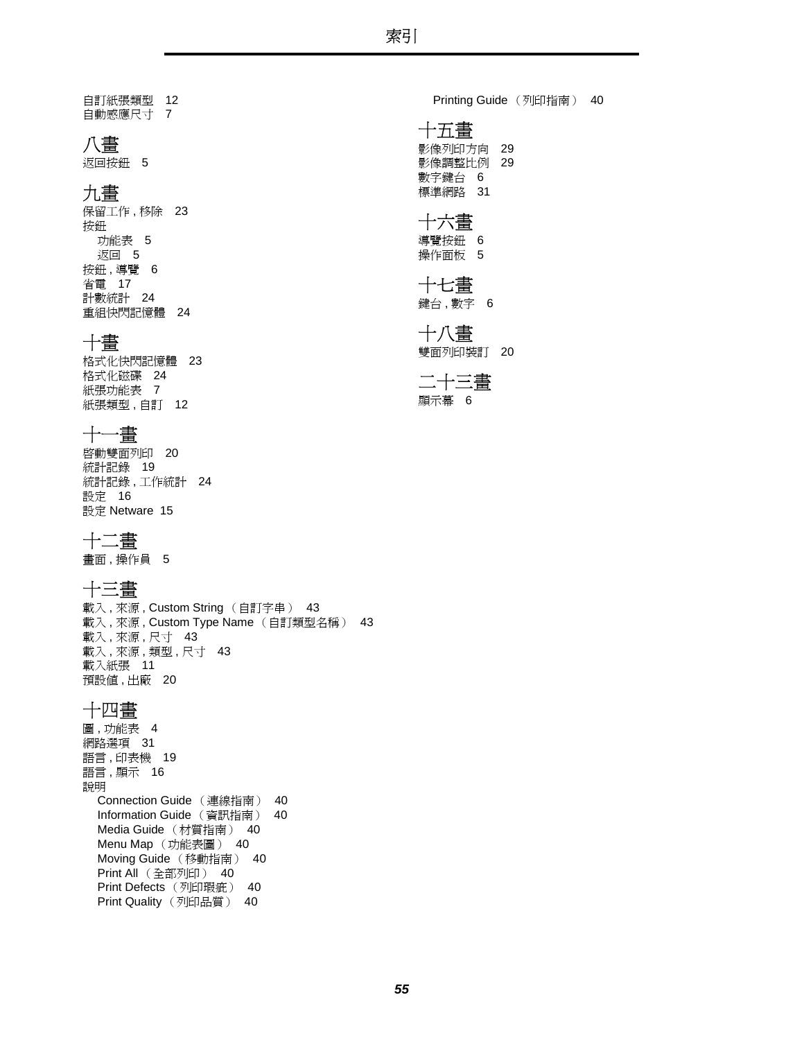自訂紙張類型　12
自動感應尺寸　7

## 八畫

返回按鈕　5

## 九畫

保留工作 , 移除　23
按鈕
　功能表　5
　返回　5
按鈕 , 導覽　6
省電　17
計數統計　24
重組快閃記憶體　24

## 十畫

格式化快閃記憶體　23
格式化磁碟　24
紙張功能表　7
紙張類型 , 自訂　12

## 十一畫

啓動雙面列印　20
統計記錄　19
統計記錄 , 工作統計　24
設定　16
設定 Netware　15

## 十二畫

畫面 , 操作員　5

## 十三畫

載入 , 來源 , Custom String （自訂字串）　43
載入 , 來源 , Custom Type Name （自訂類型名稱）　43
載入 , 來源 , 尺寸　43
載入 , 來源 , 類型 , 尺寸　43
載入紙張　11
預設值 , 出廠　20

## 十四畫

圖 , 功能表　4
網路選項　31
語言 , 印表機　19
語言 , 顯示　16
說明
　Connection Guide （連線指南）　40
　Information Guide （資訊指南）　40
　Media Guide （材質指南）　40
　Menu Map （功能表圖）　40
　Moving Guide （移動指南）　40
　Print All （全部列印）　40
　Print Defects （列印瑕疵）　40
　Print Quality （列印品質）　40
　Printing Guide （列印指南）　40

## 十五畫

影像列印方向　29
影像調整比例　29
數字鍵台　6
標準網路　31

## 十六畫

導覽按鈕　6
操作面板　5

## 十七畫

鍵台 , 數字　6

## 十八畫

雙面列印裝訂　20

## 二十三畫

顯示幕　6